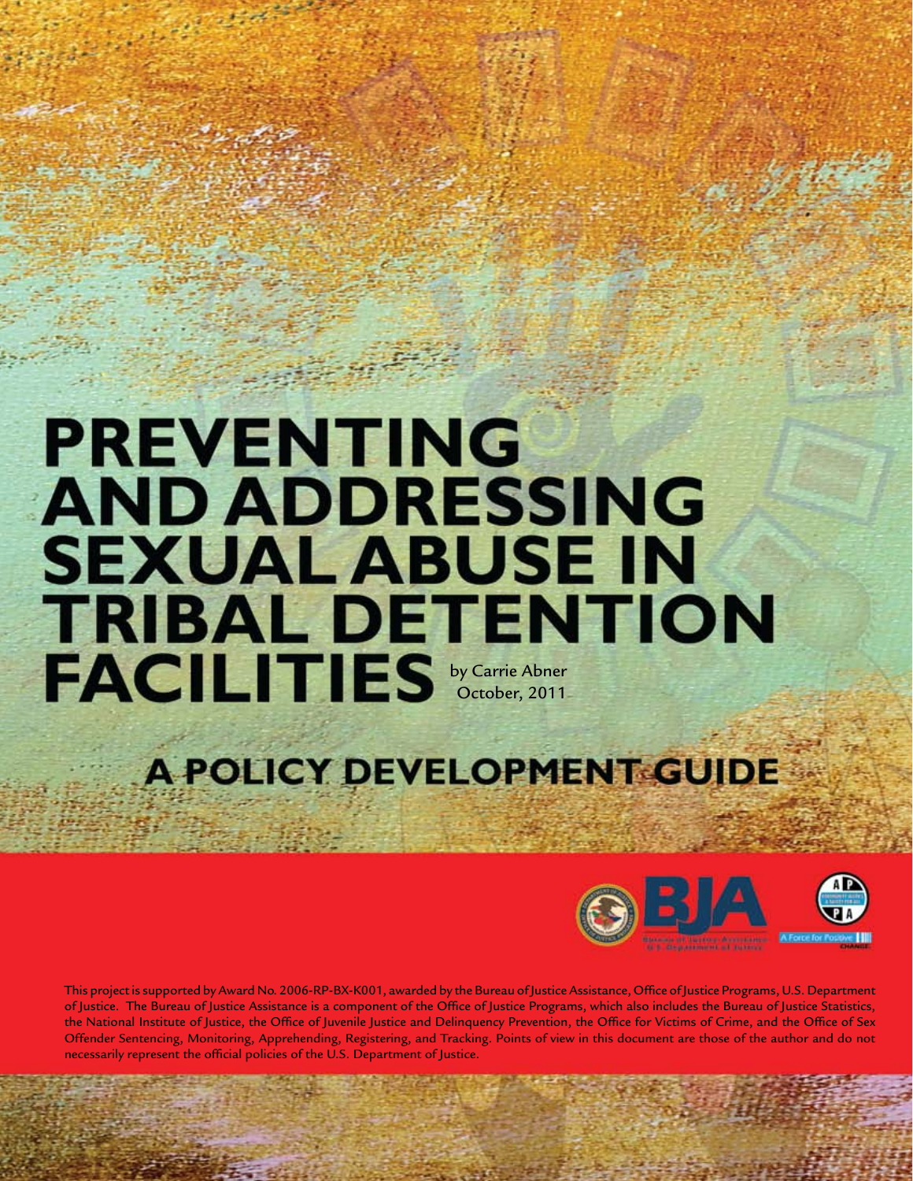# PREVENTING AND ADDRESSING SEXUAL ABUSE IN TRIBAL DETENTION FACILITIES

by Carrie Abner
October, 2011

## A POLICY DEVELOPMENT GUIDE

This project is supported by Award No. 2006-RP-BX-K001, awarded by the Bureau of Justice Assistance, Office of Justice Programs, U.S. Department of Justice. The Bureau of Justice Assistance is a component of the Office of Justice Programs, which also includes the Bureau of Justice Statistics, the National Institute of Justice, the Office of Juvenile Justice and Delinquency Prevention, the Office for Victims of Crime, and the Office of Sex Offender Sentencing, Monitoring, Apprehending, Registering, and Tracking. Points of view in this document are those of the author and do not necessarily represent the official policies of the U.S. Department of Justice.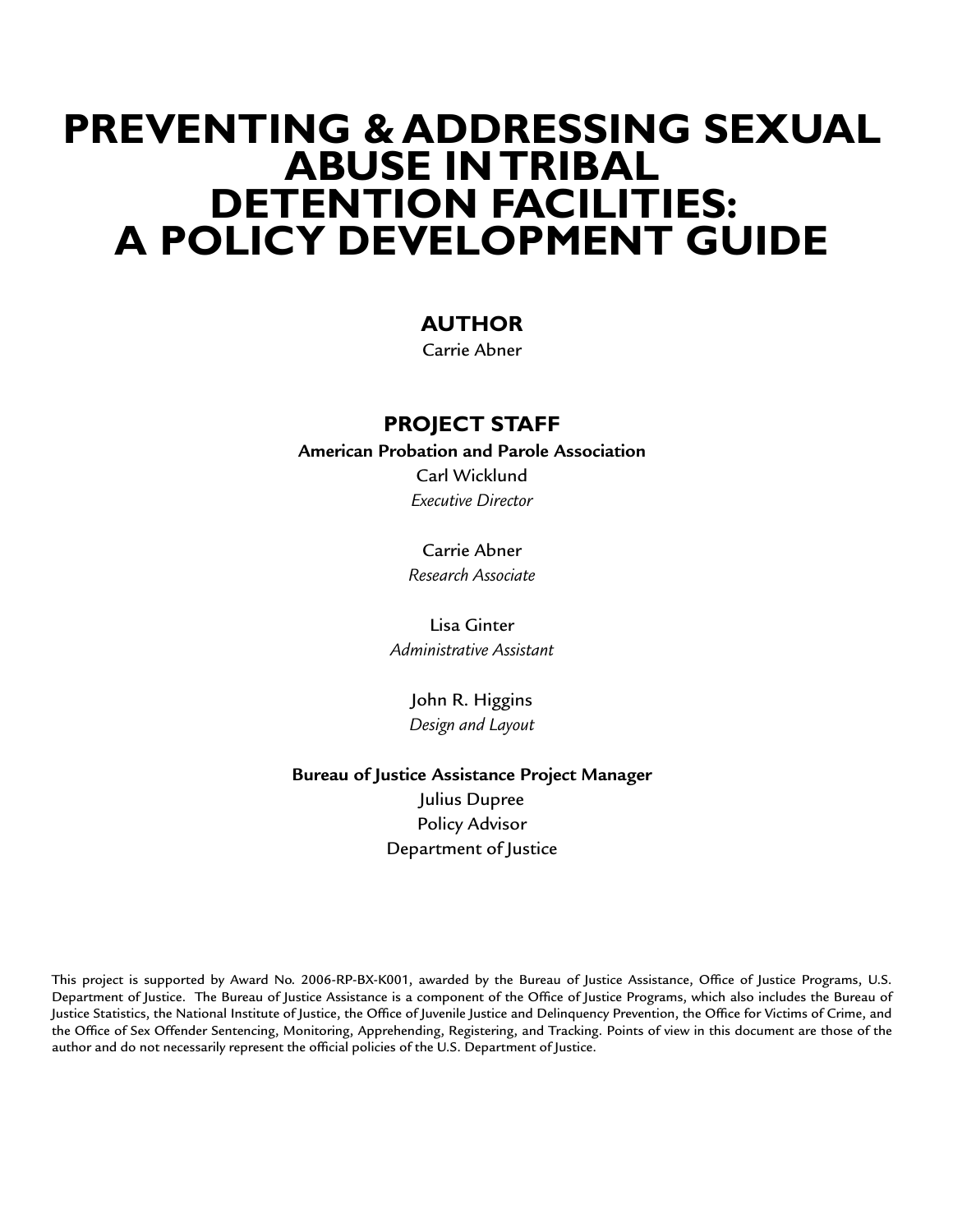# PREVENTING & ADDRESSING SEXUAL ABUSE IN TRIBAL DETENTION FACILITIES: A POLICY DEVELOPMENT GUIDE

## AUTHOR

Carrie Abner

## PROJECT STAFF

**American Probation and Parole Association**

Carl Wicklund
*Executive Director*

Carrie Abner
*Research Associate*

Lisa Ginter
*Administrative Assistant*

John R. Higgins
*Design and Layout*

**Bureau of Justice Assistance Project Manager**

Julius Dupree
Policy Advisor
Department of Justice

This project is supported by Award No. 2006-RP-BX-K001, awarded by the Bureau of Justice Assistance, Office of Justice Programs, U.S. Department of Justice. The Bureau of Justice Assistance is a component of the Office of Justice Programs, which also includes the Bureau of Justice Statistics, the National Institute of Justice, the Office of Juvenile Justice and Delinquency Prevention, the Office for Victims of Crime, and the Office of Sex Offender Sentencing, Monitoring, Apprehending, Registering, and Tracking. Points of view in this document are those of the author and do not necessarily represent the official policies of the U.S. Department of Justice.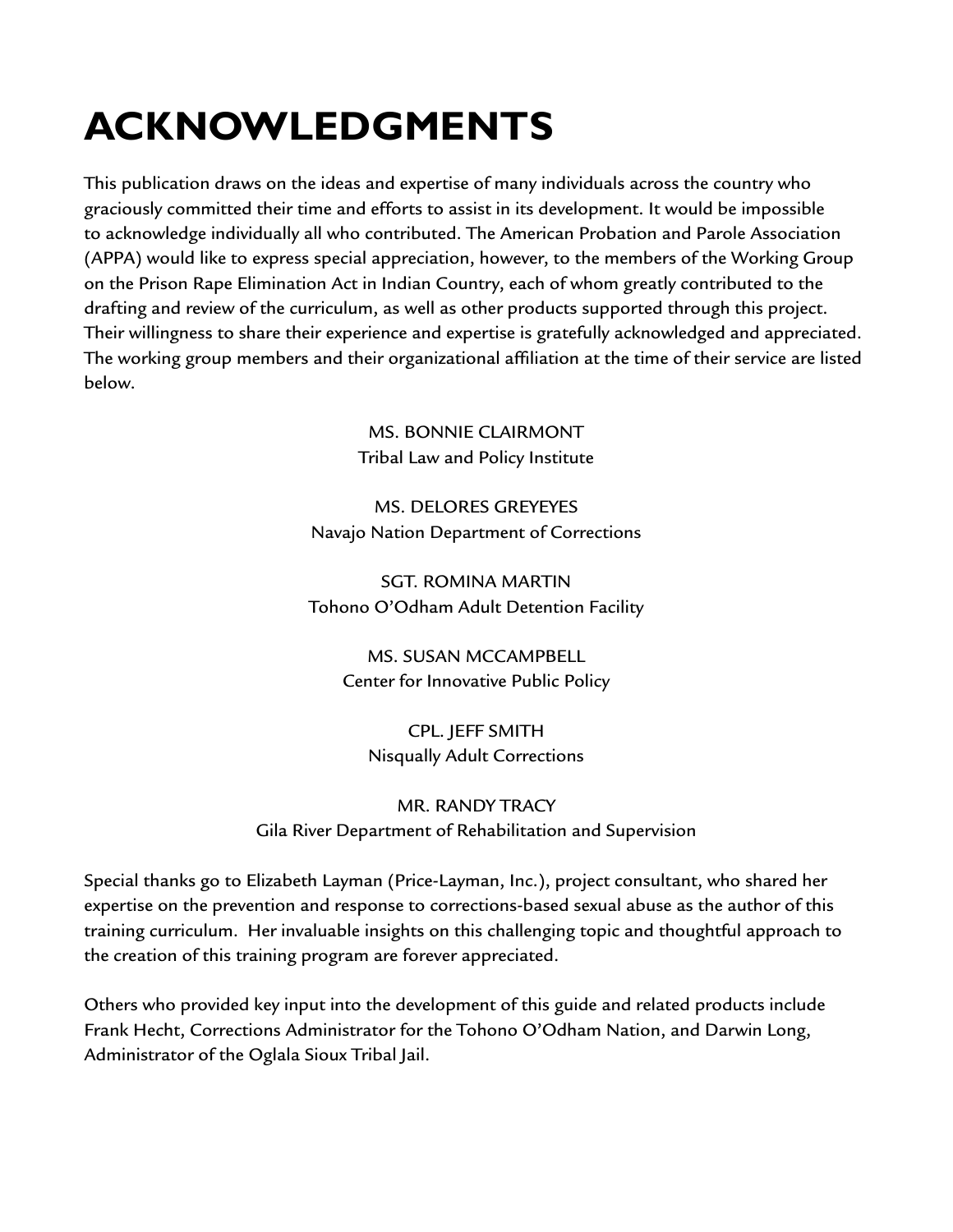# ACKNOWLEDGMENTS

This publication draws on the ideas and expertise of many individuals across the country who graciously committed their time and efforts to assist in its development. It would be impossible to acknowledge individually all who contributed. The American Probation and Parole Association (APPA) would like to express special appreciation, however, to the members of the Working Group on the Prison Rape Elimination Act in Indian Country, each of whom greatly contributed to the drafting and review of the curriculum, as well as other products supported through this project. Their willingness to share their experience and expertise is gratefully acknowledged and appreciated. The working group members and their organizational affiliation at the time of their service are listed below.

MS. BONNIE CLAIRMONT
Tribal Law and Policy Institute

MS. DELORES GREYEYES
Navajo Nation Department of Corrections

SGT. ROMINA MARTIN
Tohono O'Odham Adult Detention Facility

MS. SUSAN MCCAMPBELL
Center for Innovative Public Policy

CPL. JEFF SMITH
Nisqually Adult Corrections

MR. RANDY TRACY
Gila River Department of Rehabilitation and Supervision

Special thanks go to Elizabeth Layman (Price-Layman, Inc.), project consultant, who shared her expertise on the prevention and response to corrections-based sexual abuse as the author of this training curriculum. Her invaluable insights on this challenging topic and thoughtful approach to the creation of this training program are forever appreciated.

Others who provided key input into the development of this guide and related products include Frank Hecht, Corrections Administrator for the Tohono O'Odham Nation, and Darwin Long, Administrator of the Oglala Sioux Tribal Jail.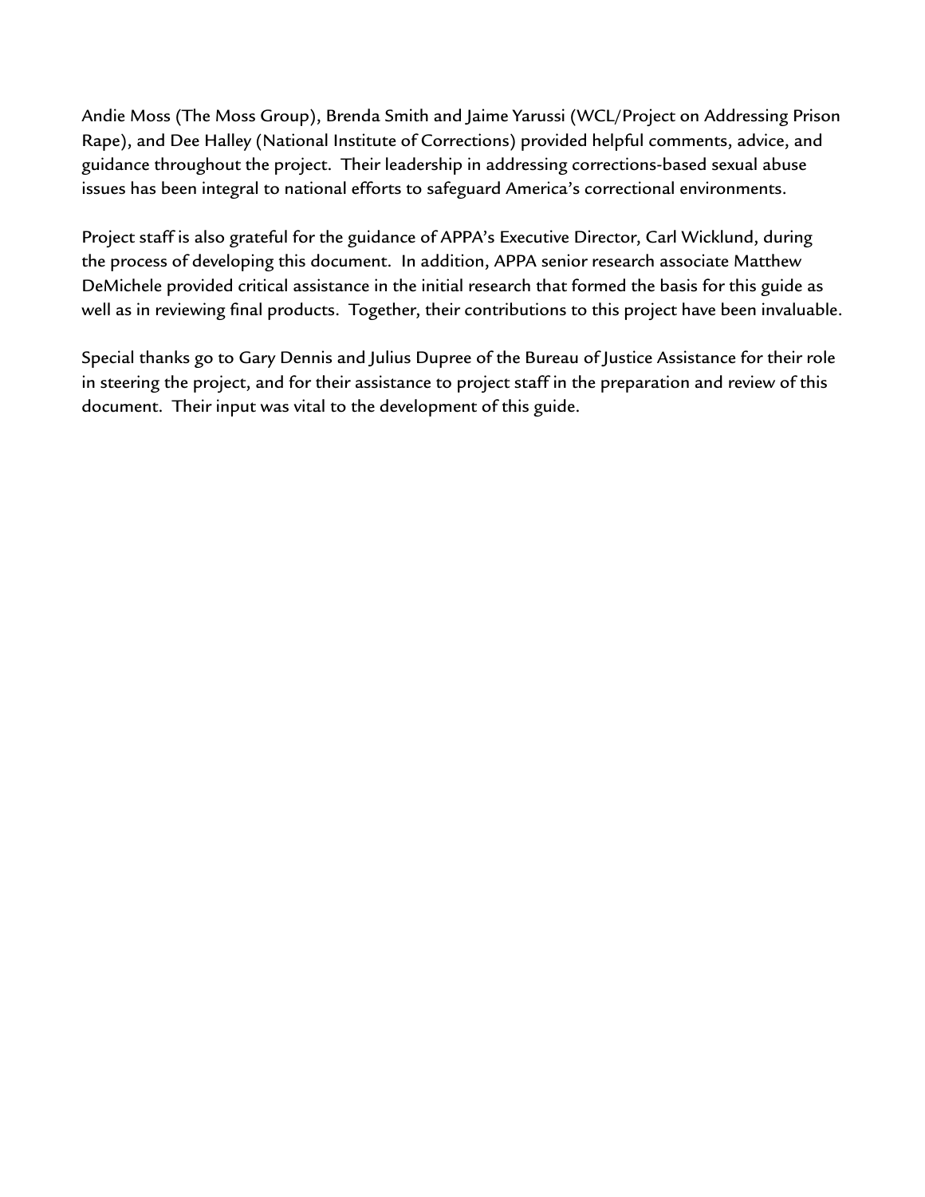Andie Moss (The Moss Group), Brenda Smith and Jaime Yarussi (WCL/Project on Addressing Prison Rape), and Dee Halley (National Institute of Corrections) provided helpful comments, advice, and guidance throughout the project. Their leadership in addressing corrections-based sexual abuse issues has been integral to national efforts to safeguard America's correctional environments.

Project staff is also grateful for the guidance of APPA's Executive Director, Carl Wicklund, during the process of developing this document. In addition, APPA senior research associate Matthew DeMichele provided critical assistance in the initial research that formed the basis for this guide as well as in reviewing final products. Together, their contributions to this project have been invaluable.

Special thanks go to Gary Dennis and Julius Dupree of the Bureau of Justice Assistance for their role in steering the project, and for their assistance to project staff in the preparation and review of this document. Their input was vital to the development of this guide.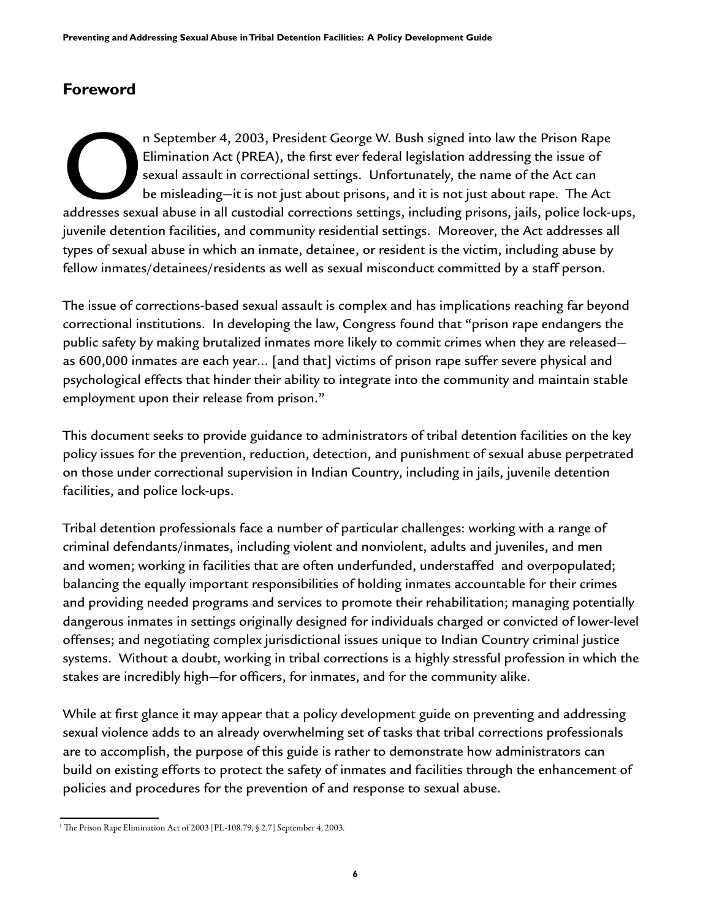## Foreword

On September 4, 2003, President George W. Bush signed into law the Prison Rape Elimination Act (PREA), the first ever federal legislation addressing the issue of sexual assault in correctional settings. Unfortunately, the name of the Act can be misleading—it is not just about prisons, and it is not just about rape. The Act addresses sexual abuse in all custodial corrections settings, including prisons, jails, police lock-ups, juvenile detention facilities, and community residential settings. Moreover, the Act addresses all types of sexual abuse in which an inmate, detainee, or resident is the victim, including abuse by fellow inmates/detainees/residents as well as sexual misconduct committed by a staff person.

The issue of corrections-based sexual assault is complex and has implications reaching far beyond correctional institutions. In developing the law, Congress found that "prison rape endangers the public safety by making brutalized inmates more likely to commit crimes when they are released—as 600,000 inmates are each year... [and that] victims of prison rape suffer severe physical and psychological effects that hinder their ability to integrate into the community and maintain stable employment upon their release from prison."

This document seeks to provide guidance to administrators of tribal detention facilities on the key policy issues for the prevention, reduction, detection, and punishment of sexual abuse perpetrated on those under correctional supervision in Indian Country, including in jails, juvenile detention facilities, and police lock-ups.

Tribal detention professionals face a number of particular challenges: working with a range of criminal defendants/inmates, including violent and nonviolent, adults and juveniles, and men and women; working in facilities that are often underfunded, understaffed and overpopulated; balancing the equally important responsibilities of holding inmates accountable for their crimes and providing needed programs and services to promote their rehabilitation; managing potentially dangerous inmates in settings originally designed for individuals charged or convicted of lower-level offenses; and negotiating complex jurisdictional issues unique to Indian Country criminal justice systems. Without a doubt, working in tribal corrections is a highly stressful profession in which the stakes are incredibly high—for officers, for inmates, and for the community alike.

While at first glance it may appear that a policy development guide on preventing and addressing sexual violence adds to an already overwhelming set of tasks that tribal corrections professionals are to accomplish, the purpose of this guide is rather to demonstrate how administrators can build on existing efforts to protect the safety of inmates and facilities through the enhancement of policies and procedures for the prevention of and response to sexual abuse.

---

[1] The Prison Rape Elimination Act of 2003 [PL-108.79, § 2.7] September 4, 2003.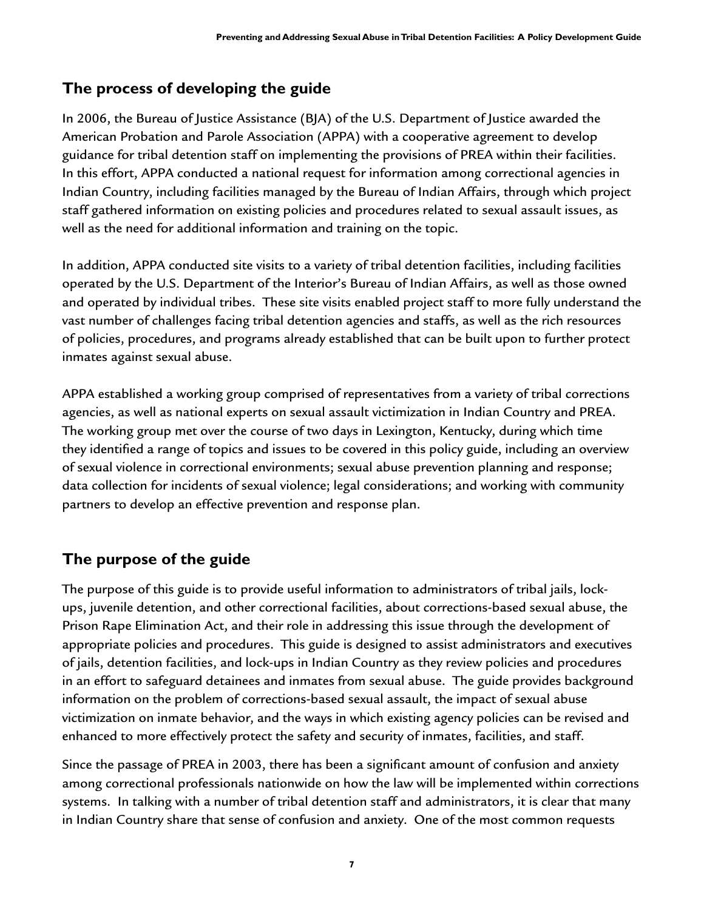## The process of developing the guide

In 2006, the Bureau of Justice Assistance (BJA) of the U.S. Department of Justice awarded the American Probation and Parole Association (APPA) with a cooperative agreement to develop guidance for tribal detention staff on implementing the provisions of PREA within their facilities. In this effort, APPA conducted a national request for information among correctional agencies in Indian Country, including facilities managed by the Bureau of Indian Affairs, through which project staff gathered information on existing policies and procedures related to sexual assault issues, as well as the need for additional information and training on the topic.

In addition, APPA conducted site visits to a variety of tribal detention facilities, including facilities operated by the U.S. Department of the Interior's Bureau of Indian Affairs, as well as those owned and operated by individual tribes. These site visits enabled project staff to more fully understand the vast number of challenges facing tribal detention agencies and staffs, as well as the rich resources of policies, procedures, and programs already established that can be built upon to further protect inmates against sexual abuse.

APPA established a working group comprised of representatives from a variety of tribal corrections agencies, as well as national experts on sexual assault victimization in Indian Country and PREA. The working group met over the course of two days in Lexington, Kentucky, during which time they identified a range of topics and issues to be covered in this policy guide, including an overview of sexual violence in correctional environments; sexual abuse prevention planning and response; data collection for incidents of sexual violence; legal considerations; and working with community partners to develop an effective prevention and response plan.

## The purpose of the guide

The purpose of this guide is to provide useful information to administrators of tribal jails, lock-ups, juvenile detention, and other correctional facilities, about corrections-based sexual abuse, the Prison Rape Elimination Act, and their role in addressing this issue through the development of appropriate policies and procedures. This guide is designed to assist administrators and executives of jails, detention facilities, and lock-ups in Indian Country as they review policies and procedures in an effort to safeguard detainees and inmates from sexual abuse. The guide provides background information on the problem of corrections-based sexual assault, the impact of sexual abuse victimization on inmate behavior, and the ways in which existing agency policies can be revised and enhanced to more effectively protect the safety and security of inmates, facilities, and staff.

Since the passage of PREA in 2003, there has been a significant amount of confusion and anxiety among correctional professionals nationwide on how the law will be implemented within corrections systems. In talking with a number of tribal detention staff and administrators, it is clear that many in Indian Country share that sense of confusion and anxiety. One of the most common requests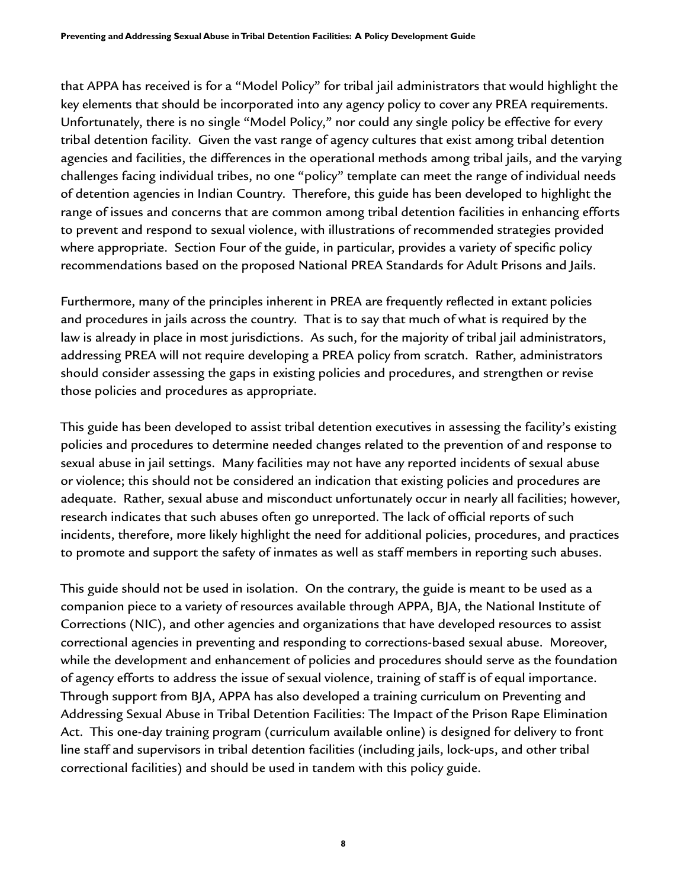that APPA has received is for a "Model Policy" for tribal jail administrators that would highlight the key elements that should be incorporated into any agency policy to cover any PREA requirements. Unfortunately, there is no single "Model Policy," nor could any single policy be effective for every tribal detention facility. Given the vast range of agency cultures that exist among tribal detention agencies and facilities, the differences in the operational methods among tribal jails, and the varying challenges facing individual tribes, no one "policy" template can meet the range of individual needs of detention agencies in Indian Country. Therefore, this guide has been developed to highlight the range of issues and concerns that are common among tribal detention facilities in enhancing efforts to prevent and respond to sexual violence, with illustrations of recommended strategies provided where appropriate. Section Four of the guide, in particular, provides a variety of specific policy recommendations based on the proposed National PREA Standards for Adult Prisons and Jails.

Furthermore, many of the principles inherent in PREA are frequently reflected in extant policies and procedures in jails across the country. That is to say that much of what is required by the law is already in place in most jurisdictions. As such, for the majority of tribal jail administrators, addressing PREA will not require developing a PREA policy from scratch. Rather, administrators should consider assessing the gaps in existing policies and procedures, and strengthen or revise those policies and procedures as appropriate.

This guide has been developed to assist tribal detention executives in assessing the facility's existing policies and procedures to determine needed changes related to the prevention of and response to sexual abuse in jail settings. Many facilities may not have any reported incidents of sexual abuse or violence; this should not be considered an indication that existing policies and procedures are adequate. Rather, sexual abuse and misconduct unfortunately occur in nearly all facilities; however, research indicates that such abuses often go unreported. The lack of official reports of such incidents, therefore, more likely highlight the need for additional policies, procedures, and practices to promote and support the safety of inmates as well as staff members in reporting such abuses.

This guide should not be used in isolation. On the contrary, the guide is meant to be used as a companion piece to a variety of resources available through APPA, BJA, the National Institute of Corrections (NIC), and other agencies and organizations that have developed resources to assist correctional agencies in preventing and responding to corrections-based sexual abuse. Moreover, while the development and enhancement of policies and procedures should serve as the foundation of agency efforts to address the issue of sexual violence, training of staff is of equal importance. Through support from BJA, APPA has also developed a training curriculum on Preventing and Addressing Sexual Abuse in Tribal Detention Facilities: The Impact of the Prison Rape Elimination Act. This one-day training program (curriculum available online) is designed for delivery to front line staff and supervisors in tribal detention facilities (including jails, lock-ups, and other tribal correctional facilities) and should be used in tandem with this policy guide.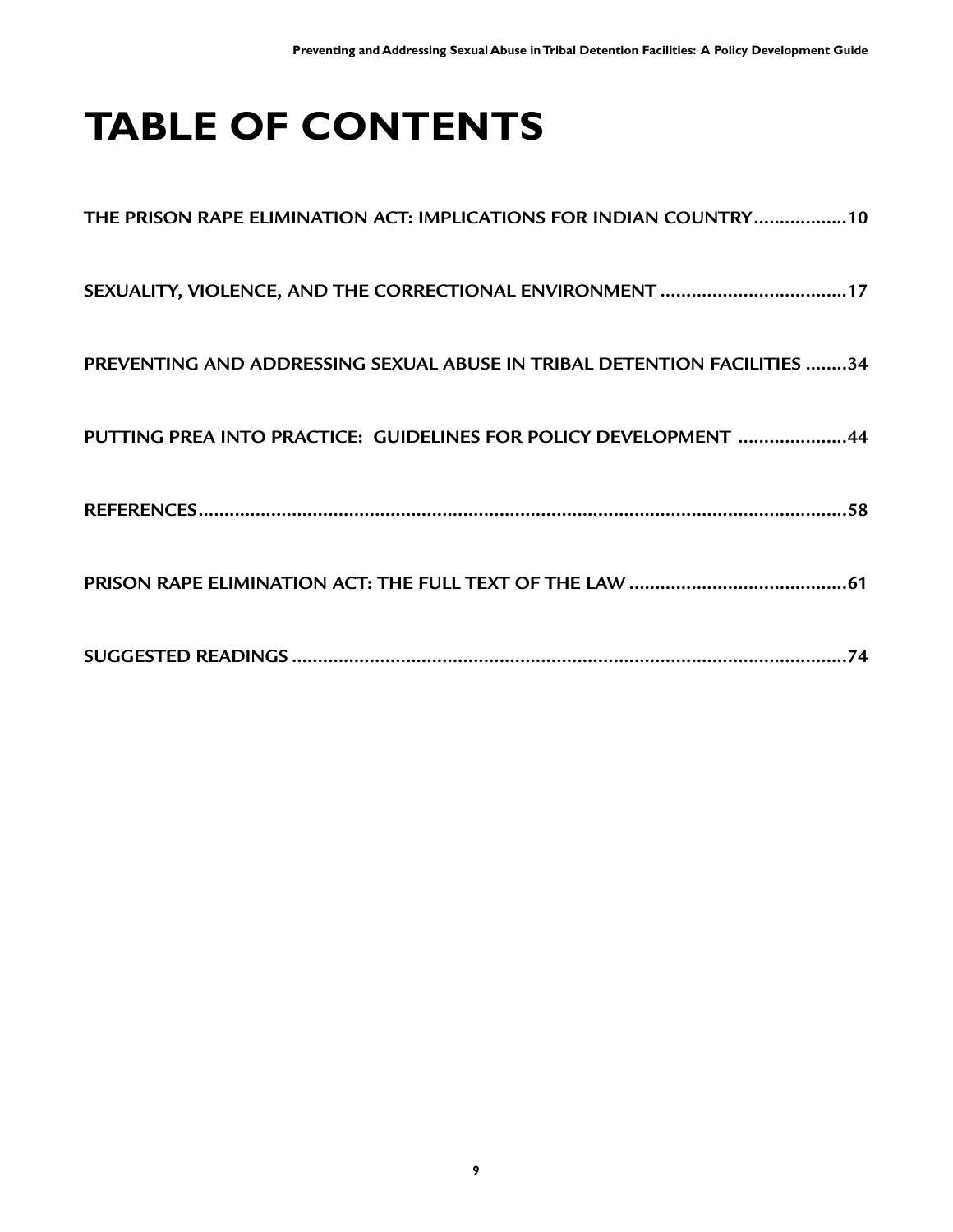# TABLE OF CONTENTS

THE PRISON RAPE ELIMINATION ACT: IMPLICATIONS FOR INDIAN COUNTRY..................10

SEXUALITY, VIOLENCE, AND THE CORRECTIONAL ENVIRONMENT ....................................17

PREVENTING AND ADDRESSING SEXUAL ABUSE IN TRIBAL DETENTION FACILITIES ........34

PUTTING PREA INTO PRACTICE: GUIDELINES FOR POLICY DEVELOPMENT .....................44

REFERENCES..............................................................................................................58

PRISON RAPE ELIMINATION ACT: THE FULL TEXT OF THE LAW ..........................................61

SUGGESTED READINGS ..........................................................................................74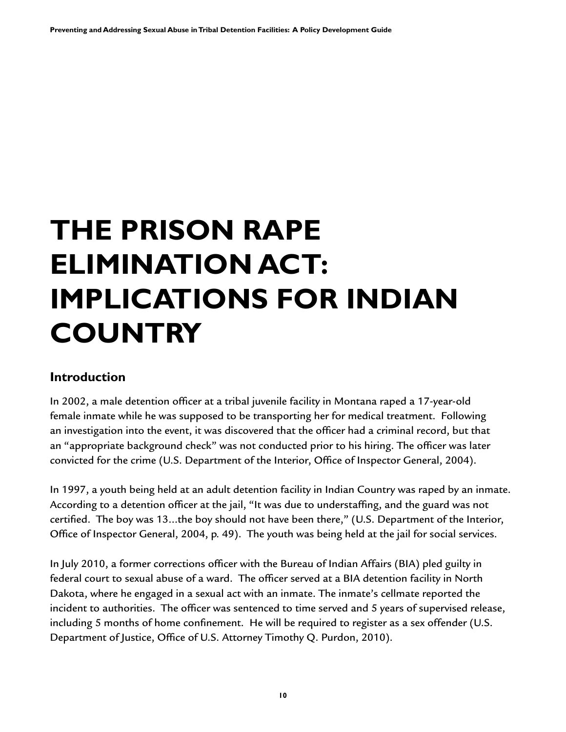# THE PRISON RAPE ELIMINATION ACT: IMPLICATIONS FOR INDIAN COUNTRY

## Introduction

In 2002, a male detention officer at a tribal juvenile facility in Montana raped a 17-year-old female inmate while he was supposed to be transporting her for medical treatment. Following an investigation into the event, it was discovered that the officer had a criminal record, but that an "appropriate background check" was not conducted prior to his hiring. The officer was later convicted for the crime (U.S. Department of the Interior, Office of Inspector General, 2004).

In 1997, a youth being held at an adult detention facility in Indian Country was raped by an inmate. According to a detention officer at the jail, "It was due to understaffing, and the guard was not certified. The boy was 13...the boy should not have been there," (U.S. Department of the Interior, Office of Inspector General, 2004, p. 49). The youth was being held at the jail for social services.

In July 2010, a former corrections officer with the Bureau of Indian Affairs (BIA) pled guilty in federal court to sexual abuse of a ward. The officer served at a BIA detention facility in North Dakota, where he engaged in a sexual act with an inmate. The inmate's cellmate reported the incident to authorities. The officer was sentenced to time served and 5 years of supervised release, including 5 months of home confinement. He will be required to register as a sex offender (U.S. Department of Justice, Office of U.S. Attorney Timothy Q. Purdon, 2010).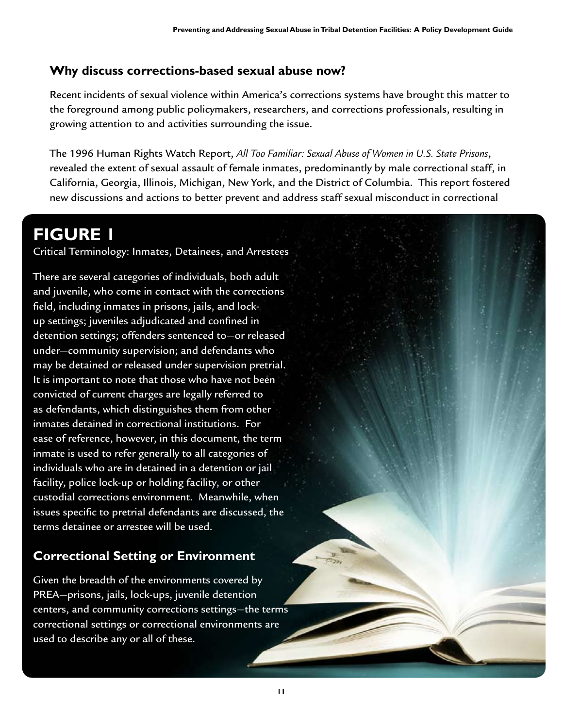## Why discuss corrections-based sexual abuse now?

Recent incidents of sexual violence within America's corrections systems have brought this matter to the foreground among public policymakers, researchers, and corrections professionals, resulting in growing attention to and activities surrounding the issue.

The 1996 Human Rights Watch Report, *All Too Familiar: Sexual Abuse of Women in U.S. State Prisons*, revealed the extent of sexual assault of female inmates, predominantly by male correctional staff, in California, Georgia, Illinois, Michigan, New York, and the District of Columbia. This report fostered new discussions and actions to better prevent and address staff sexual misconduct in correctional

# FIGURE 1

Critical Terminology: Inmates, Detainees, and Arrestees

There are several categories of individuals, both adult and juvenile, who come in contact with the corrections field, including inmates in prisons, jails, and lock-up settings; juveniles adjudicated and confined in detention settings; offenders sentenced to—or released under—community supervision; and defendants who may be detained or released under supervision pretrial. It is important to note that those who have not been convicted of current charges are legally referred to as defendants, which distinguishes them from other inmates detained in correctional institutions. For ease of reference, however, in this document, the term inmate is used to refer generally to all categories of individuals who are in detained in a detention or jail facility, police lock-up or holding facility, or other custodial corrections environment. Meanwhile, when issues specific to pretrial defendants are discussed, the terms detainee or arrestee will be used.

## Correctional Setting or Environment

Given the breadth of the environments covered by PREA—prisons, jails, lock-ups, juvenile detention centers, and community corrections settings—the terms correctional settings or correctional environments are used to describe any or all of these.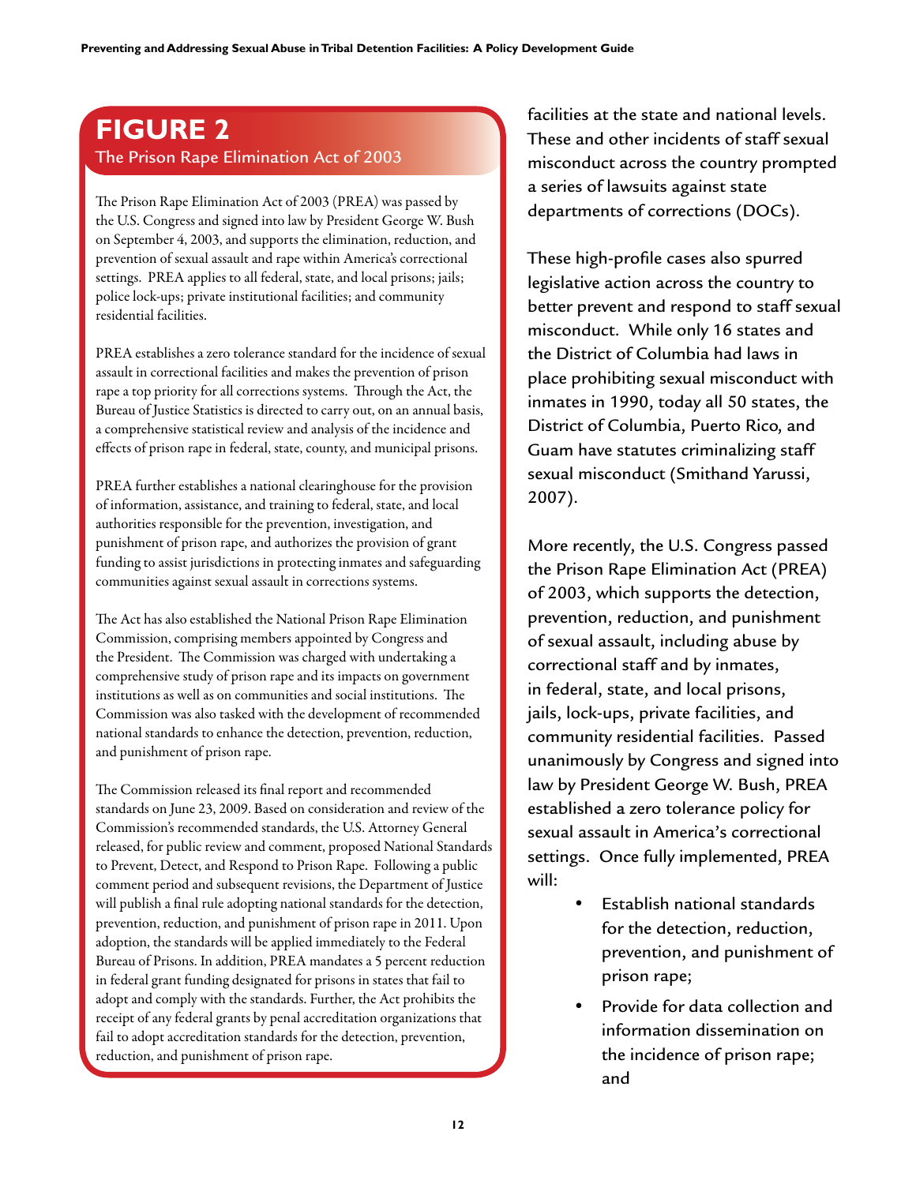## FIGURE 2

### The Prison Rape Elimination Act of 2003

The Prison Rape Elimination Act of 2003 (PREA) was passed by the U.S. Congress and signed into law by President George W. Bush on September 4, 2003, and supports the elimination, reduction, and prevention of sexual assault and rape within America's correctional settings. PREA applies to all federal, state, and local prisons; jails; police lock-ups; private institutional facilities; and community residential facilities.

PREA establishes a zero tolerance standard for the incidence of sexual assault in correctional facilities and makes the prevention of prison rape a top priority for all corrections systems. Through the Act, the Bureau of Justice Statistics is directed to carry out, on an annual basis, a comprehensive statistical review and analysis of the incidence and effects of prison rape in federal, state, county, and municipal prisons.

PREA further establishes a national clearinghouse for the provision of information, assistance, and training to federal, state, and local authorities responsible for the prevention, investigation, and punishment of prison rape, and authorizes the provision of grant funding to assist jurisdictions in protecting inmates and safeguarding communities against sexual assault in corrections systems.

The Act has also established the National Prison Rape Elimination Commission, comprising members appointed by Congress and the President. The Commission was charged with undertaking a comprehensive study of prison rape and its impacts on government institutions as well as on communities and social institutions. The Commission was also tasked with the development of recommended national standards to enhance the detection, prevention, reduction, and punishment of prison rape.

The Commission released its final report and recommended standards on June 23, 2009. Based on consideration and review of the Commission's recommended standards, the U.S. Attorney General released, for public review and comment, proposed National Standards to Prevent, Detect, and Respond to Prison Rape. Following a public comment period and subsequent revisions, the Department of Justice will publish a final rule adopting national standards for the detection, prevention, reduction, and punishment of prison rape in 2011. Upon adoption, the standards will be applied immediately to the Federal Bureau of Prisons. In addition, PREA mandates a 5 percent reduction in federal grant funding designated for prisons in states that fail to adopt and comply with the standards. Further, the Act prohibits the receipt of any federal grants by penal accreditation organizations that fail to adopt accreditation standards for the detection, prevention, reduction, and punishment of prison rape.

---

facilities at the state and national levels. These and other incidents of staff sexual misconduct across the country prompted a series of lawsuits against state departments of corrections (DOCs).

These high-profile cases also spurred legislative action across the country to better prevent and respond to staff sexual misconduct. While only 16 states and the District of Columbia had laws in place prohibiting sexual misconduct with inmates in 1990, today all 50 states, the District of Columbia, Puerto Rico, and Guam have statutes criminalizing staff sexual misconduct (Smithand Yarussi, 2007).

More recently, the U.S. Congress passed the Prison Rape Elimination Act (PREA) of 2003, which supports the detection, prevention, reduction, and punishment of sexual assault, including abuse by correctional staff and by inmates, in federal, state, and local prisons, jails, lock-ups, private facilities, and community residential facilities. Passed unanimously by Congress and signed into law by President George W. Bush, PREA established a zero tolerance policy for sexual assault in America's correctional settings. Once fully implemented, PREA will:

- Establish national standards for the detection, reduction, prevention, and punishment of prison rape;
- Provide for data collection and information dissemination on the incidence of prison rape; and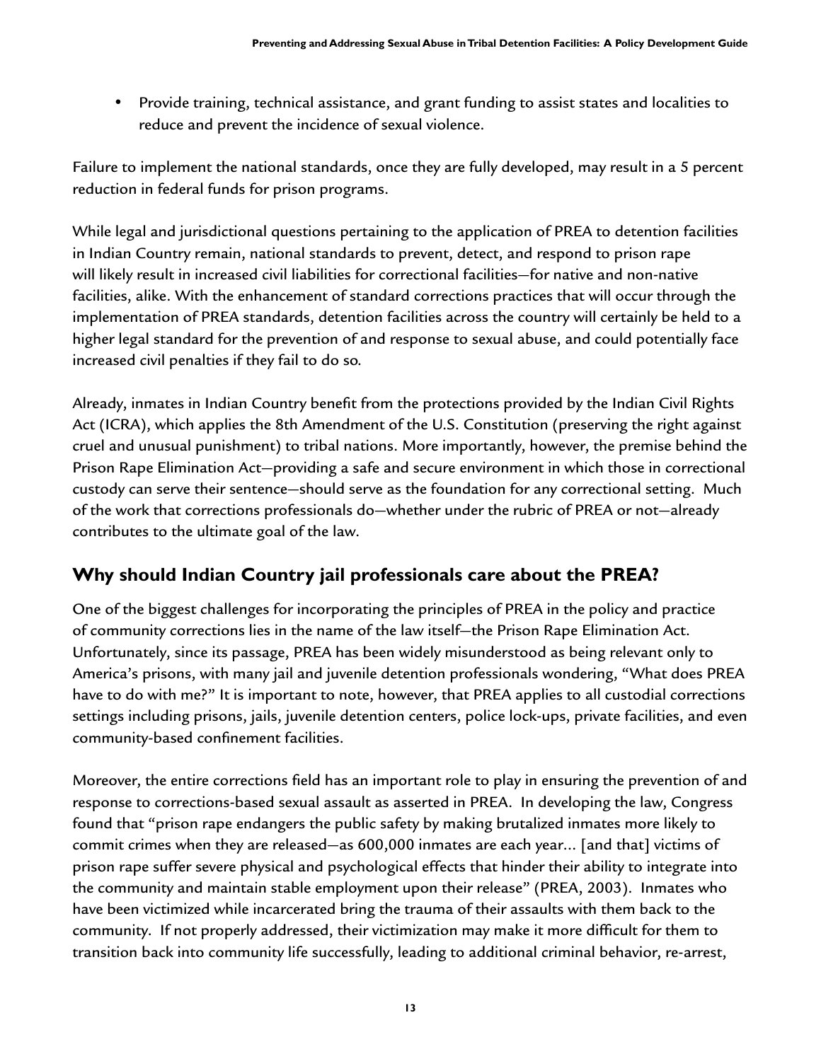- Provide training, technical assistance, and grant funding to assist states and localities to reduce and prevent the incidence of sexual violence.

Failure to implement the national standards, once they are fully developed, may result in a 5 percent reduction in federal funds for prison programs.

While legal and jurisdictional questions pertaining to the application of PREA to detention facilities in Indian Country remain, national standards to prevent, detect, and respond to prison rape will likely result in increased civil liabilities for correctional facilities—for native and non-native facilities, alike. With the enhancement of standard corrections practices that will occur through the implementation of PREA standards, detention facilities across the country will certainly be held to a higher legal standard for the prevention of and response to sexual abuse, and could potentially face increased civil penalties if they fail to do so.

Already, inmates in Indian Country benefit from the protections provided by the Indian Civil Rights Act (ICRA), which applies the 8th Amendment of the U.S. Constitution (preserving the right against cruel and unusual punishment) to tribal nations. More importantly, however, the premise behind the Prison Rape Elimination Act—providing a safe and secure environment in which those in correctional custody can serve their sentence—should serve as the foundation for any correctional setting. Much of the work that corrections professionals do—whether under the rubric of PREA or not—already contributes to the ultimate goal of the law.

## Why should Indian Country jail professionals care about the PREA?

One of the biggest challenges for incorporating the principles of PREA in the policy and practice of community corrections lies in the name of the law itself—the Prison Rape Elimination Act. Unfortunately, since its passage, PREA has been widely misunderstood as being relevant only to America's prisons, with many jail and juvenile detention professionals wondering, "What does PREA have to do with me?" It is important to note, however, that PREA applies to all custodial corrections settings including prisons, jails, juvenile detention centers, police lock-ups, private facilities, and even community-based confinement facilities.

Moreover, the entire corrections field has an important role to play in ensuring the prevention of and response to corrections-based sexual assault as asserted in PREA. In developing the law, Congress found that "prison rape endangers the public safety by making brutalized inmates more likely to commit crimes when they are released—as 600,000 inmates are each year... [and that] victims of prison rape suffer severe physical and psychological effects that hinder their ability to integrate into the community and maintain stable employment upon their release" (PREA, 2003). Inmates who have been victimized while incarcerated bring the trauma of their assaults with them back to the community. If not properly addressed, their victimization may make it more difficult for them to transition back into community life successfully, leading to additional criminal behavior, re-arrest,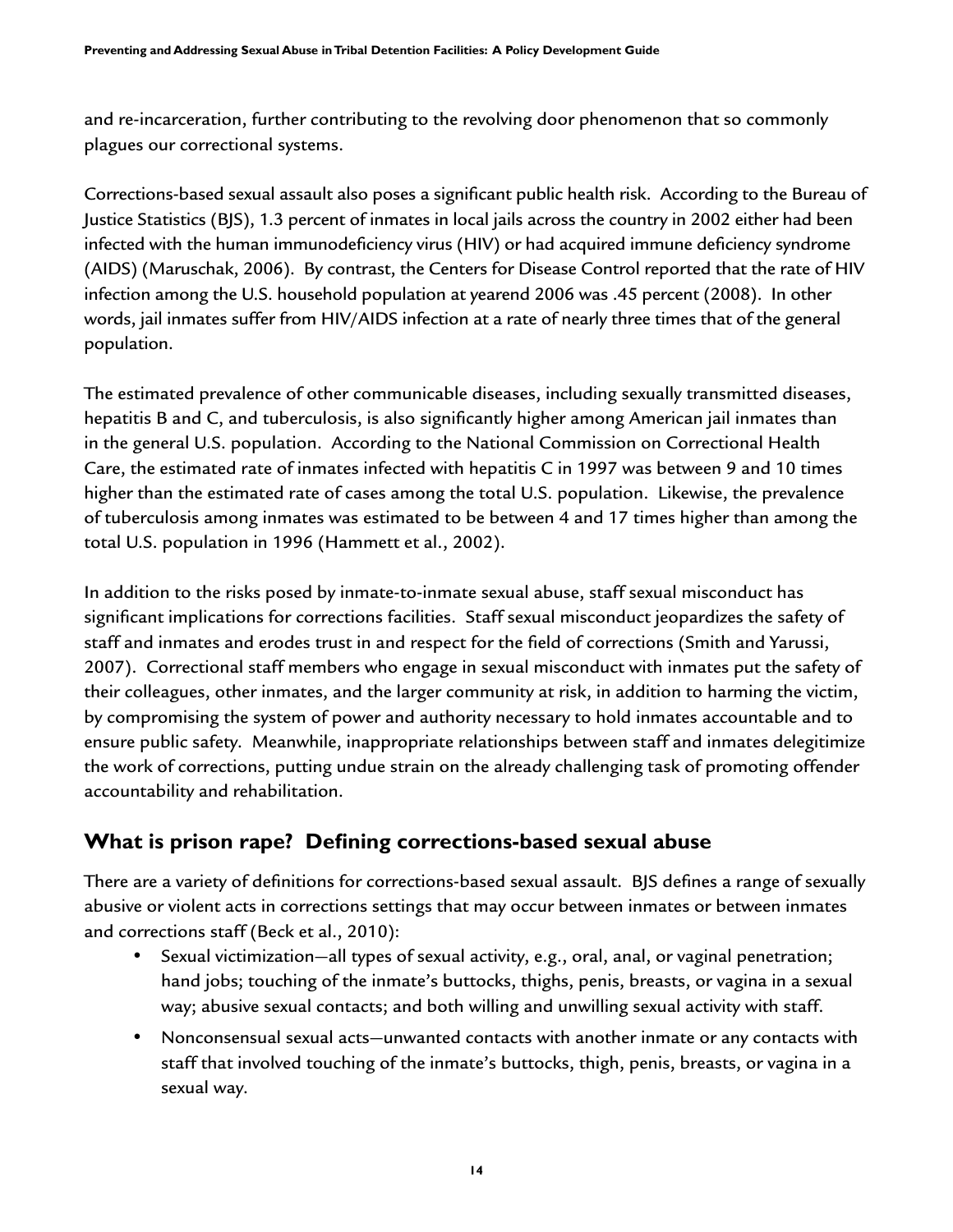and re-incarceration, further contributing to the revolving door phenomenon that so commonly plagues our correctional systems.

Corrections-based sexual assault also poses a significant public health risk. According to the Bureau of Justice Statistics (BJS), 1.3 percent of inmates in local jails across the country in 2002 either had been infected with the human immunodeficiency virus (HIV) or had acquired immune deficiency syndrome (AIDS) (Maruschak, 2006). By contrast, the Centers for Disease Control reported that the rate of HIV infection among the U.S. household population at yearend 2006 was .45 percent (2008). In other words, jail inmates suffer from HIV/AIDS infection at a rate of nearly three times that of the general population.

The estimated prevalence of other communicable diseases, including sexually transmitted diseases, hepatitis B and C, and tuberculosis, is also significantly higher among American jail inmates than in the general U.S. population. According to the National Commission on Correctional Health Care, the estimated rate of inmates infected with hepatitis C in 1997 was between 9 and 10 times higher than the estimated rate of cases among the total U.S. population. Likewise, the prevalence of tuberculosis among inmates was estimated to be between 4 and 17 times higher than among the total U.S. population in 1996 (Hammett et al., 2002).

In addition to the risks posed by inmate-to-inmate sexual abuse, staff sexual misconduct has significant implications for corrections facilities. Staff sexual misconduct jeopardizes the safety of staff and inmates and erodes trust in and respect for the field of corrections (Smith and Yarussi, 2007). Correctional staff members who engage in sexual misconduct with inmates put the safety of their colleagues, other inmates, and the larger community at risk, in addition to harming the victim, by compromising the system of power and authority necessary to hold inmates accountable and to ensure public safety. Meanwhile, inappropriate relationships between staff and inmates delegitimize the work of corrections, putting undue strain on the already challenging task of promoting offender accountability and rehabilitation.

## What is prison rape? Defining corrections-based sexual abuse

There are a variety of definitions for corrections-based sexual assault. BJS defines a range of sexually abusive or violent acts in corrections settings that may occur between inmates or between inmates and corrections staff (Beck et al., 2010):

- Sexual victimization—all types of sexual activity, e.g., oral, anal, or vaginal penetration; hand jobs; touching of the inmate's buttocks, thighs, penis, breasts, or vagina in a sexual way; abusive sexual contacts; and both willing and unwilling sexual activity with staff.
- Nonconsensual sexual acts—unwanted contacts with another inmate or any contacts with staff that involved touching of the inmate's buttocks, thigh, penis, breasts, or vagina in a sexual way.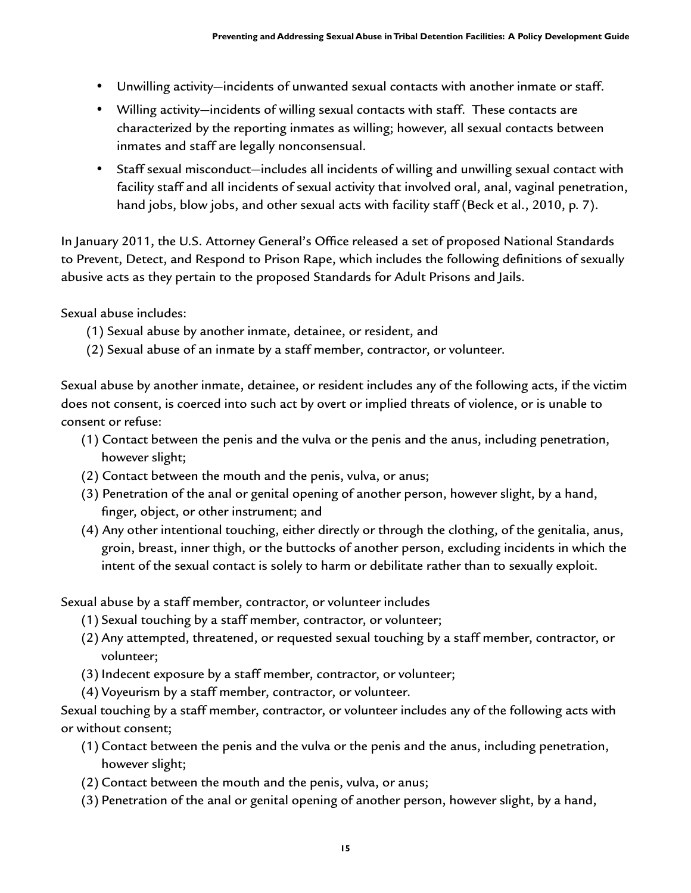- Unwilling activity—incidents of unwanted sexual contacts with another inmate or staff.
- Willing activity—incidents of willing sexual contacts with staff. These contacts are characterized by the reporting inmates as willing; however, all sexual contacts between inmates and staff are legally nonconsensual.
- Staff sexual misconduct—includes all incidents of willing and unwilling sexual contact with facility staff and all incidents of sexual activity that involved oral, anal, vaginal penetration, hand jobs, blow jobs, and other sexual acts with facility staff (Beck et al., 2010, p. 7).

In January 2011, the U.S. Attorney General's Office released a set of proposed National Standards to Prevent, Detect, and Respond to Prison Rape, which includes the following definitions of sexually abusive acts as they pertain to the proposed Standards for Adult Prisons and Jails.

Sexual abuse includes:

(1) Sexual abuse by another inmate, detainee, or resident, and
(2) Sexual abuse of an inmate by a staff member, contractor, or volunteer.

Sexual abuse by another inmate, detainee, or resident includes any of the following acts, if the victim does not consent, is coerced into such act by overt or implied threats of violence, or is unable to consent or refuse:

(1) Contact between the penis and the vulva or the penis and the anus, including penetration, however slight;
(2) Contact between the mouth and the penis, vulva, or anus;
(3) Penetration of the anal or genital opening of another person, however slight, by a hand, finger, object, or other instrument; and
(4) Any other intentional touching, either directly or through the clothing, of the genitalia, anus, groin, breast, inner thigh, or the buttocks of another person, excluding incidents in which the intent of the sexual contact is solely to harm or debilitate rather than to sexually exploit.

Sexual abuse by a staff member, contractor, or volunteer includes

(1) Sexual touching by a staff member, contractor, or volunteer;
(2) Any attempted, threatened, or requested sexual touching by a staff member, contractor, or volunteer;
(3) Indecent exposure by a staff member, contractor, or volunteer;
(4) Voyeurism by a staff member, contractor, or volunteer.

Sexual touching by a staff member, contractor, or volunteer includes any of the following acts with or without consent;

(1) Contact between the penis and the vulva or the penis and the anus, including penetration, however slight;
(2) Contact between the mouth and the penis, vulva, or anus;
(3) Penetration of the anal or genital opening of another person, however slight, by a hand,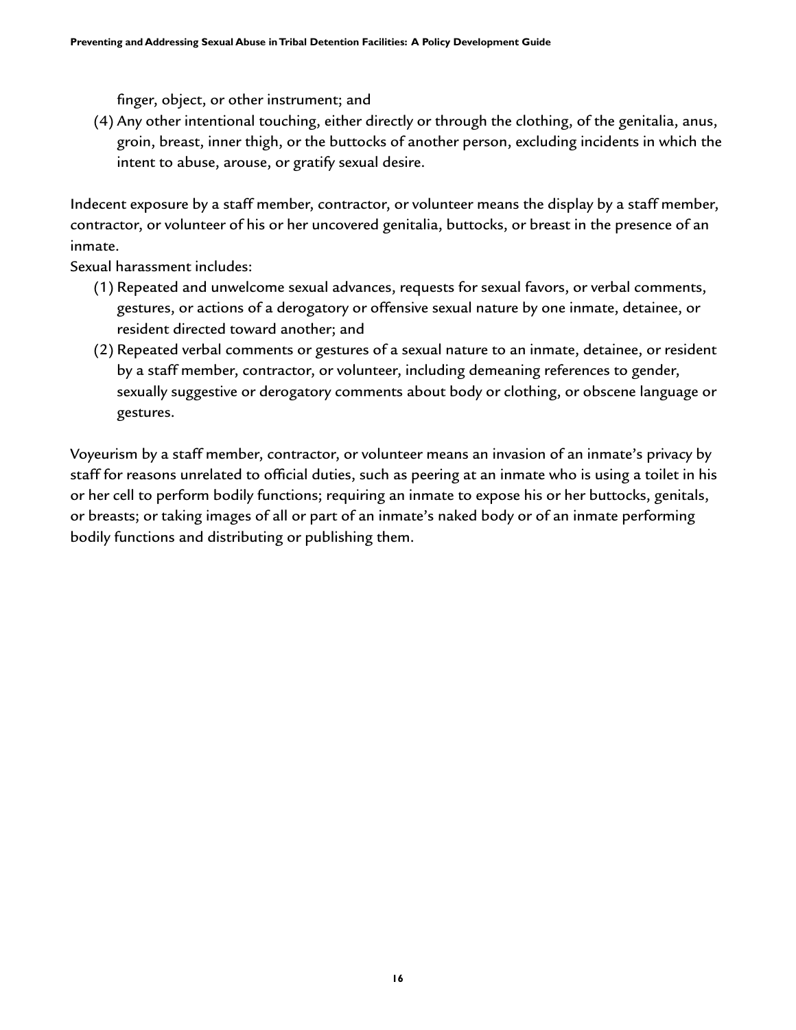finger, object, or other instrument; and

(4) Any other intentional touching, either directly or through the clothing, of the genitalia, anus, groin, breast, inner thigh, or the buttocks of another person, excluding incidents in which the intent to abuse, arouse, or gratify sexual desire.

Indecent exposure by a staff member, contractor, or volunteer means the display by a staff member, contractor, or volunteer of his or her uncovered genitalia, buttocks, or breast in the presence of an inmate.

Sexual harassment includes:

(1) Repeated and unwelcome sexual advances, requests for sexual favors, or verbal comments, gestures, or actions of a derogatory or offensive sexual nature by one inmate, detainee, or resident directed toward another; and

(2) Repeated verbal comments or gestures of a sexual nature to an inmate, detainee, or resident by a staff member, contractor, or volunteer, including demeaning references to gender, sexually suggestive or derogatory comments about body or clothing, or obscene language or gestures.

Voyeurism by a staff member, contractor, or volunteer means an invasion of an inmate's privacy by staff for reasons unrelated to official duties, such as peering at an inmate who is using a toilet in his or her cell to perform bodily functions; requiring an inmate to expose his or her buttocks, genitals, or breasts; or taking images of all or part of an inmate's naked body or of an inmate performing bodily functions and distributing or publishing them.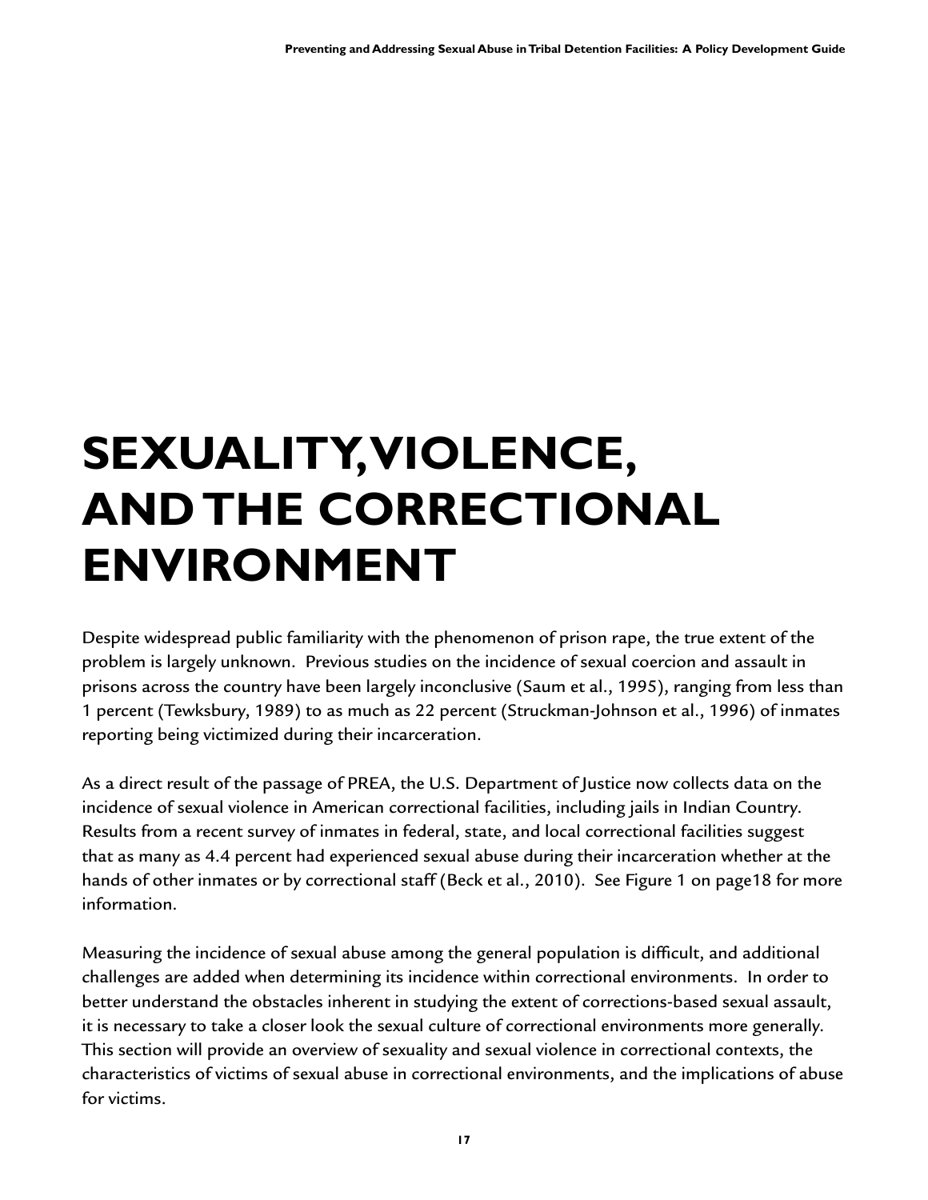# SEXUALITY, VIOLENCE, AND THE CORRECTIONAL ENVIRONMENT

Despite widespread public familiarity with the phenomenon of prison rape, the true extent of the problem is largely unknown. Previous studies on the incidence of sexual coercion and assault in prisons across the country have been largely inconclusive (Saum et al., 1995), ranging from less than 1 percent (Tewksbury, 1989) to as much as 22 percent (Struckman-Johnson et al., 1996) of inmates reporting being victimized during their incarceration.

As a direct result of the passage of PREA, the U.S. Department of Justice now collects data on the incidence of sexual violence in American correctional facilities, including jails in Indian Country. Results from a recent survey of inmates in federal, state, and local correctional facilities suggest that as many as 4.4 percent had experienced sexual abuse during their incarceration whether at the hands of other inmates or by correctional staff (Beck et al., 2010). See Figure 1 on page18 for more information.

Measuring the incidence of sexual abuse among the general population is difficult, and additional challenges are added when determining its incidence within correctional environments. In order to better understand the obstacles inherent in studying the extent of corrections-based sexual assault, it is necessary to take a closer look the sexual culture of correctional environments more generally. This section will provide an overview of sexuality and sexual violence in correctional contexts, the characteristics of victims of sexual abuse in correctional environments, and the implications of abuse for victims.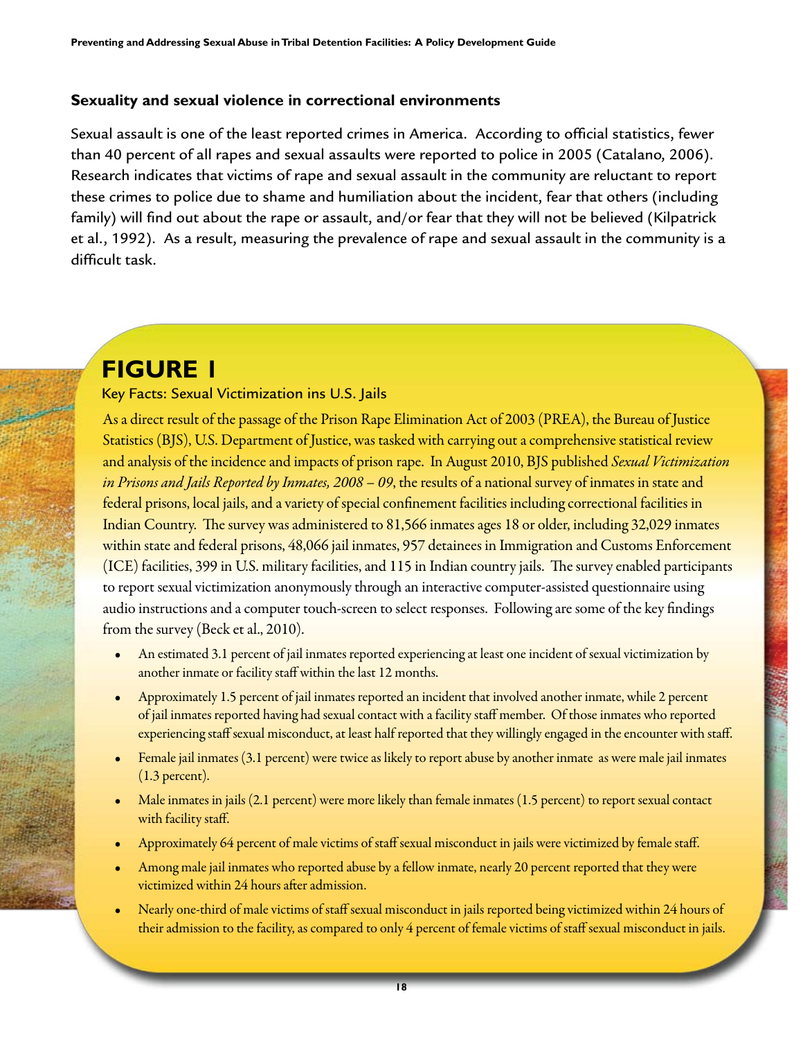### Sexuality and sexual violence in correctional environments

Sexual assault is one of the least reported crimes in America. According to official statistics, fewer than 40 percent of all rapes and sexual assaults were reported to police in 2005 (Catalano, 2006). Research indicates that victims of rape and sexual assault in the community are reluctant to report these crimes to police due to shame and humiliation about the incident, fear that others (including family) will find out about the rape or assault, and/or fear that they will not be believed (Kilpatrick et al., 1992). As a result, measuring the prevalence of rape and sexual assault in the community is a difficult task.

## FIGURE 1

Key Facts: Sexual Victimization ins U.S. Jails

As a direct result of the passage of the Prison Rape Elimination Act of 2003 (PREA), the Bureau of Justice Statistics (BJS), U.S. Department of Justice, was tasked with carrying out a comprehensive statistical review and analysis of the incidence and impacts of prison rape. In August 2010, BJS published *Sexual Victimization in Prisons and Jails Reported by Inmates, 2008 – 09*, the results of a national survey of inmates in state and federal prisons, local jails, and a variety of special confinement facilities including correctional facilities in Indian Country. The survey was administered to 81,566 inmates ages 18 or older, including 32,029 inmates within state and federal prisons, 48,066 jail inmates, 957 detainees in Immigration and Customs Enforcement (ICE) facilities, 399 in U.S. military facilities, and 115 in Indian country jails. The survey enabled participants to report sexual victimization anonymously through an interactive computer-assisted questionnaire using audio instructions and a computer touch-screen to select responses. Following are some of the key findings from the survey (Beck et al., 2010).

- An estimated 3.1 percent of jail inmates reported experiencing at least one incident of sexual victimization by another inmate or facility staff within the last 12 months.
- Approximately 1.5 percent of jail inmates reported an incident that involved another inmate, while 2 percent of jail inmates reported having had sexual contact with a facility staff member. Of those inmates who reported experiencing staff sexual misconduct, at least half reported that they willingly engaged in the encounter with staff.
- Female jail inmates (3.1 percent) were twice as likely to report abuse by another inmate as were male jail inmates (1.3 percent).
- Male inmates in jails (2.1 percent) were more likely than female inmates (1.5 percent) to report sexual contact with facility staff.
- Approximately 64 percent of male victims of staff sexual misconduct in jails were victimized by female staff.
- Among male jail inmates who reported abuse by a fellow inmate, nearly 20 percent reported that they were victimized within 24 hours after admission.
- Nearly one-third of male victims of staff sexual misconduct in jails reported being victimized within 24 hours of their admission to the facility, as compared to only 4 percent of female victims of staff sexual misconduct in jails.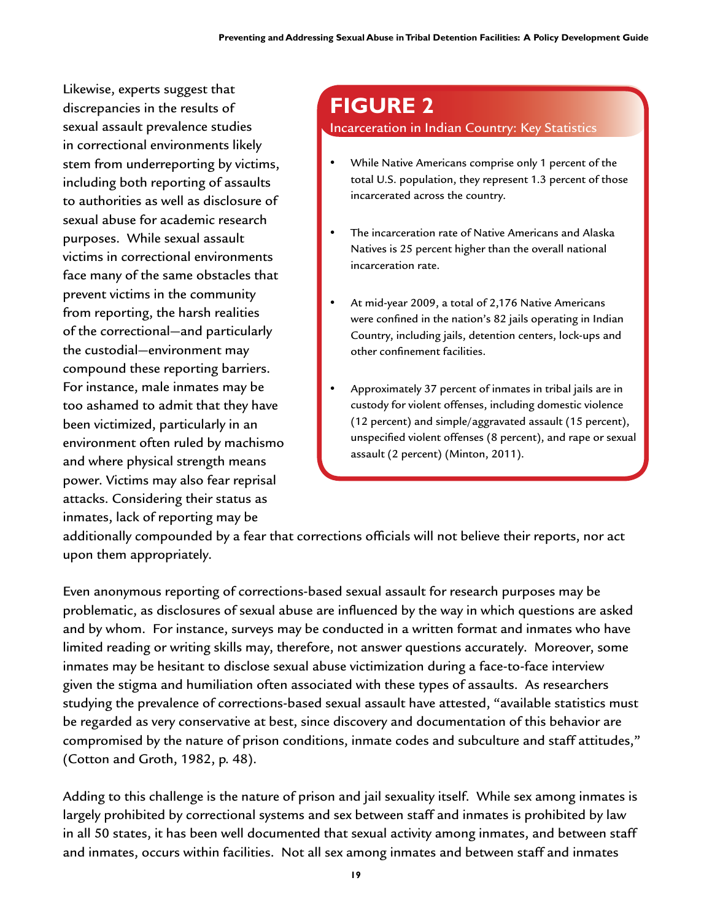Likewise, experts suggest that discrepancies in the results of sexual assault prevalence studies in correctional environments likely stem from underreporting by victims, including both reporting of assaults to authorities as well as disclosure of sexual abuse for academic research purposes. While sexual assault victims in correctional environments face many of the same obstacles that prevent victims in the community from reporting, the harsh realities of the correctional—and particularly the custodial—environment may compound these reporting barriers. For instance, male inmates may be too ashamed to admit that they have been victimized, particularly in an environment often ruled by machismo and where physical strength means power. Victims may also fear reprisal attacks. Considering their status as inmates, lack of reporting may be additionally compounded by a fear that corrections officials will not believe their reports, nor act upon them appropriately.

## FIGURE 2

**Incarceration in Indian Country: Key Statistics**

- While Native Americans comprise only 1 percent of the total U.S. population, they represent 1.3 percent of those incarcerated across the country.
- The incarceration rate of Native Americans and Alaska Natives is 25 percent higher than the overall national incarceration rate.
- At mid-year 2009, a total of 2,176 Native Americans were confined in the nation's 82 jails operating in Indian Country, including jails, detention centers, lock-ups and other confinement facilities.
- Approximately 37 percent of inmates in tribal jails are in custody for violent offenses, including domestic violence (12 percent) and simple/aggravated assault (15 percent), unspecified violent offenses (8 percent), and rape or sexual assault (2 percent) (Minton, 2011).

Even anonymous reporting of corrections-based sexual assault for research purposes may be problematic, as disclosures of sexual abuse are influenced by the way in which questions are asked and by whom. For instance, surveys may be conducted in a written format and inmates who have limited reading or writing skills may, therefore, not answer questions accurately. Moreover, some inmates may be hesitant to disclose sexual abuse victimization during a face-to-face interview given the stigma and humiliation often associated with these types of assaults. As researchers studying the prevalence of corrections-based sexual assault have attested, "available statistics must be regarded as very conservative at best, since discovery and documentation of this behavior are compromised by the nature of prison conditions, inmate codes and subculture and staff attitudes," (Cotton and Groth, 1982, p. 48).

Adding to this challenge is the nature of prison and jail sexuality itself. While sex among inmates is largely prohibited by correctional systems and sex between staff and inmates is prohibited by law in all 50 states, it has been well documented that sexual activity among inmates, and between staff and inmates, occurs within facilities. Not all sex among inmates and between staff and inmates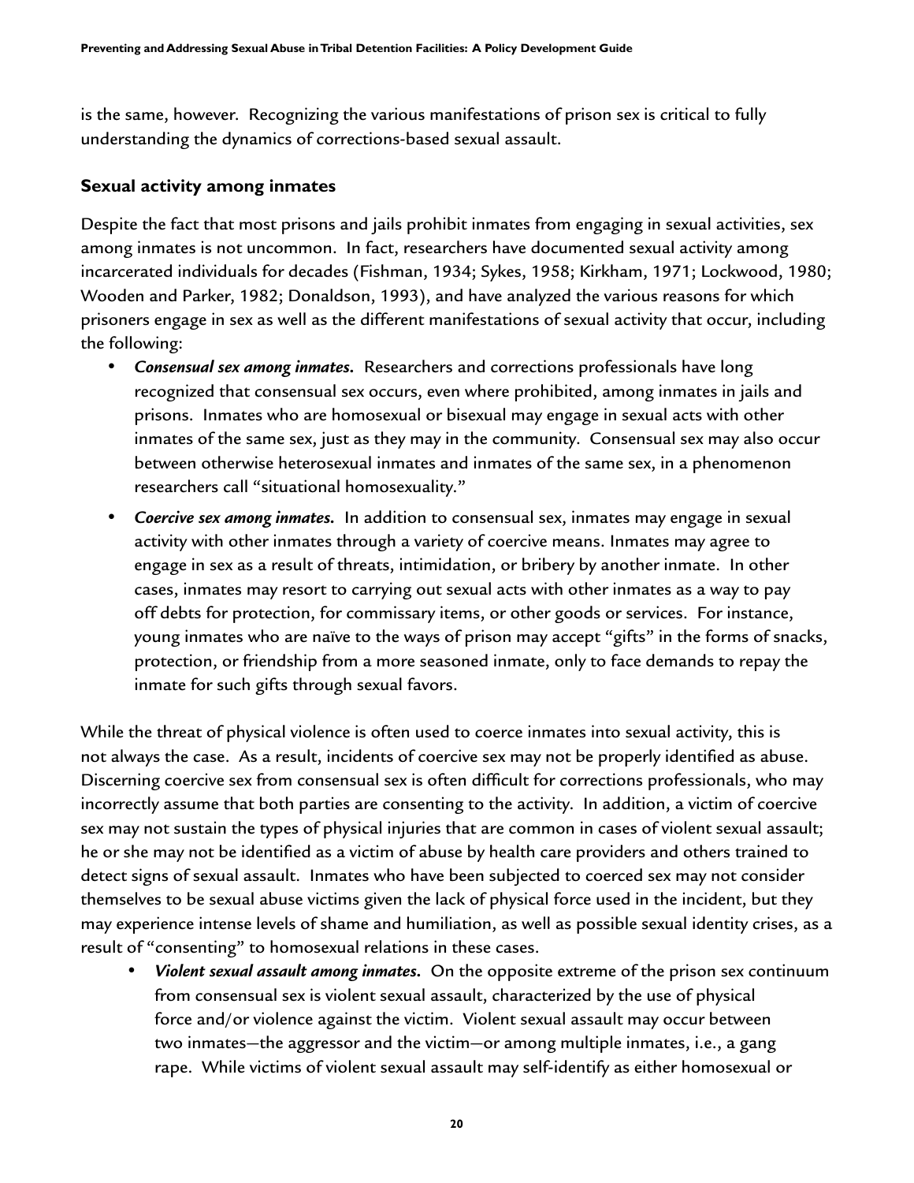is the same, however. Recognizing the various manifestations of prison sex is critical to fully understanding the dynamics of corrections-based sexual assault.

### Sexual activity among inmates

Despite the fact that most prisons and jails prohibit inmates from engaging in sexual activities, sex among inmates is not uncommon. In fact, researchers have documented sexual activity among incarcerated individuals for decades (Fishman, 1934; Sykes, 1958; Kirkham, 1971; Lockwood, 1980; Wooden and Parker, 1982; Donaldson, 1993), and have analyzed the various reasons for which prisoners engage in sex as well as the different manifestations of sexual activity that occur, including the following:

- ***Consensual sex among inmates.*** Researchers and corrections professionals have long recognized that consensual sex occurs, even where prohibited, among inmates in jails and prisons. Inmates who are homosexual or bisexual may engage in sexual acts with other inmates of the same sex, just as they may in the community. Consensual sex may also occur between otherwise heterosexual inmates and inmates of the same sex, in a phenomenon researchers call "situational homosexuality."
- ***Coercive sex among inmates.*** In addition to consensual sex, inmates may engage in sexual activity with other inmates through a variety of coercive means. Inmates may agree to engage in sex as a result of threats, intimidation, or bribery by another inmate. In other cases, inmates may resort to carrying out sexual acts with other inmates as a way to pay off debts for protection, for commissary items, or other goods or services. For instance, young inmates who are naïve to the ways of prison may accept "gifts" in the forms of snacks, protection, or friendship from a more seasoned inmate, only to face demands to repay the inmate for such gifts through sexual favors.

While the threat of physical violence is often used to coerce inmates into sexual activity, this is not always the case. As a result, incidents of coercive sex may not be properly identified as abuse. Discerning coercive sex from consensual sex is often difficult for corrections professionals, who may incorrectly assume that both parties are consenting to the activity. In addition, a victim of coercive sex may not sustain the types of physical injuries that are common in cases of violent sexual assault; he or she may not be identified as a victim of abuse by health care providers and others trained to detect signs of sexual assault. Inmates who have been subjected to coerced sex may not consider themselves to be sexual abuse victims given the lack of physical force used in the incident, but they may experience intense levels of shame and humiliation, as well as possible sexual identity crises, as a result of "consenting" to homosexual relations in these cases.

- ***Violent sexual assault among inmates.*** On the opposite extreme of the prison sex continuum from consensual sex is violent sexual assault, characterized by the use of physical force and/or violence against the victim. Violent sexual assault may occur between two inmates—the aggressor and the victim—or among multiple inmates, i.e., a gang rape. While victims of violent sexual assault may self-identify as either homosexual or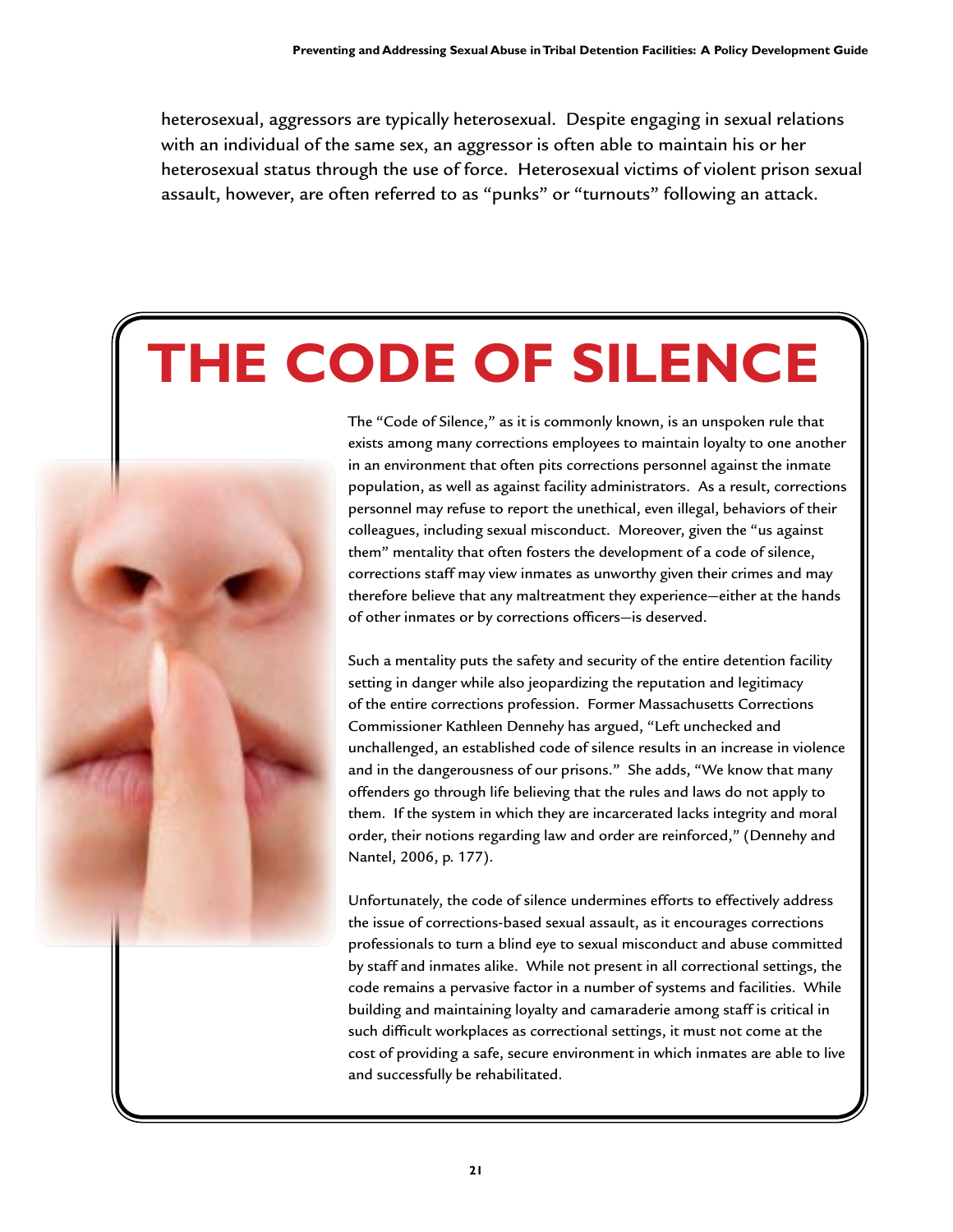heterosexual, aggressors are typically heterosexual. Despite engaging in sexual relations with an individual of the same sex, an aggressor is often able to maintain his or her heterosexual status through the use of force. Heterosexual victims of violent prison sexual assault, however, are often referred to as "punks" or "turnouts" following an attack.

# THE CODE OF SILENCE

The "Code of Silence," as it is commonly known, is an unspoken rule that exists among many corrections employees to maintain loyalty to one another in an environment that often pits corrections personnel against the inmate population, as well as against facility administrators. As a result, corrections personnel may refuse to report the unethical, even illegal, behaviors of their colleagues, including sexual misconduct. Moreover, given the "us against them" mentality that often fosters the development of a code of silence, corrections staff may view inmates as unworthy given their crimes and may therefore believe that any maltreatment they experience—either at the hands of other inmates or by corrections officers—is deserved.

Such a mentality puts the safety and security of the entire detention facility setting in danger while also jeopardizing the reputation and legitimacy of the entire corrections profession. Former Massachusetts Corrections Commissioner Kathleen Dennehy has argued, "Left unchecked and unchallenged, an established code of silence results in an increase in violence and in the dangerousness of our prisons." She adds, "We know that many offenders go through life believing that the rules and laws do not apply to them. If the system in which they are incarcerated lacks integrity and moral order, their notions regarding law and order are reinforced," (Dennehy and Nantel, 2006, p. 177).

Unfortunately, the code of silence undermines efforts to effectively address the issue of corrections-based sexual assault, as it encourages corrections professionals to turn a blind eye to sexual misconduct and abuse committed by staff and inmates alike. While not present in all correctional settings, the code remains a pervasive factor in a number of systems and facilities. While building and maintaining loyalty and camaraderie among staff is critical in such difficult workplaces as correctional settings, it must not come at the cost of providing a safe, secure environment in which inmates are able to live and successfully be rehabilitated.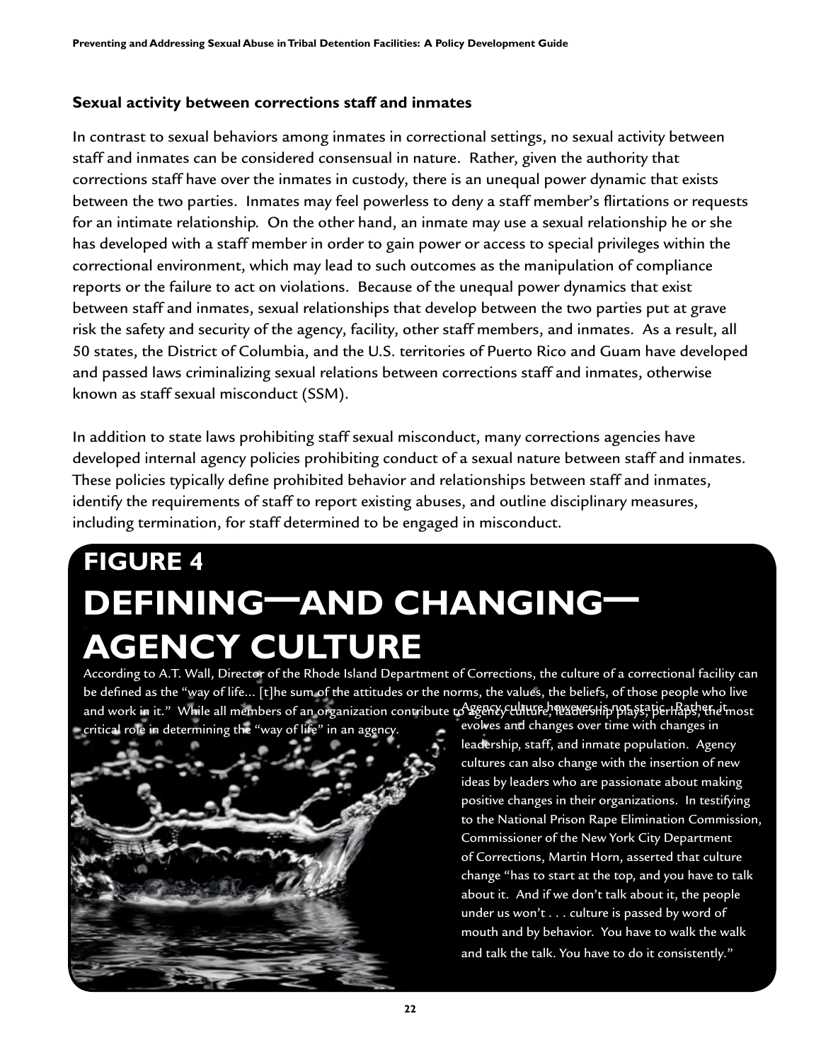### Sexual activity between corrections staff and inmates

In contrast to sexual behaviors among inmates in correctional settings, no sexual activity between staff and inmates can be considered consensual in nature. Rather, given the authority that corrections staff have over the inmates in custody, there is an unequal power dynamic that exists between the two parties. Inmates may feel powerless to deny a staff member's flirtations or requests for an intimate relationship. On the other hand, an inmate may use a sexual relationship he or she has developed with a staff member in order to gain power or access to special privileges within the correctional environment, which may lead to such outcomes as the manipulation of compliance reports or the failure to act on violations. Because of the unequal power dynamics that exist between staff and inmates, sexual relationships that develop between the two parties put at grave risk the safety and security of the agency, facility, other staff members, and inmates. As a result, all 50 states, the District of Columbia, and the U.S. territories of Puerto Rico and Guam have developed and passed laws criminalizing sexual relations between corrections staff and inmates, otherwise known as staff sexual misconduct (SSM).

In addition to state laws prohibiting staff sexual misconduct, many corrections agencies have developed internal agency policies prohibiting conduct of a sexual nature between staff and inmates. These policies typically define prohibited behavior and relationships between staff and inmates, identify the requirements of staff to report existing abuses, and outline disciplinary measures, including termination, for staff determined to be engaged in misconduct.

## FIGURE 4
## DEFINING—AND CHANGING—AGENCY CULTURE

According to A.T. Wall, Director of the Rhode Island Department of Corrections, the culture of a correctional facility can be defined as the "way of life… [t]he sum of the attitudes or the norms, the values, the beliefs, of those people who live and work in it." While all members of an organization contribute to agency culture, leadership plays, perhaps, the most critical role in determining the "way of life" in an agency.

Agency culture however is not static. Rather, it evolves and changes over time with changes in leadership, staff, and inmate population. Agency cultures can also change with the insertion of new ideas by leaders who are passionate about making positive changes in their organizations. In testifying to the National Prison Rape Elimination Commission, Commissioner of the New York City Department of Corrections, Martin Horn, asserted that culture change "has to start at the top, and you have to talk about it. And if we don't talk about it, the people under us won't . . . culture is passed by word of mouth and by behavior. You have to walk the walk and talk the talk. You have to do it consistently."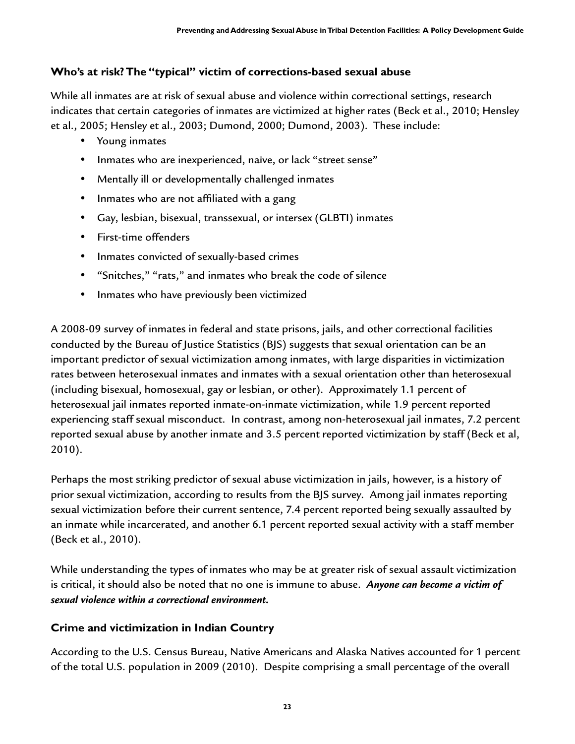### Who's at risk? The "typical" victim of corrections-based sexual abuse

While all inmates are at risk of sexual abuse and violence within correctional settings, research indicates that certain categories of inmates are victimized at higher rates (Beck et al., 2010; Hensley et al., 2005; Hensley et al., 2003; Dumond, 2000; Dumond, 2003). These include:

- Young inmates
- Inmates who are inexperienced, naïve, or lack "street sense"
- Mentally ill or developmentally challenged inmates
- Inmates who are not affiliated with a gang
- Gay, lesbian, bisexual, transsexual, or intersex (GLBTI) inmates
- First-time offenders
- Inmates convicted of sexually-based crimes
- "Snitches," "rats," and inmates who break the code of silence
- Inmates who have previously been victimized

A 2008-09 survey of inmates in federal and state prisons, jails, and other correctional facilities conducted by the Bureau of Justice Statistics (BJS) suggests that sexual orientation can be an important predictor of sexual victimization among inmates, with large disparities in victimization rates between heterosexual inmates and inmates with a sexual orientation other than heterosexual (including bisexual, homosexual, gay or lesbian, or other). Approximately 1.1 percent of heterosexual jail inmates reported inmate-on-inmate victimization, while 1.9 percent reported experiencing staff sexual misconduct. In contrast, among non-heterosexual jail inmates, 7.2 percent reported sexual abuse by another inmate and 3.5 percent reported victimization by staff (Beck et al, 2010).

Perhaps the most striking predictor of sexual abuse victimization in jails, however, is a history of prior sexual victimization, according to results from the BJS survey. Among jail inmates reporting sexual victimization before their current sentence, 7.4 percent reported being sexually assaulted by an inmate while incarcerated, and another 6.1 percent reported sexual activity with a staff member (Beck et al., 2010).

While understanding the types of inmates who may be at greater risk of sexual assault victimization is critical, it should also be noted that no one is immune to abuse. ***Anyone can become a victim of sexual violence within a correctional environment.***

### Crime and victimization in Indian Country

According to the U.S. Census Bureau, Native Americans and Alaska Natives accounted for 1 percent of the total U.S. population in 2009 (2010). Despite comprising a small percentage of the overall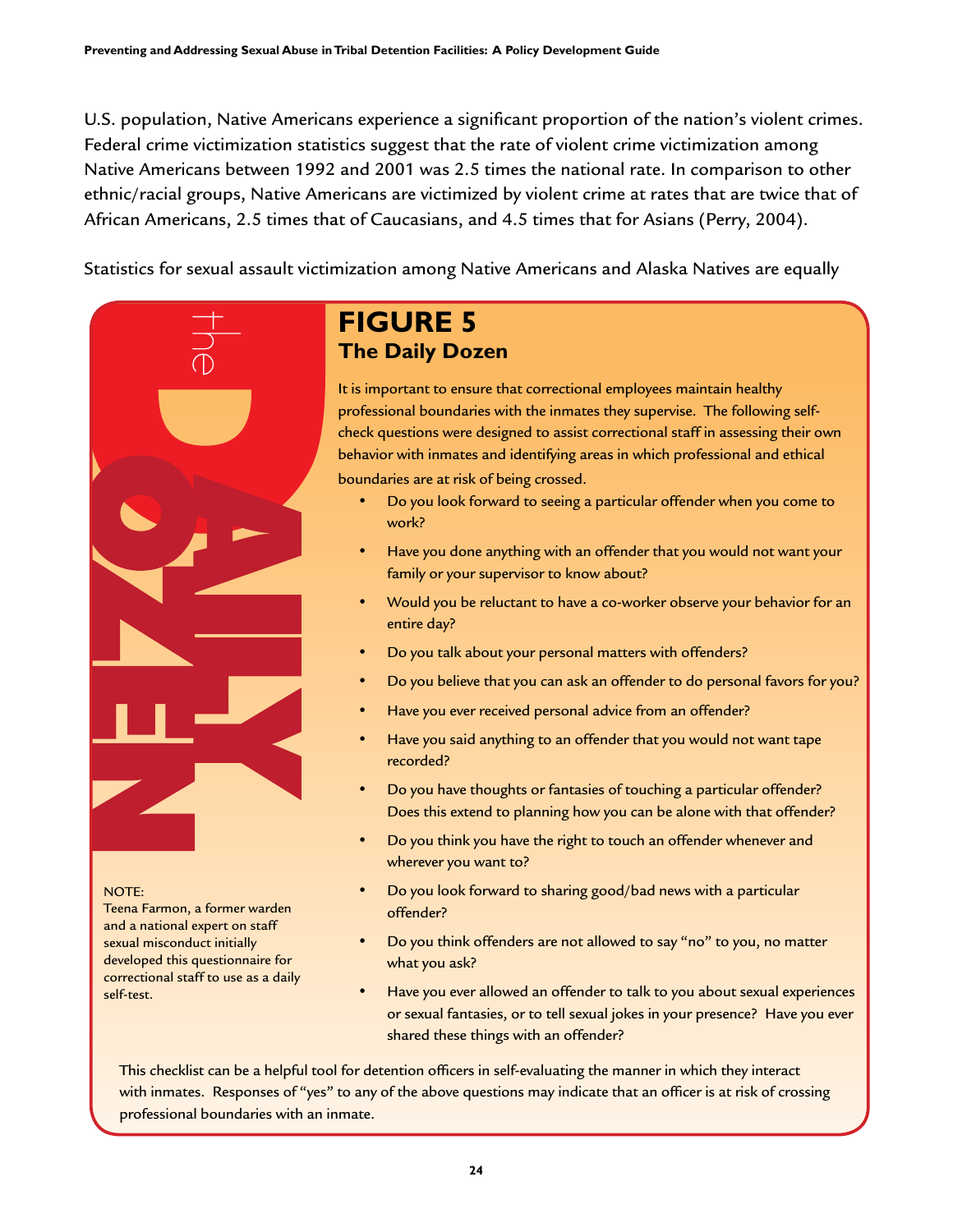U.S. population, Native Americans experience a significant proportion of the nation's violent crimes. Federal crime victimization statistics suggest that the rate of violent crime victimization among Native Americans between 1992 and 2001 was 2.5 times the national rate. In comparison to other ethnic/racial groups, Native Americans are victimized by violent crime at rates that are twice that of African Americans, 2.5 times that of Caucasians, and 4.5 times that for Asians (Perry, 2004).

Statistics for sexual assault victimization among Native Americans and Alaska Natives are equally

## FIGURE 5
### The Daily Dozen

It is important to ensure that correctional employees maintain healthy professional boundaries with the inmates they supervise. The following self-check questions were designed to assist correctional staff in assessing their own behavior with inmates and identifying areas in which professional and ethical boundaries are at risk of being crossed.

- Do you look forward to seeing a particular offender when you come to work?
- Have you done anything with an offender that you would not want your family or your supervisor to know about?
- Would you be reluctant to have a co-worker observe your behavior for an entire day?
- Do you talk about your personal matters with offenders?
- Do you believe that you can ask an offender to do personal favors for you?
- Have you ever received personal advice from an offender?
- Have you said anything to an offender that you would not want tape recorded?
- Do you have thoughts or fantasies of touching a particular offender? Does this extend to planning how you can be alone with that offender?
- Do you think you have the right to touch an offender whenever and wherever you want to?
- Do you look forward to sharing good/bad news with a particular offender?
- Do you think offenders are not allowed to say "no" to you, no matter what you ask?
- Have you ever allowed an offender to talk to you about sexual experiences or sexual fantasies, or to tell sexual jokes in your presence? Have you ever shared these things with an offender?

This checklist can be a helpful tool for detention officers in self-evaluating the manner in which they interact with inmates. Responses of "yes" to any of the above questions may indicate that an officer is at risk of crossing professional boundaries with an inmate.

NOTE:
Teena Farmon, a former warden and a national expert on staff sexual misconduct initially developed this questionnaire for correctional staff to use as a daily self-test.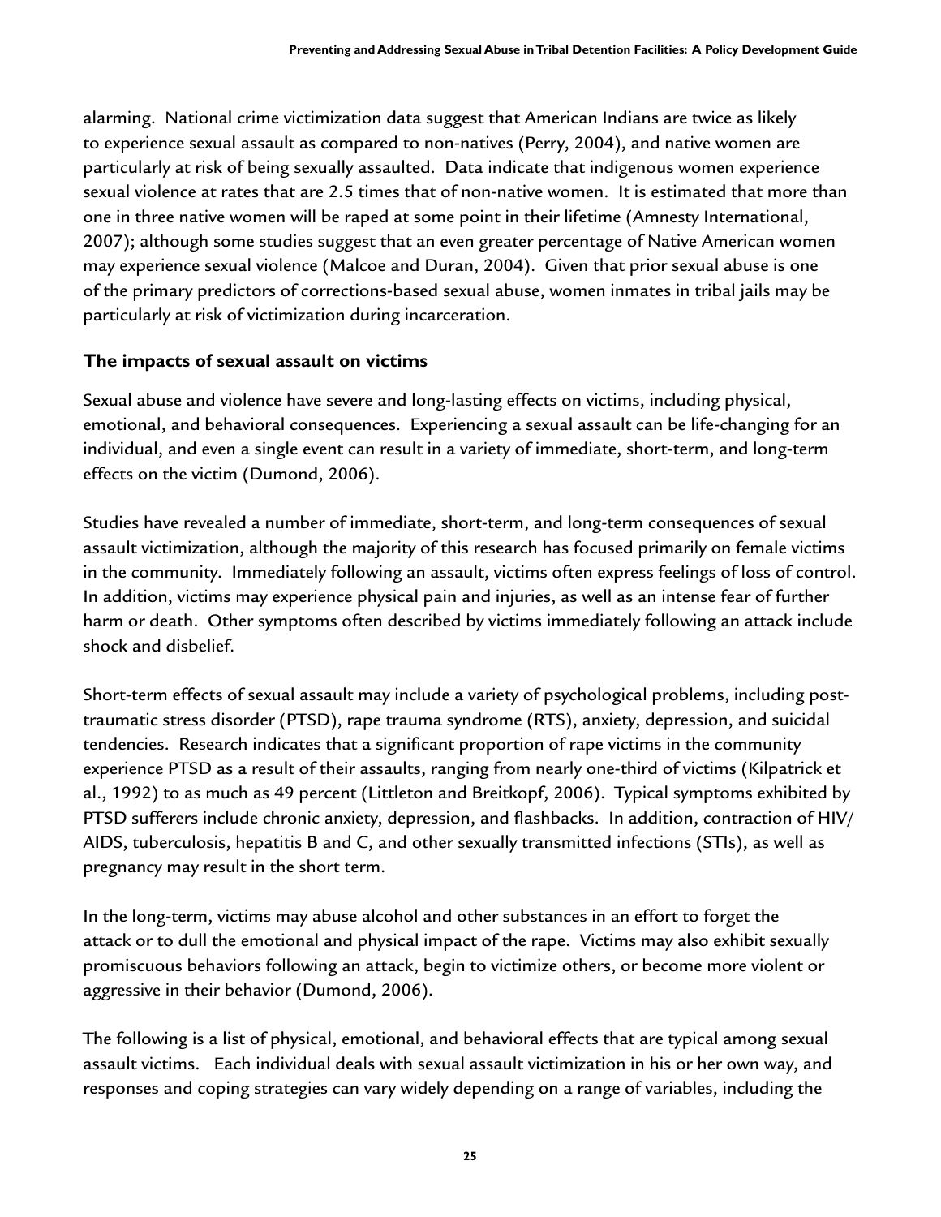alarming. National crime victimization data suggest that American Indians are twice as likely to experience sexual assault as compared to non-natives (Perry, 2004), and native women are particularly at risk of being sexually assaulted. Data indicate that indigenous women experience sexual violence at rates that are 2.5 times that of non-native women. It is estimated that more than one in three native women will be raped at some point in their lifetime (Amnesty International, 2007); although some studies suggest that an even greater percentage of Native American women may experience sexual violence (Malcoe and Duran, 2004). Given that prior sexual abuse is one of the primary predictors of corrections-based sexual abuse, women inmates in tribal jails may be particularly at risk of victimization during incarceration.

### The impacts of sexual assault on victims

Sexual abuse and violence have severe and long-lasting effects on victims, including physical, emotional, and behavioral consequences. Experiencing a sexual assault can be life-changing for an individual, and even a single event can result in a variety of immediate, short-term, and long-term effects on the victim (Dumond, 2006).

Studies have revealed a number of immediate, short-term, and long-term consequences of sexual assault victimization, although the majority of this research has focused primarily on female victims in the community. Immediately following an assault, victims often express feelings of loss of control. In addition, victims may experience physical pain and injuries, as well as an intense fear of further harm or death. Other symptoms often described by victims immediately following an attack include shock and disbelief.

Short-term effects of sexual assault may include a variety of psychological problems, including post-traumatic stress disorder (PTSD), rape trauma syndrome (RTS), anxiety, depression, and suicidal tendencies. Research indicates that a significant proportion of rape victims in the community experience PTSD as a result of their assaults, ranging from nearly one-third of victims (Kilpatrick et al., 1992) to as much as 49 percent (Littleton and Breitkopf, 2006). Typical symptoms exhibited by PTSD sufferers include chronic anxiety, depression, and flashbacks. In addition, contraction of HIV/AIDS, tuberculosis, hepatitis B and C, and other sexually transmitted infections (STIs), as well as pregnancy may result in the short term.

In the long-term, victims may abuse alcohol and other substances in an effort to forget the attack or to dull the emotional and physical impact of the rape. Victims may also exhibit sexually promiscuous behaviors following an attack, begin to victimize others, or become more violent or aggressive in their behavior (Dumond, 2006).

The following is a list of physical, emotional, and behavioral effects that are typical among sexual assault victims. Each individual deals with sexual assault victimization in his or her own way, and responses and coping strategies can vary widely depending on a range of variables, including the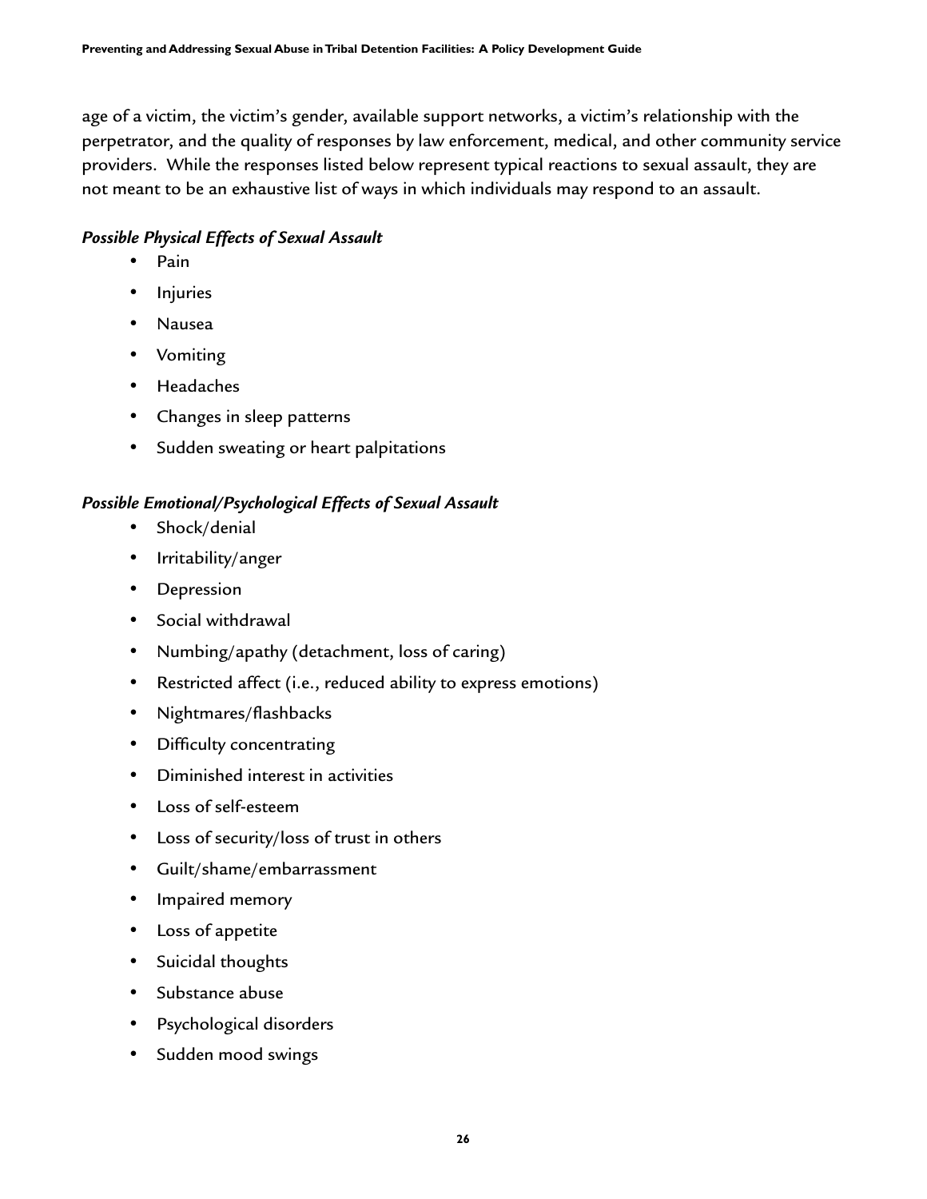age of a victim, the victim's gender, available support networks, a victim's relationship with the perpetrator, and the quality of responses by law enforcement, medical, and other community service providers. While the responses listed below represent typical reactions to sexual assault, they are not meant to be an exhaustive list of ways in which individuals may respond to an assault.

***Possible Physical Effects of Sexual Assault***

- Pain
- Injuries
- Nausea
- Vomiting
- Headaches
- Changes in sleep patterns
- Sudden sweating or heart palpitations

***Possible Emotional/Psychological Effects of Sexual Assault***

- Shock/denial
- Irritability/anger
- Depression
- Social withdrawal
- Numbing/apathy (detachment, loss of caring)
- Restricted affect (i.e., reduced ability to express emotions)
- Nightmares/flashbacks
- Difficulty concentrating
- Diminished interest in activities
- Loss of self-esteem
- Loss of security/loss of trust in others
- Guilt/shame/embarrassment
- Impaired memory
- Loss of appetite
- Suicidal thoughts
- Substance abuse
- Psychological disorders
- Sudden mood swings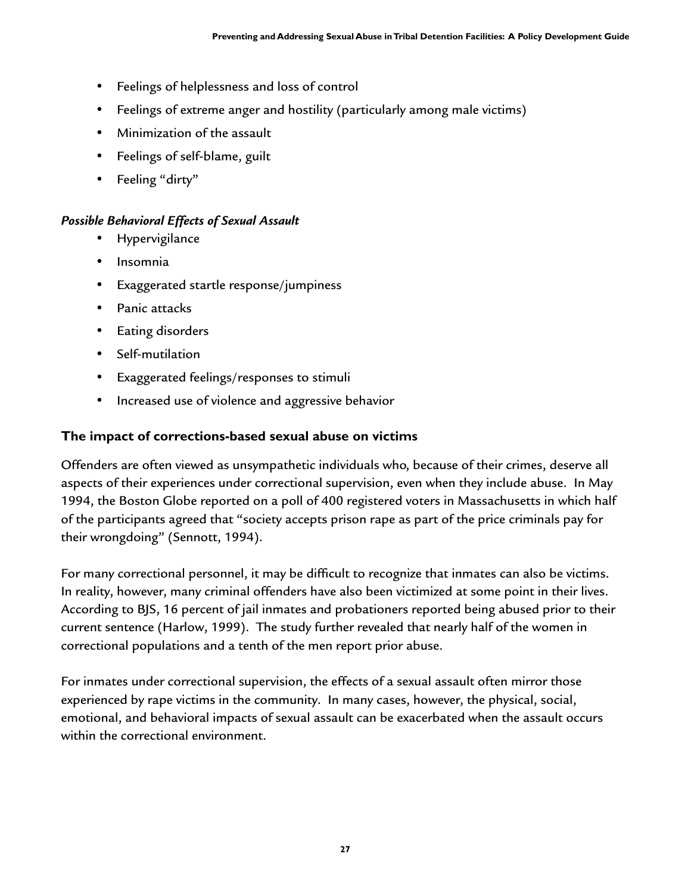- Feelings of helplessness and loss of control
- Feelings of extreme anger and hostility (particularly among male victims)
- Minimization of the assault
- Feelings of self-blame, guilt
- Feeling "dirty"

***Possible Behavioral Effects of Sexual Assault***

- Hypervigilance
- Insomnia
- Exaggerated startle response/jumpiness
- Panic attacks
- Eating disorders
- Self-mutilation
- Exaggerated feelings/responses to stimuli
- Increased use of violence and aggressive behavior

### The impact of corrections-based sexual abuse on victims

Offenders are often viewed as unsympathetic individuals who, because of their crimes, deserve all aspects of their experiences under correctional supervision, even when they include abuse. In May 1994, the Boston Globe reported on a poll of 400 registered voters in Massachusetts in which half of the participants agreed that "society accepts prison rape as part of the price criminals pay for their wrongdoing" (Sennott, 1994).

For many correctional personnel, it may be difficult to recognize that inmates can also be victims. In reality, however, many criminal offenders have also been victimized at some point in their lives. According to BJS, 16 percent of jail inmates and probationers reported being abused prior to their current sentence (Harlow, 1999). The study further revealed that nearly half of the women in correctional populations and a tenth of the men report prior abuse.

For inmates under correctional supervision, the effects of a sexual assault often mirror those experienced by rape victims in the community. In many cases, however, the physical, social, emotional, and behavioral impacts of sexual assault can be exacerbated when the assault occurs within the correctional environment.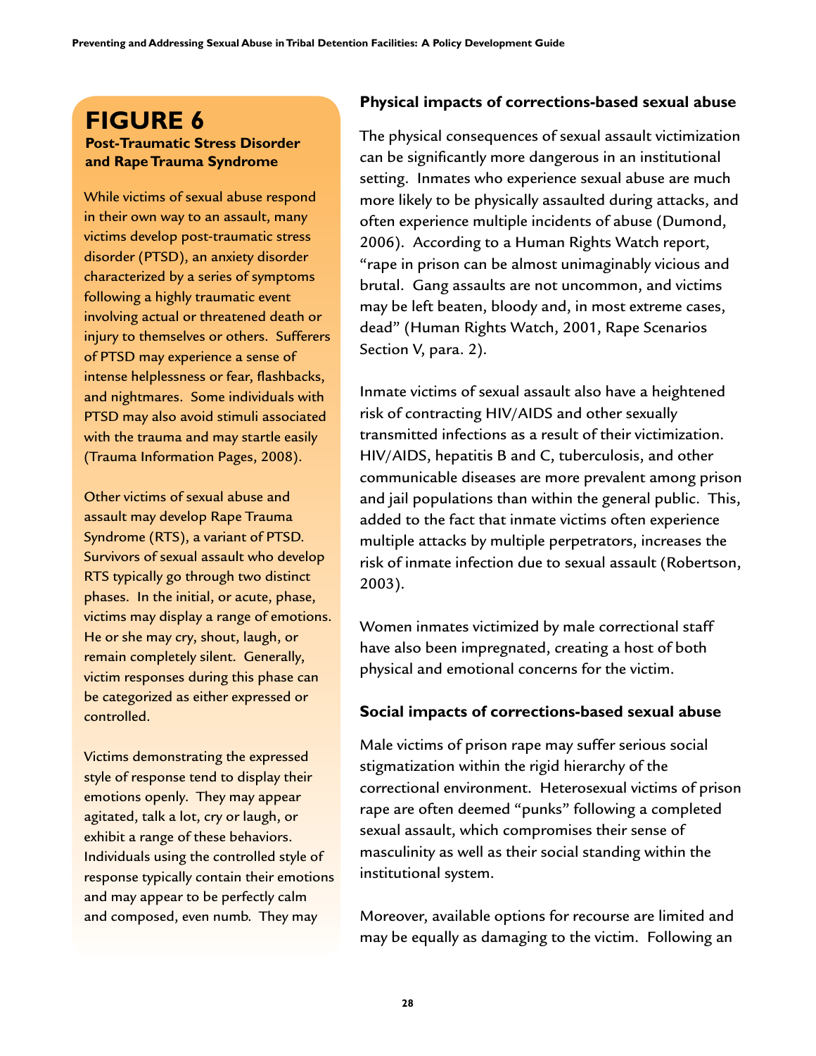## FIGURE 6

### Post-Traumatic Stress Disorder and Rape Trauma Syndrome

While victims of sexual abuse respond in their own way to an assault, many victims develop post-traumatic stress disorder (PTSD), an anxiety disorder characterized by a series of symptoms following a highly traumatic event involving actual or threatened death or injury to themselves or others. Sufferers of PTSD may experience a sense of intense helplessness or fear, flashbacks, and nightmares. Some individuals with PTSD may also avoid stimuli associated with the trauma and may startle easily (Trauma Information Pages, 2008).

Other victims of sexual abuse and assault may develop Rape Trauma Syndrome (RTS), a variant of PTSD. Survivors of sexual assault who develop RTS typically go through two distinct phases. In the initial, or acute, phase, victims may display a range of emotions. He or she may cry, shout, laugh, or remain completely silent. Generally, victim responses during this phase can be categorized as either expressed or controlled.

Victims demonstrating the expressed style of response tend to display their emotions openly. They may appear agitated, talk a lot, cry or laugh, or exhibit a range of these behaviors. Individuals using the controlled style of response typically contain their emotions and may appear to be perfectly calm and composed, even numb. They may

### Physical impacts of corrections-based sexual abuse

The physical consequences of sexual assault victimization can be significantly more dangerous in an institutional setting. Inmates who experience sexual abuse are much more likely to be physically assaulted during attacks, and often experience multiple incidents of abuse (Dumond, 2006). According to a Human Rights Watch report, "rape in prison can be almost unimaginably vicious and brutal. Gang assaults are not uncommon, and victims may be left beaten, bloody and, in most extreme cases, dead" (Human Rights Watch, 2001, Rape Scenarios Section V, para. 2).

Inmate victims of sexual assault also have a heightened risk of contracting HIV/AIDS and other sexually transmitted infections as a result of their victimization. HIV/AIDS, hepatitis B and C, tuberculosis, and other communicable diseases are more prevalent among prison and jail populations than within the general public. This, added to the fact that inmate victims often experience multiple attacks by multiple perpetrators, increases the risk of inmate infection due to sexual assault (Robertson, 2003).

Women inmates victimized by male correctional staff have also been impregnated, creating a host of both physical and emotional concerns for the victim.

### Social impacts of corrections-based sexual abuse

Male victims of prison rape may suffer serious social stigmatization within the rigid hierarchy of the correctional environment. Heterosexual victims of prison rape are often deemed "punks" following a completed sexual assault, which compromises their sense of masculinity as well as their social standing within the institutional system.

Moreover, available options for recourse are limited and may be equally as damaging to the victim. Following an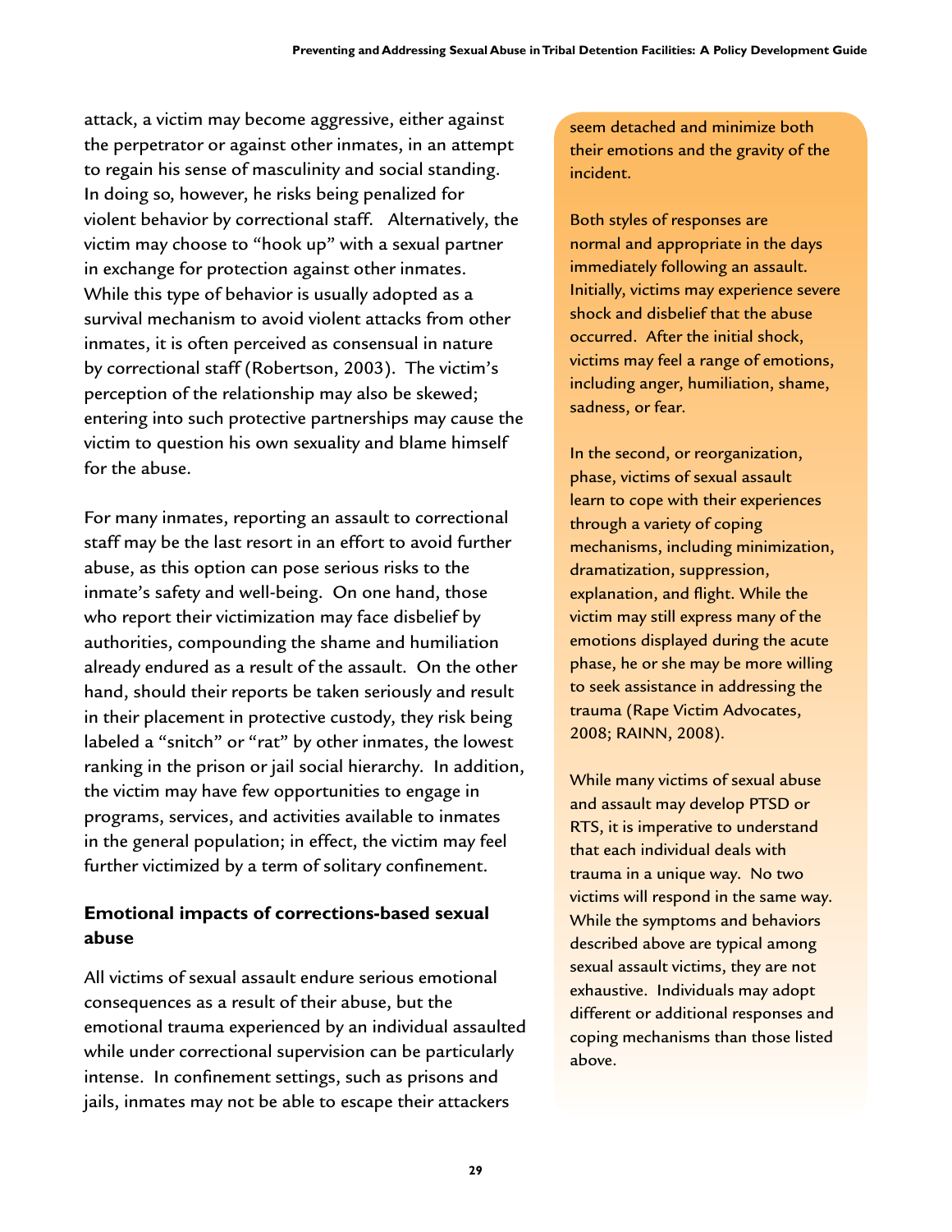attack, a victim may become aggressive, either against the perpetrator or against other inmates, in an attempt to regain his sense of masculinity and social standing. In doing so, however, he risks being penalized for violent behavior by correctional staff. Alternatively, the victim may choose to "hook up" with a sexual partner in exchange for protection against other inmates. While this type of behavior is usually adopted as a survival mechanism to avoid violent attacks from other inmates, it is often perceived as consensual in nature by correctional staff (Robertson, 2003). The victim's perception of the relationship may also be skewed; entering into such protective partnerships may cause the victim to question his own sexuality and blame himself for the abuse.

For many inmates, reporting an assault to correctional staff may be the last resort in an effort to avoid further abuse, as this option can pose serious risks to the inmate's safety and well-being. On one hand, those who report their victimization may face disbelief by authorities, compounding the shame and humiliation already endured as a result of the assault. On the other hand, should their reports be taken seriously and result in their placement in protective custody, they risk being labeled a "snitch" or "rat" by other inmates, the lowest ranking in the prison or jail social hierarchy. In addition, the victim may have few opportunities to engage in programs, services, and activities available to inmates in the general population; in effect, the victim may feel further victimized by a term of solitary confinement.

### Emotional impacts of corrections-based sexual abuse

All victims of sexual assault endure serious emotional consequences as a result of their abuse, but the emotional trauma experienced by an individual assaulted while under correctional supervision can be particularly intense. In confinement settings, such as prisons and jails, inmates may not be able to escape their attackers

seem detached and minimize both their emotions and the gravity of the incident.

Both styles of responses are normal and appropriate in the days immediately following an assault. Initially, victims may experience severe shock and disbelief that the abuse occurred. After the initial shock, victims may feel a range of emotions, including anger, humiliation, shame, sadness, or fear.

In the second, or reorganization, phase, victims of sexual assault learn to cope with their experiences through a variety of coping mechanisms, including minimization, dramatization, suppression, explanation, and flight. While the victim may still express many of the emotions displayed during the acute phase, he or she may be more willing to seek assistance in addressing the trauma (Rape Victim Advocates, 2008; RAINN, 2008).

While many victims of sexual abuse and assault may develop PTSD or RTS, it is imperative to understand that each individual deals with trauma in a unique way. No two victims will respond in the same way. While the symptoms and behaviors described above are typical among sexual assault victims, they are not exhaustive. Individuals may adopt different or additional responses and coping mechanisms than those listed above.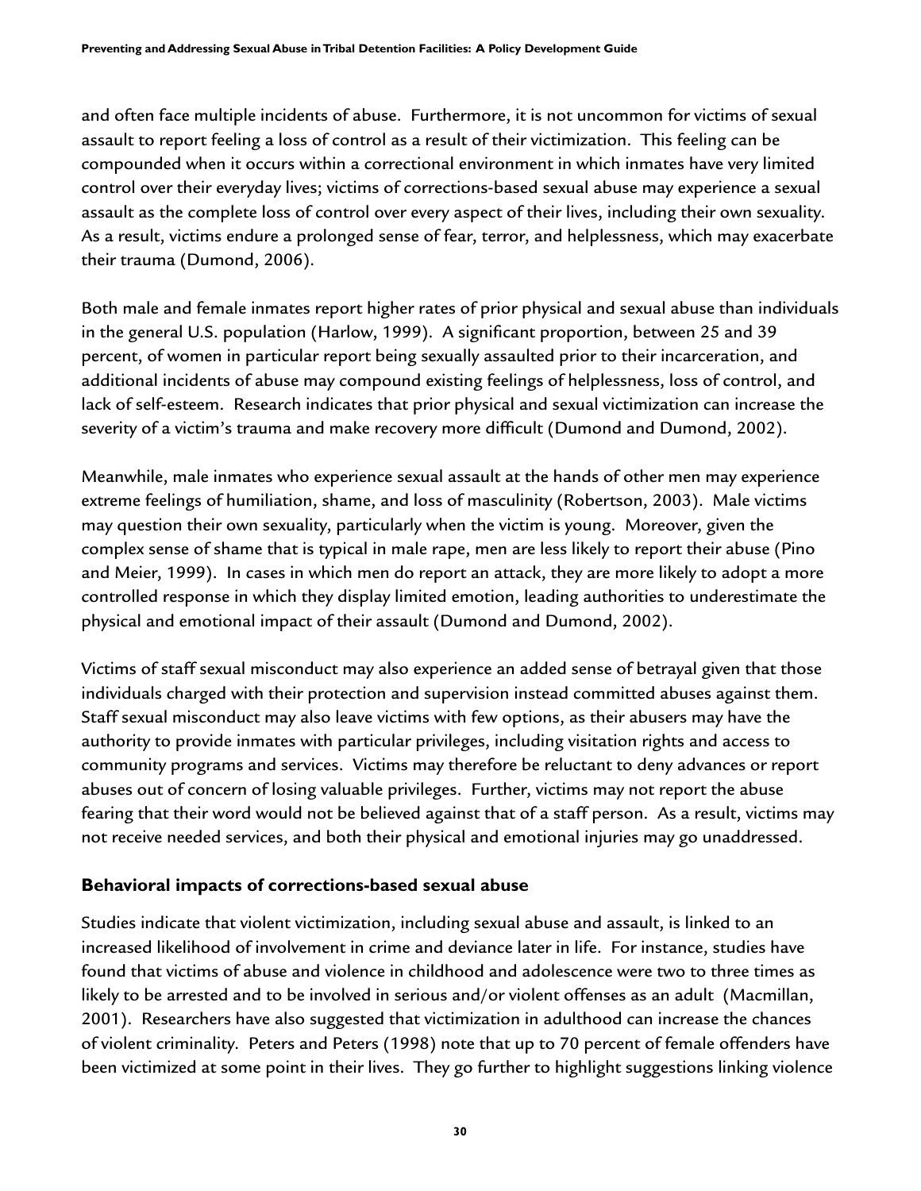and often face multiple incidents of abuse. Furthermore, it is not uncommon for victims of sexual assault to report feeling a loss of control as a result of their victimization. This feeling can be compounded when it occurs within a correctional environment in which inmates have very limited control over their everyday lives; victims of corrections-based sexual abuse may experience a sexual assault as the complete loss of control over every aspect of their lives, including their own sexuality. As a result, victims endure a prolonged sense of fear, terror, and helplessness, which may exacerbate their trauma (Dumond, 2006).

Both male and female inmates report higher rates of prior physical and sexual abuse than individuals in the general U.S. population (Harlow, 1999). A significant proportion, between 25 and 39 percent, of women in particular report being sexually assaulted prior to their incarceration, and additional incidents of abuse may compound existing feelings of helplessness, loss of control, and lack of self-esteem. Research indicates that prior physical and sexual victimization can increase the severity of a victim's trauma and make recovery more difficult (Dumond and Dumond, 2002).

Meanwhile, male inmates who experience sexual assault at the hands of other men may experience extreme feelings of humiliation, shame, and loss of masculinity (Robertson, 2003). Male victims may question their own sexuality, particularly when the victim is young. Moreover, given the complex sense of shame that is typical in male rape, men are less likely to report their abuse (Pino and Meier, 1999). In cases in which men do report an attack, they are more likely to adopt a more controlled response in which they display limited emotion, leading authorities to underestimate the physical and emotional impact of their assault (Dumond and Dumond, 2002).

Victims of staff sexual misconduct may also experience an added sense of betrayal given that those individuals charged with their protection and supervision instead committed abuses against them. Staff sexual misconduct may also leave victims with few options, as their abusers may have the authority to provide inmates with particular privileges, including visitation rights and access to community programs and services. Victims may therefore be reluctant to deny advances or report abuses out of concern of losing valuable privileges. Further, victims may not report the abuse fearing that their word would not be believed against that of a staff person. As a result, victims may not receive needed services, and both their physical and emotional injuries may go unaddressed.

### Behavioral impacts of corrections-based sexual abuse

Studies indicate that violent victimization, including sexual abuse and assault, is linked to an increased likelihood of involvement in crime and deviance later in life. For instance, studies have found that victims of abuse and violence in childhood and adolescence were two to three times as likely to be arrested and to be involved in serious and/or violent offenses as an adult (Macmillan, 2001). Researchers have also suggested that victimization in adulthood can increase the chances of violent criminality. Peters and Peters (1998) note that up to 70 percent of female offenders have been victimized at some point in their lives. They go further to highlight suggestions linking violence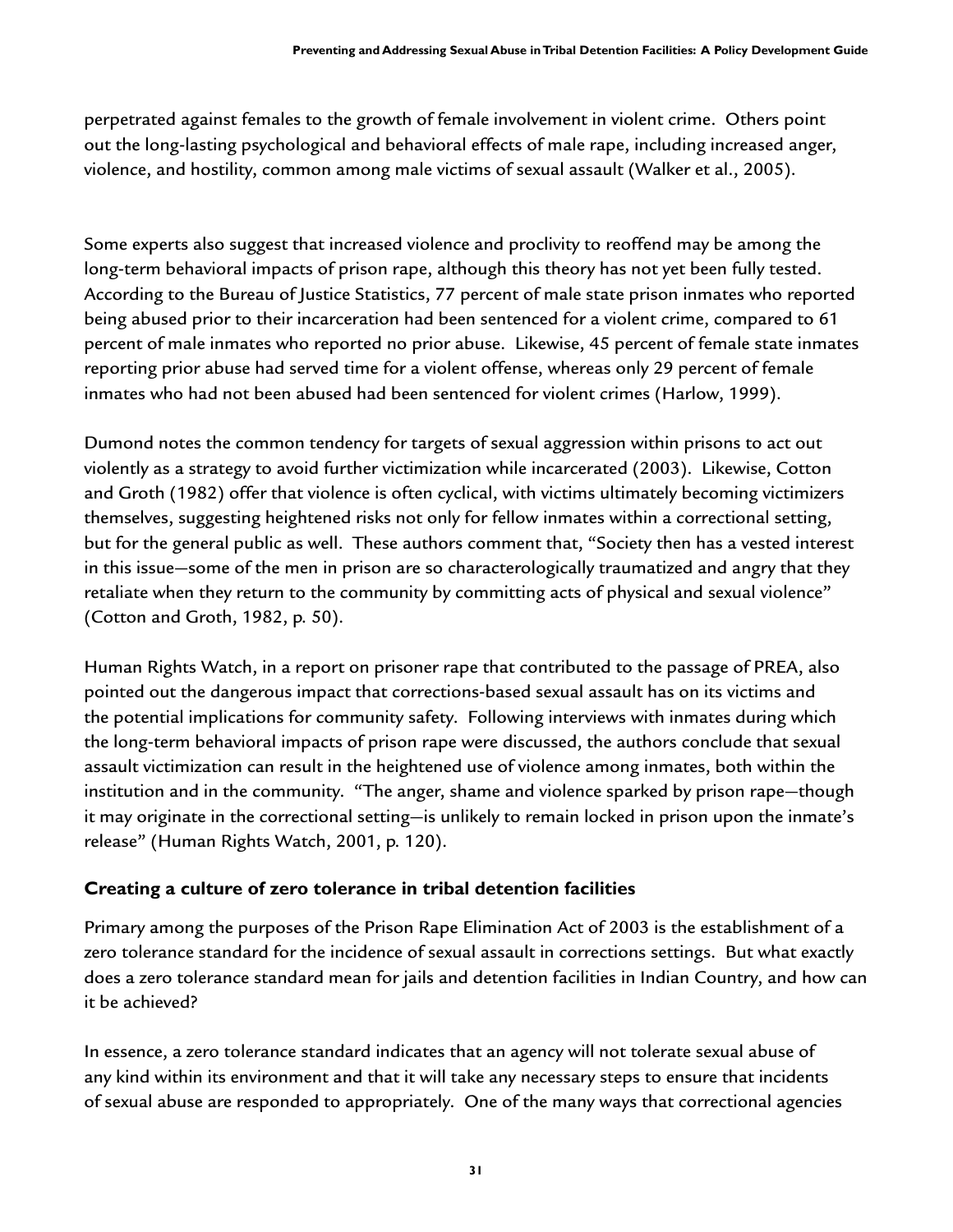perpetrated against females to the growth of female involvement in violent crime. Others point out the long-lasting psychological and behavioral effects of male rape, including increased anger, violence, and hostility, common among male victims of sexual assault (Walker et al., 2005).

Some experts also suggest that increased violence and proclivity to reoffend may be among the long-term behavioral impacts of prison rape, although this theory has not yet been fully tested. According to the Bureau of Justice Statistics, 77 percent of male state prison inmates who reported being abused prior to their incarceration had been sentenced for a violent crime, compared to 61 percent of male inmates who reported no prior abuse. Likewise, 45 percent of female state inmates reporting prior abuse had served time for a violent offense, whereas only 29 percent of female inmates who had not been abused had been sentenced for violent crimes (Harlow, 1999).

Dumond notes the common tendency for targets of sexual aggression within prisons to act out violently as a strategy to avoid further victimization while incarcerated (2003). Likewise, Cotton and Groth (1982) offer that violence is often cyclical, with victims ultimately becoming victimizers themselves, suggesting heightened risks not only for fellow inmates within a correctional setting, but for the general public as well. These authors comment that, "Society then has a vested interest in this issue—some of the men in prison are so characterologically traumatized and angry that they retaliate when they return to the community by committing acts of physical and sexual violence" (Cotton and Groth, 1982, p. 50).

Human Rights Watch, in a report on prisoner rape that contributed to the passage of PREA, also pointed out the dangerous impact that corrections-based sexual assault has on its victims and the potential implications for community safety. Following interviews with inmates during which the long-term behavioral impacts of prison rape were discussed, the authors conclude that sexual assault victimization can result in the heightened use of violence among inmates, both within the institution and in the community. "The anger, shame and violence sparked by prison rape—though it may originate in the correctional setting—is unlikely to remain locked in prison upon the inmate's release" (Human Rights Watch, 2001, p. 120).

## Creating a culture of zero tolerance in tribal detention facilities

Primary among the purposes of the Prison Rape Elimination Act of 2003 is the establishment of a zero tolerance standard for the incidence of sexual assault in corrections settings. But what exactly does a zero tolerance standard mean for jails and detention facilities in Indian Country, and how can it be achieved?

In essence, a zero tolerance standard indicates that an agency will not tolerate sexual abuse of any kind within its environment and that it will take any necessary steps to ensure that incidents of sexual abuse are responded to appropriately. One of the many ways that correctional agencies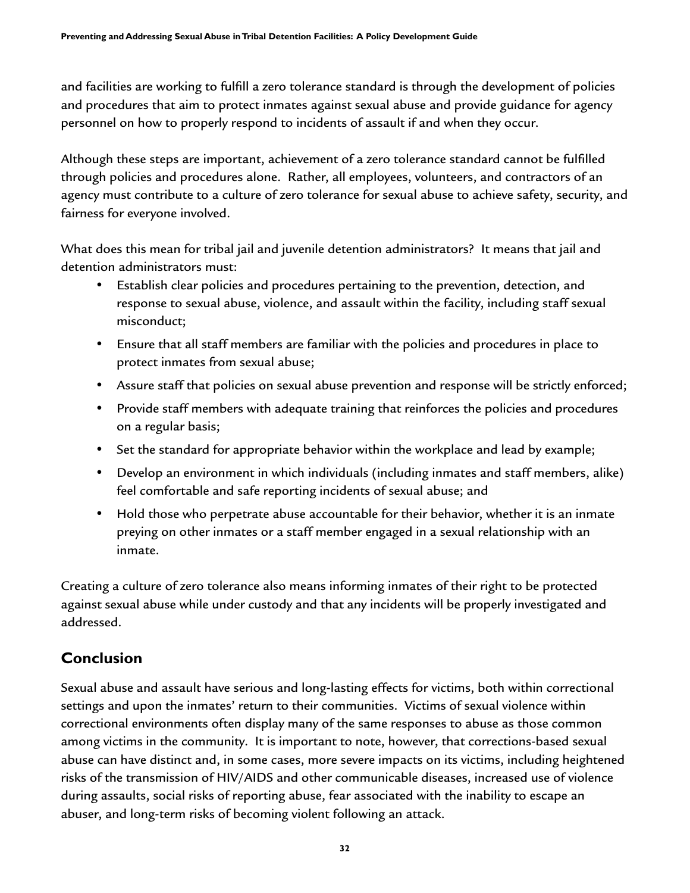and facilities are working to fulfill a zero tolerance standard is through the development of policies and procedures that aim to protect inmates against sexual abuse and provide guidance for agency personnel on how to properly respond to incidents of assault if and when they occur.

Although these steps are important, achievement of a zero tolerance standard cannot be fulfilled through policies and procedures alone. Rather, all employees, volunteers, and contractors of an agency must contribute to a culture of zero tolerance for sexual abuse to achieve safety, security, and fairness for everyone involved.

What does this mean for tribal jail and juvenile detention administrators? It means that jail and detention administrators must:

- Establish clear policies and procedures pertaining to the prevention, detection, and response to sexual abuse, violence, and assault within the facility, including staff sexual misconduct;
- Ensure that all staff members are familiar with the policies and procedures in place to protect inmates from sexual abuse;
- Assure staff that policies on sexual abuse prevention and response will be strictly enforced;
- Provide staff members with adequate training that reinforces the policies and procedures on a regular basis;
- Set the standard for appropriate behavior within the workplace and lead by example;
- Develop an environment in which individuals (including inmates and staff members, alike) feel comfortable and safe reporting incidents of sexual abuse; and
- Hold those who perpetrate abuse accountable for their behavior, whether it is an inmate preying on other inmates or a staff member engaged in a sexual relationship with an inmate.

Creating a culture of zero tolerance also means informing inmates of their right to be protected against sexual abuse while under custody and that any incidents will be properly investigated and addressed.

## Conclusion

Sexual abuse and assault have serious and long-lasting effects for victims, both within correctional settings and upon the inmates' return to their communities. Victims of sexual violence within correctional environments often display many of the same responses to abuse as those common among victims in the community. It is important to note, however, that corrections-based sexual abuse can have distinct and, in some cases, more severe impacts on its victims, including heightened risks of the transmission of HIV/AIDS and other communicable diseases, increased use of violence during assaults, social risks of reporting abuse, fear associated with the inability to escape an abuser, and long-term risks of becoming violent following an attack.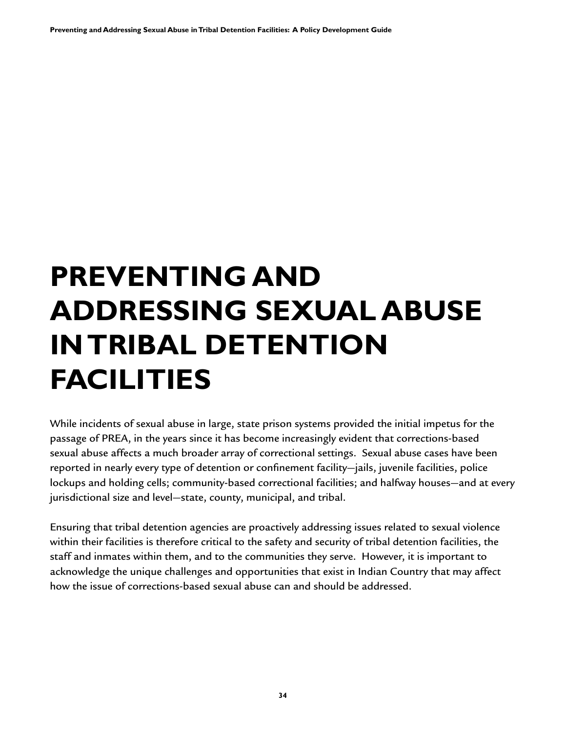# PREVENTING AND ADDRESSING SEXUAL ABUSE IN TRIBAL DETENTION FACILITIES

While incidents of sexual abuse in large, state prison systems provided the initial impetus for the passage of PREA, in the years since it has become increasingly evident that corrections-based sexual abuse affects a much broader array of correctional settings. Sexual abuse cases have been reported in nearly every type of detention or confinement facility—jails, juvenile facilities, police lockups and holding cells; community-based correctional facilities; and halfway houses—and at every jurisdictional size and level—state, county, municipal, and tribal.

Ensuring that tribal detention agencies are proactively addressing issues related to sexual violence within their facilities is therefore critical to the safety and security of tribal detention facilities, the staff and inmates within them, and to the communities they serve. However, it is important to acknowledge the unique challenges and opportunities that exist in Indian Country that may affect how the issue of corrections-based sexual abuse can and should be addressed.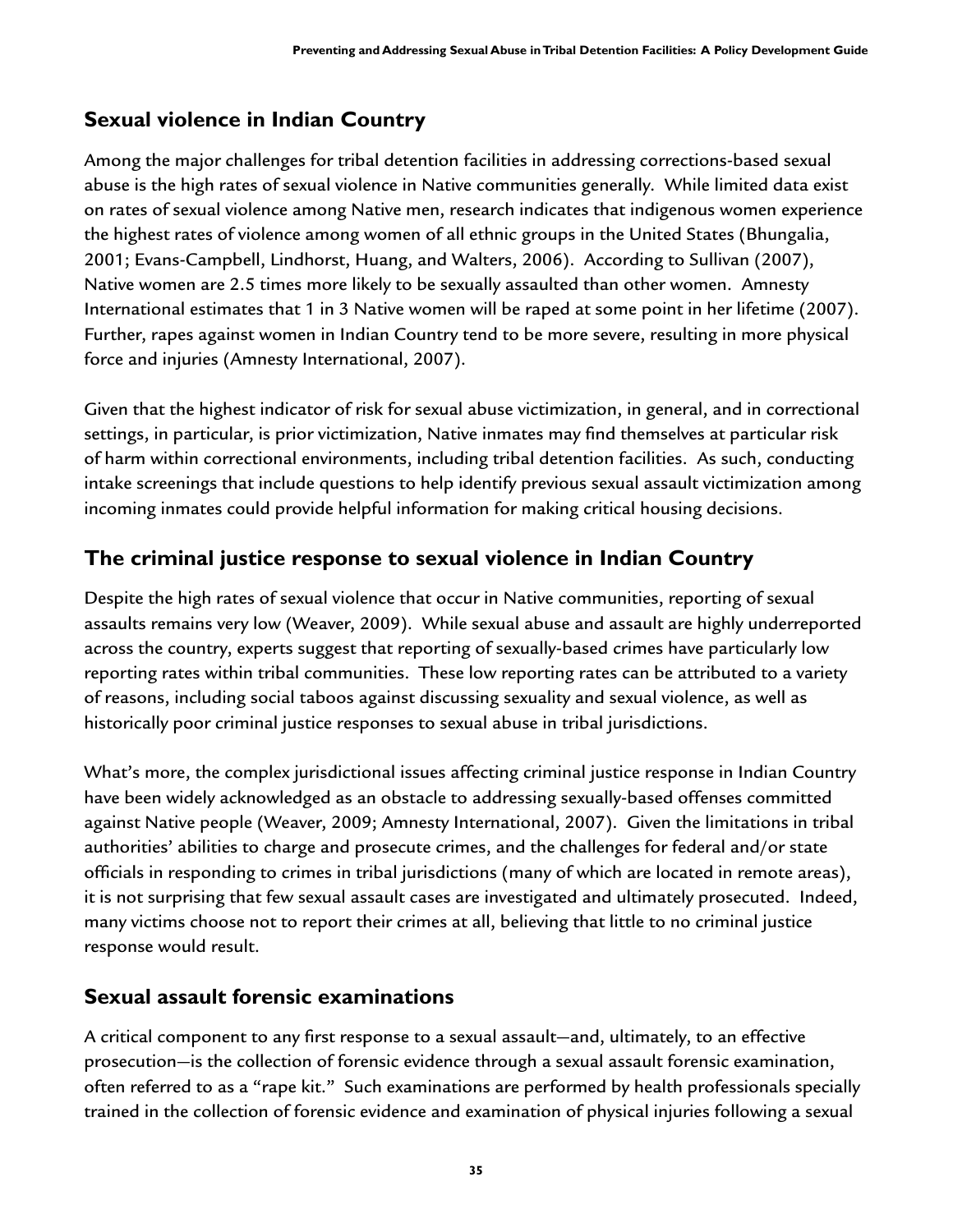## Sexual violence in Indian Country

Among the major challenges for tribal detention facilities in addressing corrections-based sexual abuse is the high rates of sexual violence in Native communities generally. While limited data exist on rates of sexual violence among Native men, research indicates that indigenous women experience the highest rates of violence among women of all ethnic groups in the United States (Bhungalia, 2001; Evans-Campbell, Lindhorst, Huang, and Walters, 2006). According to Sullivan (2007), Native women are 2.5 times more likely to be sexually assaulted than other women. Amnesty International estimates that 1 in 3 Native women will be raped at some point in her lifetime (2007). Further, rapes against women in Indian Country tend to be more severe, resulting in more physical force and injuries (Amnesty International, 2007).

Given that the highest indicator of risk for sexual abuse victimization, in general, and in correctional settings, in particular, is prior victimization, Native inmates may find themselves at particular risk of harm within correctional environments, including tribal detention facilities. As such, conducting intake screenings that include questions to help identify previous sexual assault victimization among incoming inmates could provide helpful information for making critical housing decisions.

## The criminal justice response to sexual violence in Indian Country

Despite the high rates of sexual violence that occur in Native communities, reporting of sexual assaults remains very low (Weaver, 2009). While sexual abuse and assault are highly underreported across the country, experts suggest that reporting of sexually-based crimes have particularly low reporting rates within tribal communities. These low reporting rates can be attributed to a variety of reasons, including social taboos against discussing sexuality and sexual violence, as well as historically poor criminal justice responses to sexual abuse in tribal jurisdictions.

What's more, the complex jurisdictional issues affecting criminal justice response in Indian Country have been widely acknowledged as an obstacle to addressing sexually-based offenses committed against Native people (Weaver, 2009; Amnesty International, 2007). Given the limitations in tribal authorities' abilities to charge and prosecute crimes, and the challenges for federal and/or state officials in responding to crimes in tribal jurisdictions (many of which are located in remote areas), it is not surprising that few sexual assault cases are investigated and ultimately prosecuted. Indeed, many victims choose not to report their crimes at all, believing that little to no criminal justice response would result.

## Sexual assault forensic examinations

A critical component to any first response to a sexual assault—and, ultimately, to an effective prosecution—is the collection of forensic evidence through a sexual assault forensic examination, often referred to as a "rape kit." Such examinations are performed by health professionals specially trained in the collection of forensic evidence and examination of physical injuries following a sexual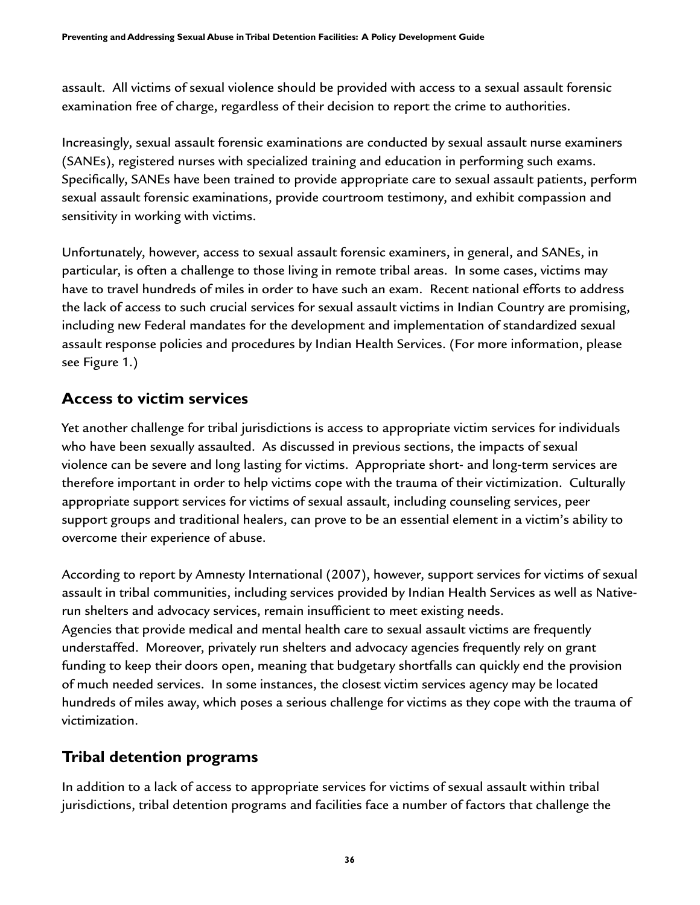assault. All victims of sexual violence should be provided with access to a sexual assault forensic examination free of charge, regardless of their decision to report the crime to authorities.

Increasingly, sexual assault forensic examinations are conducted by sexual assault nurse examiners (SANEs), registered nurses with specialized training and education in performing such exams. Specifically, SANEs have been trained to provide appropriate care to sexual assault patients, perform sexual assault forensic examinations, provide courtroom testimony, and exhibit compassion and sensitivity in working with victims.

Unfortunately, however, access to sexual assault forensic examiners, in general, and SANEs, in particular, is often a challenge to those living in remote tribal areas. In some cases, victims may have to travel hundreds of miles in order to have such an exam. Recent national efforts to address the lack of access to such crucial services for sexual assault victims in Indian Country are promising, including new Federal mandates for the development and implementation of standardized sexual assault response policies and procedures by Indian Health Services. (For more information, please see Figure 1.)

## Access to victim services

Yet another challenge for tribal jurisdictions is access to appropriate victim services for individuals who have been sexually assaulted. As discussed in previous sections, the impacts of sexual violence can be severe and long lasting for victims. Appropriate short- and long-term services are therefore important in order to help victims cope with the trauma of their victimization. Culturally appropriate support services for victims of sexual assault, including counseling services, peer support groups and traditional healers, can prove to be an essential element in a victim's ability to overcome their experience of abuse.

According to report by Amnesty International (2007), however, support services for victims of sexual assault in tribal communities, including services provided by Indian Health Services as well as Native-run shelters and advocacy services, remain insufficient to meet existing needs.
Agencies that provide medical and mental health care to sexual assault victims are frequently understaffed. Moreover, privately run shelters and advocacy agencies frequently rely on grant funding to keep their doors open, meaning that budgetary shortfalls can quickly end the provision of much needed services. In some instances, the closest victim services agency may be located hundreds of miles away, which poses a serious challenge for victims as they cope with the trauma of victimization.

## Tribal detention programs

In addition to a lack of access to appropriate services for victims of sexual assault within tribal jurisdictions, tribal detention programs and facilities face a number of factors that challenge the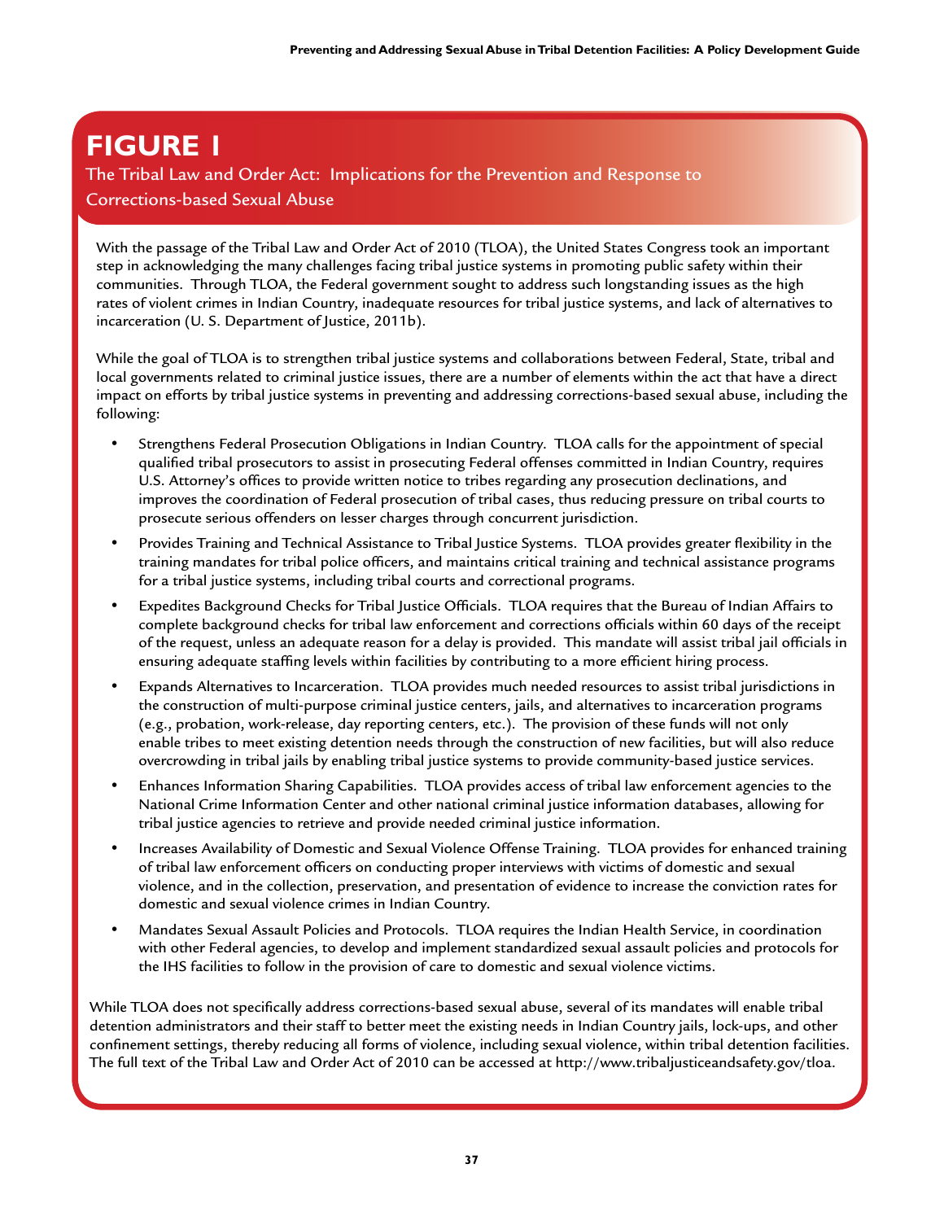# FIGURE 1

## The Tribal Law and Order Act: Implications for the Prevention and Response to Corrections-based Sexual Abuse

With the passage of the Tribal Law and Order Act of 2010 (TLOA), the United States Congress took an important step in acknowledging the many challenges facing tribal justice systems in promoting public safety within their communities. Through TLOA, the Federal government sought to address such longstanding issues as the high rates of violent crimes in Indian Country, inadequate resources for tribal justice systems, and lack of alternatives to incarceration (U. S. Department of Justice, 2011b).

While the goal of TLOA is to strengthen tribal justice systems and collaborations between Federal, State, tribal and local governments related to criminal justice issues, there are a number of elements within the act that have a direct impact on efforts by tribal justice systems in preventing and addressing corrections-based sexual abuse, including the following:

- Strengthens Federal Prosecution Obligations in Indian Country. TLOA calls for the appointment of special qualified tribal prosecutors to assist in prosecuting Federal offenses committed in Indian Country, requires U.S. Attorney's offices to provide written notice to tribes regarding any prosecution declinations, and improves the coordination of Federal prosecution of tribal cases, thus reducing pressure on tribal courts to prosecute serious offenders on lesser charges through concurrent jurisdiction.
- Provides Training and Technical Assistance to Tribal Justice Systems. TLOA provides greater flexibility in the training mandates for tribal police officers, and maintains critical training and technical assistance programs for a tribal justice systems, including tribal courts and correctional programs.
- Expedites Background Checks for Tribal Justice Officials. TLOA requires that the Bureau of Indian Affairs to complete background checks for tribal law enforcement and corrections officials within 60 days of the receipt of the request, unless an adequate reason for a delay is provided. This mandate will assist tribal jail officials in ensuring adequate staffing levels within facilities by contributing to a more efficient hiring process.
- Expands Alternatives to Incarceration. TLOA provides much needed resources to assist tribal jurisdictions in the construction of multi-purpose criminal justice centers, jails, and alternatives to incarceration programs (e.g., probation, work-release, day reporting centers, etc.). The provision of these funds will not only enable tribes to meet existing detention needs through the construction of new facilities, but will also reduce overcrowding in tribal jails by enabling tribal justice systems to provide community-based justice services.
- Enhances Information Sharing Capabilities. TLOA provides access of tribal law enforcement agencies to the National Crime Information Center and other national criminal justice information databases, allowing for tribal justice agencies to retrieve and provide needed criminal justice information.
- Increases Availability of Domestic and Sexual Violence Offense Training. TLOA provides for enhanced training of tribal law enforcement officers on conducting proper interviews with victims of domestic and sexual violence, and in the collection, preservation, and presentation of evidence to increase the conviction rates for domestic and sexual violence crimes in Indian Country.
- Mandates Sexual Assault Policies and Protocols. TLOA requires the Indian Health Service, in coordination with other Federal agencies, to develop and implement standardized sexual assault policies and protocols for the IHS facilities to follow in the provision of care to domestic and sexual violence victims.

While TLOA does not specifically address corrections-based sexual abuse, several of its mandates will enable tribal detention administrators and their staff to better meet the existing needs in Indian Country jails, lock-ups, and other confinement settings, thereby reducing all forms of violence, including sexual violence, within tribal detention facilities. The full text of the Tribal Law and Order Act of 2010 can be accessed at http://www.tribaljusticeandsafety.gov/tloa.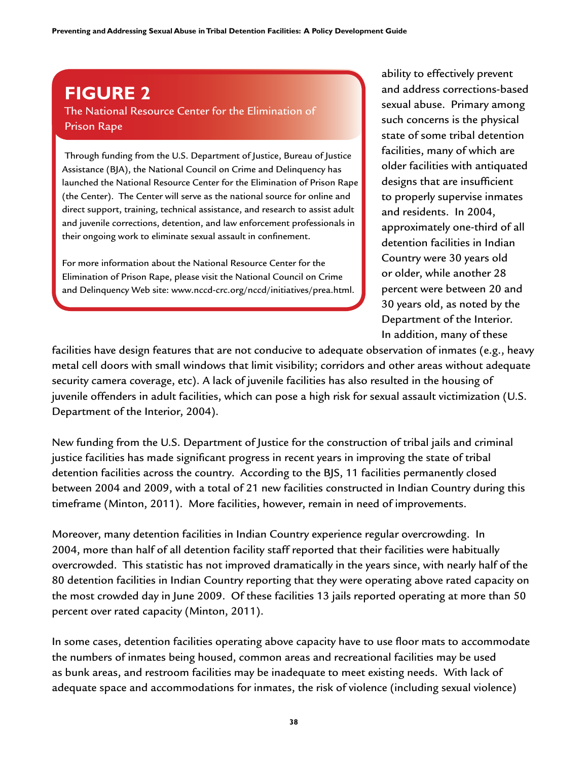**FIGURE 2**

**The National Resource Center for the Elimination of Prison Rape**

Through funding from the U.S. Department of Justice, Bureau of Justice Assistance (BJA), the National Council on Crime and Delinquency has launched the National Resource Center for the Elimination of Prison Rape (the Center). The Center will serve as the national source for online and direct support, training, technical assistance, and research to assist adult and juvenile corrections, detention, and law enforcement professionals in their ongoing work to eliminate sexual assault in confinement.

For more information about the National Resource Center for the Elimination of Prison Rape, please visit the National Council on Crime and Delinquency Web site: www.nccd-crc.org/nccd/initiatives/prea.html.

ability to effectively prevent and address corrections-based sexual abuse. Primary among such concerns is the physical state of some tribal detention facilities, many of which are older facilities with antiquated designs that are insufficient to properly supervise inmates and residents. In 2004, approximately one-third of all detention facilities in Indian Country were 30 years old or older, while another 28 percent were between 20 and 30 years old, as noted by the Department of the Interior. In addition, many of these facilities have design features that are not conducive to adequate observation of inmates (e.g., heavy metal cell doors with small windows that limit visibility; corridors and other areas without adequate security camera coverage, etc). A lack of juvenile facilities has also resulted in the housing of juvenile offenders in adult facilities, which can pose a high risk for sexual assault victimization (U.S. Department of the Interior, 2004).

New funding from the U.S. Department of Justice for the construction of tribal jails and criminal justice facilities has made significant progress in recent years in improving the state of tribal detention facilities across the country. According to the BJS, 11 facilities permanently closed between 2004 and 2009, with a total of 21 new facilities constructed in Indian Country during this timeframe (Minton, 2011). More facilities, however, remain in need of improvements.

Moreover, many detention facilities in Indian Country experience regular overcrowding. In 2004, more than half of all detention facility staff reported that their facilities were habitually overcrowded. This statistic has not improved dramatically in the years since, with nearly half of the 80 detention facilities in Indian Country reporting that they were operating above rated capacity on the most crowded day in June 2009. Of these facilities 13 jails reported operating at more than 50 percent over rated capacity (Minton, 2011).

In some cases, detention facilities operating above capacity have to use floor mats to accommodate the numbers of inmates being housed, common areas and recreational facilities may be used as bunk areas, and restroom facilities may be inadequate to meet existing needs. With lack of adequate space and accommodations for inmates, the risk of violence (including sexual violence)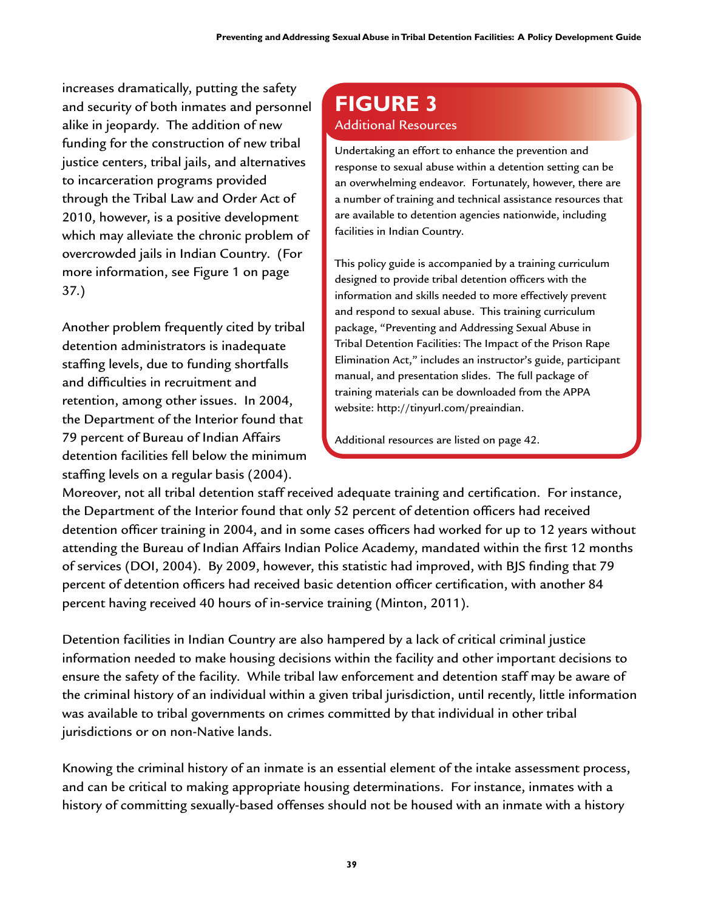increases dramatically, putting the safety and security of both inmates and personnel alike in jeopardy. The addition of new funding for the construction of new tribal justice centers, tribal jails, and alternatives to incarceration programs provided through the Tribal Law and Order Act of 2010, however, is a positive development which may alleviate the chronic problem of overcrowded jails in Indian Country. (For more information, see Figure 1 on page 37.)

> **FIGURE 3**
> **Additional Resources**
>
> Undertaking an effort to enhance the prevention and response to sexual abuse within a detention setting can be an overwhelming endeavor. Fortunately, however, there are a number of training and technical assistance resources that are available to detention agencies nationwide, including facilities in Indian Country.
>
> This policy guide is accompanied by a training curriculum designed to provide tribal detention officers with the information and skills needed to more effectively prevent and respond to sexual abuse. This training curriculum package, "Preventing and Addressing Sexual Abuse in Tribal Detention Facilities: The Impact of the Prison Rape Elimination Act," includes an instructor's guide, participant manual, and presentation slides. The full package of training materials can be downloaded from the APPA website: http://tinyurl.com/preaindian.
>
> Additional resources are listed on page 42.

Another problem frequently cited by tribal detention administrators is inadequate staffing levels, due to funding shortfalls and difficulties in recruitment and retention, among other issues. In 2004, the Department of the Interior found that 79 percent of Bureau of Indian Affairs detention facilities fell below the minimum staffing levels on a regular basis (2004). Moreover, not all tribal detention staff received adequate training and certification. For instance, the Department of the Interior found that only 52 percent of detention officers had received detention officer training in 2004, and in some cases officers had worked for up to 12 years without attending the Bureau of Indian Affairs Indian Police Academy, mandated within the first 12 months of services (DOI, 2004). By 2009, however, this statistic had improved, with BJS finding that 79 percent of detention officers had received basic detention officer certification, with another 84 percent having received 40 hours of in-service training (Minton, 2011).

Detention facilities in Indian Country are also hampered by a lack of critical criminal justice information needed to make housing decisions within the facility and other important decisions to ensure the safety of the facility. While tribal law enforcement and detention staff may be aware of the criminal history of an individual within a given tribal jurisdiction, until recently, little information was available to tribal governments on crimes committed by that individual in other tribal jurisdictions or on non-Native lands.

Knowing the criminal history of an inmate is an essential element of the intake assessment process, and can be critical to making appropriate housing determinations. For instance, inmates with a history of committing sexually-based offenses should not be housed with an inmate with a history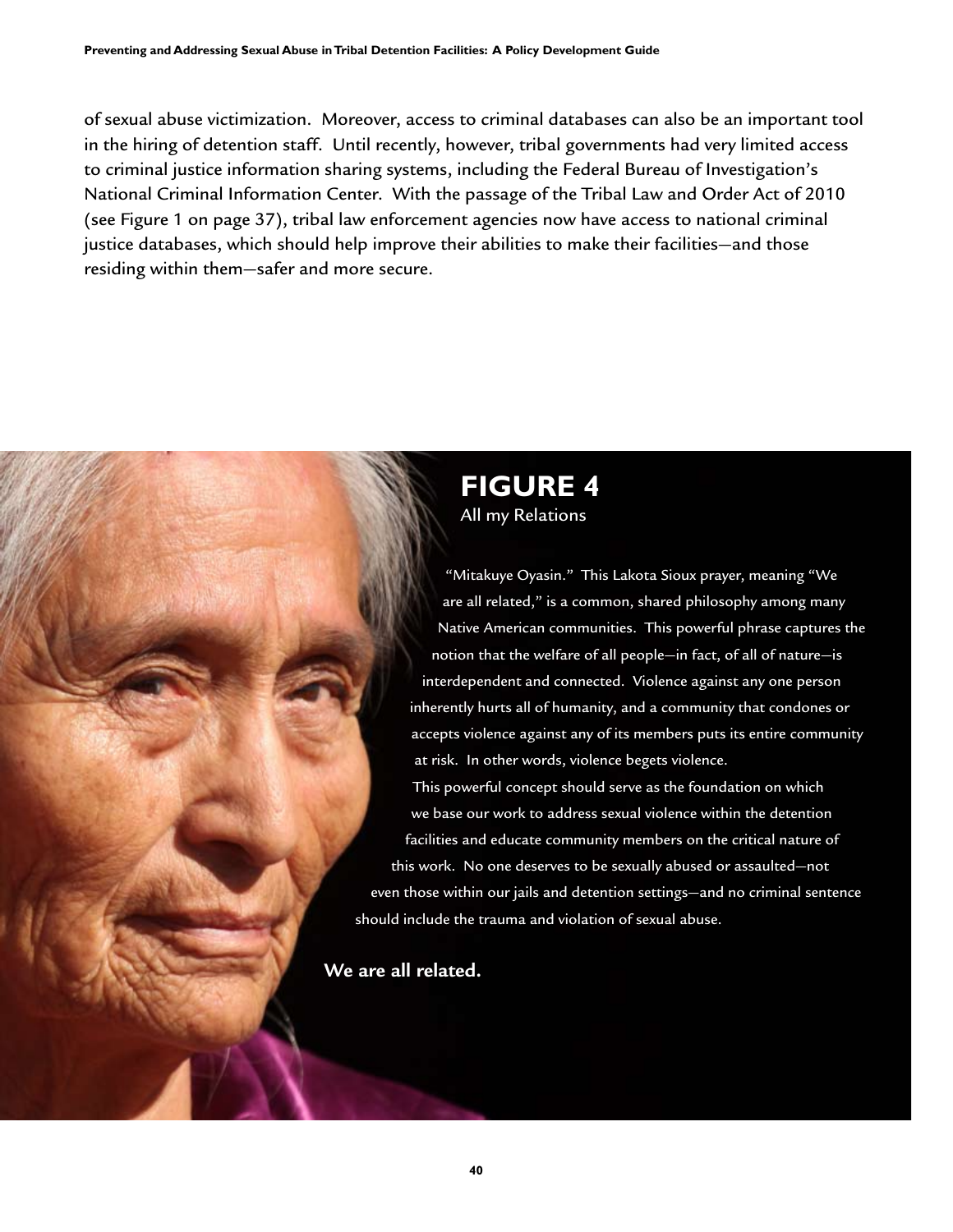of sexual abuse victimization. Moreover, access to criminal databases can also be an important tool in the hiring of detention staff. Until recently, however, tribal governments had very limited access to criminal justice information sharing systems, including the Federal Bureau of Investigation's National Criminal Information Center. With the passage of the Tribal Law and Order Act of 2010 (see Figure 1 on page 37), tribal law enforcement agencies now have access to national criminal justice databases, which should help improve their abilities to make their facilities—and those residing within them—safer and more secure.

## FIGURE 4

All my Relations

"Mitakuye Oyasin." This Lakota Sioux prayer, meaning "We are all related," is a common, shared philosophy among many Native American communities. This powerful phrase captures the notion that the welfare of all people—in fact, of all of nature—is interdependent and connected. Violence against any one person inherently hurts all of humanity, and a community that condones or accepts violence against any of its members puts its entire community at risk. In other words, violence begets violence.

This powerful concept should serve as the foundation on which we base our work to address sexual violence within the detention facilities and educate community members on the critical nature of this work. No one deserves to be sexually abused or assaulted—not even those within our jails and detention settings—and no criminal sentence should include the trauma and violation of sexual abuse.

**We are all related.**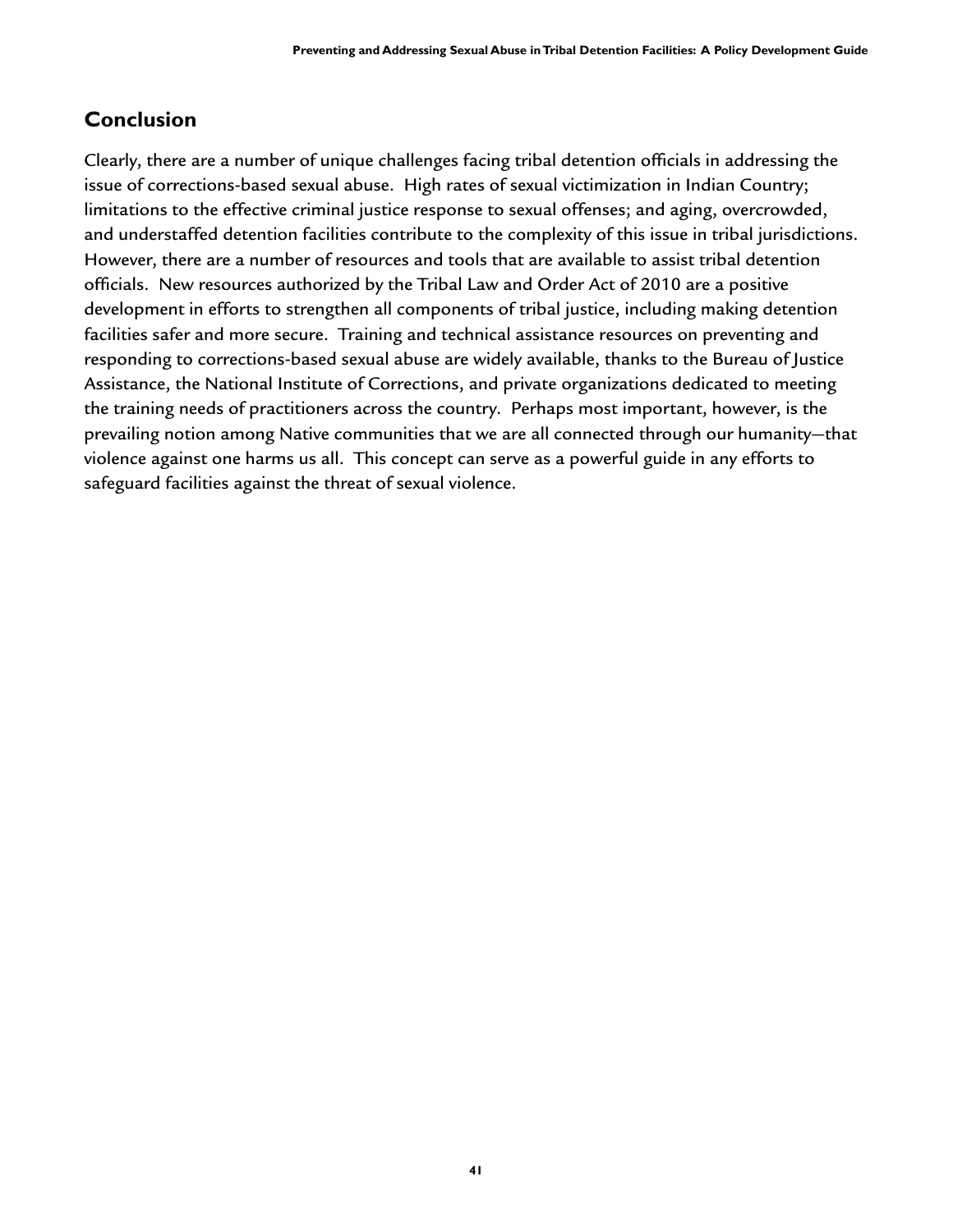## Conclusion

Clearly, there are a number of unique challenges facing tribal detention officials in addressing the issue of corrections-based sexual abuse. High rates of sexual victimization in Indian Country; limitations to the effective criminal justice response to sexual offenses; and aging, overcrowded, and understaffed detention facilities contribute to the complexity of this issue in tribal jurisdictions. However, there are a number of resources and tools that are available to assist tribal detention officials. New resources authorized by the Tribal Law and Order Act of 2010 are a positive development in efforts to strengthen all components of tribal justice, including making detention facilities safer and more secure. Training and technical assistance resources on preventing and responding to corrections-based sexual abuse are widely available, thanks to the Bureau of Justice Assistance, the National Institute of Corrections, and private organizations dedicated to meeting the training needs of practitioners across the country. Perhaps most important, however, is the prevailing notion among Native communities that we are all connected through our humanity—that violence against one harms us all. This concept can serve as a powerful guide in any efforts to safeguard facilities against the threat of sexual violence.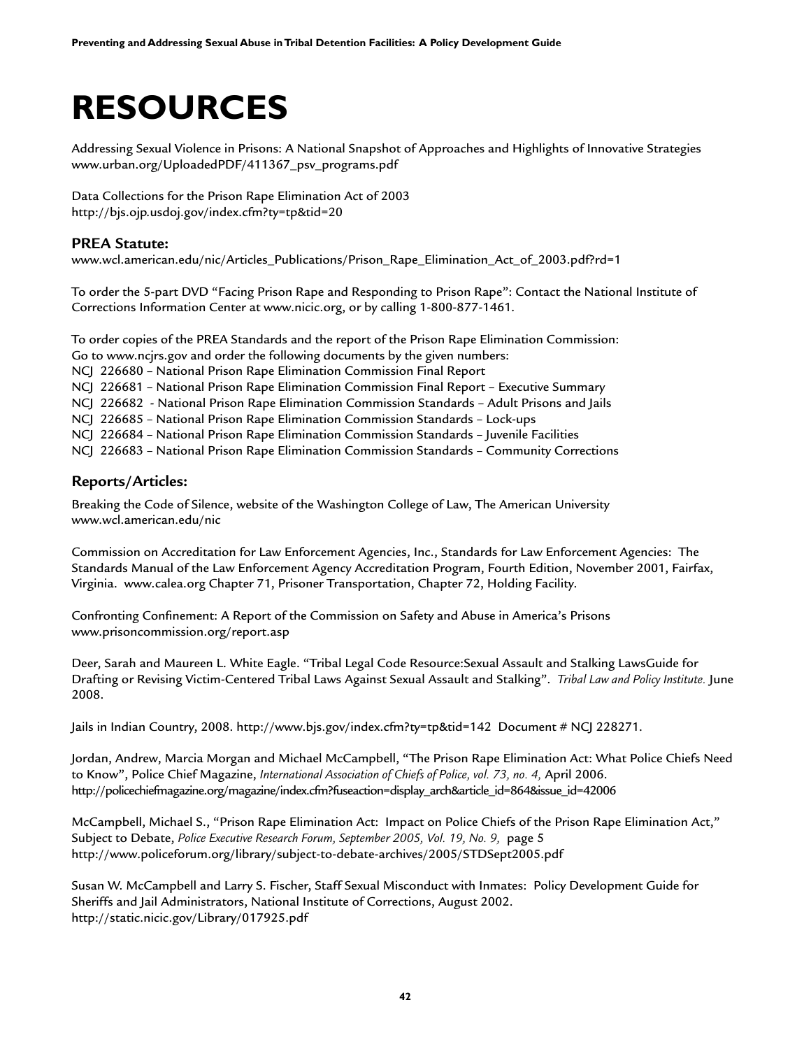# RESOURCES

Addressing Sexual Violence in Prisons: A National Snapshot of Approaches and Highlights of Innovative Strategies
www.urban.org/UploadedPDF/411367_psv_programs.pdf

Data Collections for the Prison Rape Elimination Act of 2003
http://bjs.ojp.usdoj.gov/index.cfm?ty=tp&tid=20

### PREA Statute:

www.wcl.american.edu/nic/Articles_Publications/Prison_Rape_Elimination_Act_of_2003.pdf?rd=1

To order the 5-part DVD "Facing Prison Rape and Responding to Prison Rape": Contact the National Institute of Corrections Information Center at www.nicic.org, or by calling 1-800-877-1461.

To order copies of the PREA Standards and the report of the Prison Rape Elimination Commission:
Go to www.ncjrs.gov and order the following documents by the given numbers:
NCJ 226680 – National Prison Rape Elimination Commission Final Report
NCJ 226681 – National Prison Rape Elimination Commission Final Report – Executive Summary
NCJ 226682 - National Prison Rape Elimination Commission Standards – Adult Prisons and Jails
NCJ 226685 – National Prison Rape Elimination Commission Standards – Lock-ups
NCJ 226684 – National Prison Rape Elimination Commission Standards – Juvenile Facilities
NCJ 226683 – National Prison Rape Elimination Commission Standards – Community Corrections

### Reports/Articles:

Breaking the Code of Silence, website of the Washington College of Law, The American University
www.wcl.american.edu/nic

Commission on Accreditation for Law Enforcement Agencies, Inc., Standards for Law Enforcement Agencies: The Standards Manual of the Law Enforcement Agency Accreditation Program, Fourth Edition, November 2001, Fairfax, Virginia. www.calea.org Chapter 71, Prisoner Transportation, Chapter 72, Holding Facility.

Confronting Confinement: A Report of the Commission on Safety and Abuse in America's Prisons
www.prisoncommission.org/report.asp

Deer, Sarah and Maureen L. White Eagle. "Tribal Legal Code Resource:Sexual Assault and Stalking LawsGuide for Drafting or Revising Victim-Centered Tribal Laws Against Sexual Assault and Stalking". *Tribal Law and Policy Institute.* June 2008.

Jails in Indian Country, 2008. http://www.bjs.gov/index.cfm?ty=tp&tid=142 Document # NCJ 228271.

Jordan, Andrew, Marcia Morgan and Michael McCampbell, "The Prison Rape Elimination Act: What Police Chiefs Need to Know", Police Chief Magazine, *International Association of Chiefs of Police, vol. 73, no. 4,* April 2006.
http://policechiefmagazine.org/magazine/index.cfm?fuseaction=display_arch&article_id=864&issue_id=42006

McCampbell, Michael S., "Prison Rape Elimination Act: Impact on Police Chiefs of the Prison Rape Elimination Act," Subject to Debate, *Police Executive Research Forum, September 2005, Vol. 19, No. 9,* page 5
http://www.policeforum.org/library/subject-to-debate-archives/2005/STDSept2005.pdf

Susan W. McCampbell and Larry S. Fischer, Staff Sexual Misconduct with Inmates: Policy Development Guide for Sheriffs and Jail Administrators, National Institute of Corrections, August 2002.
http://static.nicic.gov/Library/017925.pdf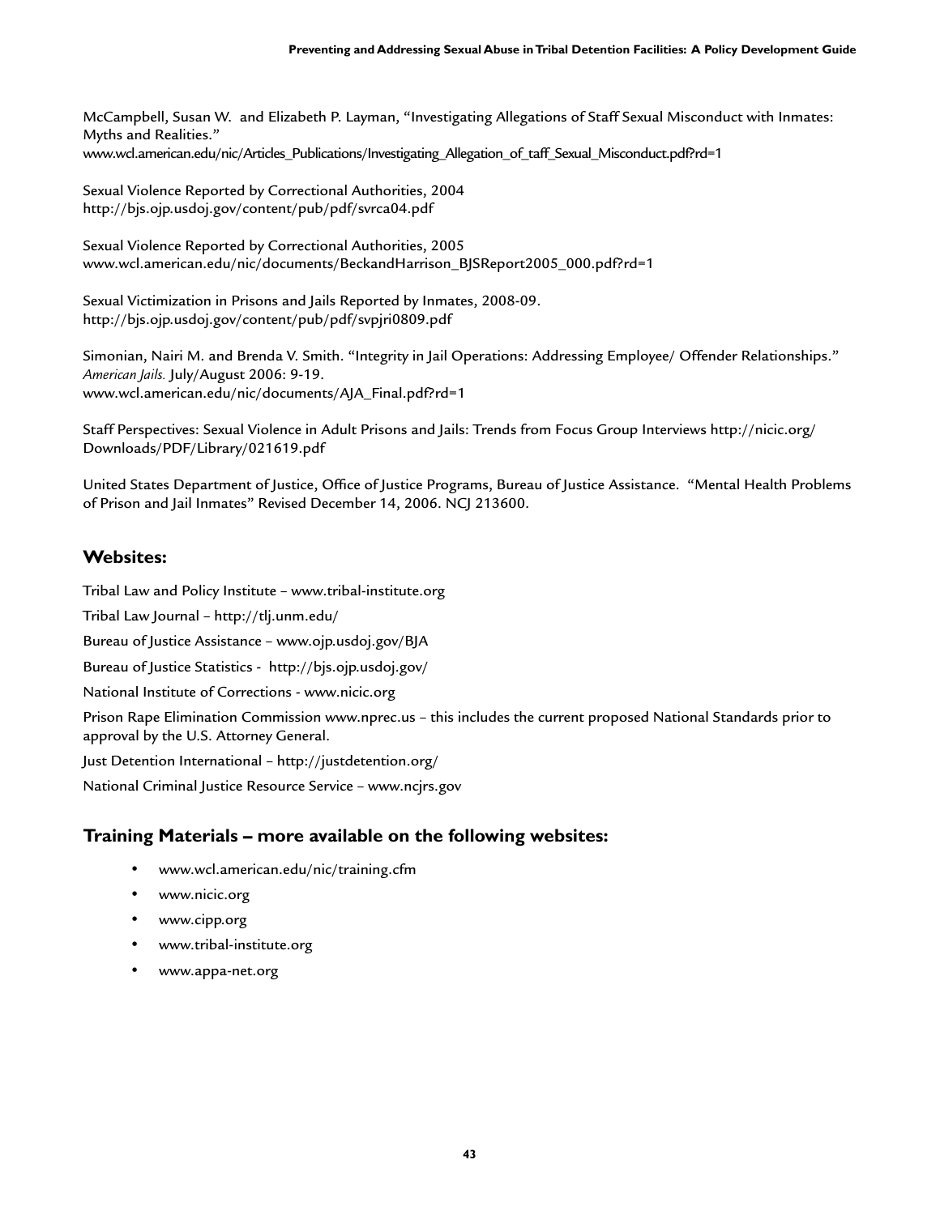McCampbell, Susan W. and Elizabeth P. Layman, "Investigating Allegations of Staff Sexual Misconduct with Inmates: Myths and Realities."
www.wcl.american.edu/nic/Articles_Publications/Investigating_Allegation_of_taff_Sexual_Misconduct.pdf?rd=1

Sexual Violence Reported by Correctional Authorities, 2004
http://bjs.ojp.usdoj.gov/content/pub/pdf/svrca04.pdf

Sexual Violence Reported by Correctional Authorities, 2005
www.wcl.american.edu/nic/documents/BeckandHarrison_BJSReport2005_000.pdf?rd=1

Sexual Victimization in Prisons and Jails Reported by Inmates, 2008-09.
http://bjs.ojp.usdoj.gov/content/pub/pdf/svpjri0809.pdf

Simonian, Nairi M. and Brenda V. Smith. "Integrity in Jail Operations: Addressing Employee/ Offender Relationships." *American Jails.* July/August 2006: 9-19.
www.wcl.american.edu/nic/documents/AJA_Final.pdf?rd=1

Staff Perspectives: Sexual Violence in Adult Prisons and Jails: Trends from Focus Group Interviews http://nicic.org/Downloads/PDF/Library/021619.pdf

United States Department of Justice, Office of Justice Programs, Bureau of Justice Assistance. "Mental Health Problems of Prison and Jail Inmates" Revised December 14, 2006. NCJ 213600.

## Websites:

Tribal Law and Policy Institute – www.tribal-institute.org

Tribal Law Journal – http://tlj.unm.edu/

Bureau of Justice Assistance – www.ojp.usdoj.gov/BJA

Bureau of Justice Statistics - http://bjs.ojp.usdoj.gov/

National Institute of Corrections - www.nicic.org

Prison Rape Elimination Commission www.nprec.us – this includes the current proposed National Standards prior to approval by the U.S. Attorney General.

Just Detention International – http://justdetention.org/

National Criminal Justice Resource Service – www.ncjrs.gov

## Training Materials – more available on the following websites:

- www.wcl.american.edu/nic/training.cfm
- www.nicic.org
- www.cipp.org
- www.tribal-institute.org
- www.appa-net.org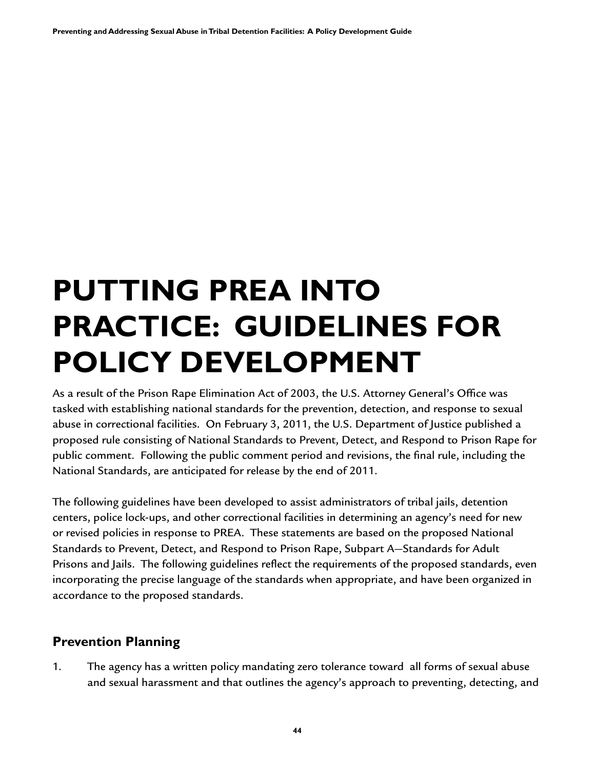# PUTTING PREA INTO PRACTICE: GUIDELINES FOR POLICY DEVELOPMENT

As a result of the Prison Rape Elimination Act of 2003, the U.S. Attorney General's Office was tasked with establishing national standards for the prevention, detection, and response to sexual abuse in correctional facilities. On February 3, 2011, the U.S. Department of Justice published a proposed rule consisting of National Standards to Prevent, Detect, and Respond to Prison Rape for public comment. Following the public comment period and revisions, the final rule, including the National Standards, are anticipated for release by the end of 2011.

The following guidelines have been developed to assist administrators of tribal jails, detention centers, police lock-ups, and other correctional facilities in determining an agency's need for new or revised policies in response to PREA. These statements are based on the proposed National Standards to Prevent, Detect, and Respond to Prison Rape, Subpart A—Standards for Adult Prisons and Jails. The following guidelines reflect the requirements of the proposed standards, even incorporating the precise language of the standards when appropriate, and have been organized in accordance to the proposed standards.

## Prevention Planning

1. The agency has a written policy mandating zero tolerance toward all forms of sexual abuse and sexual harassment and that outlines the agency's approach to preventing, detecting, and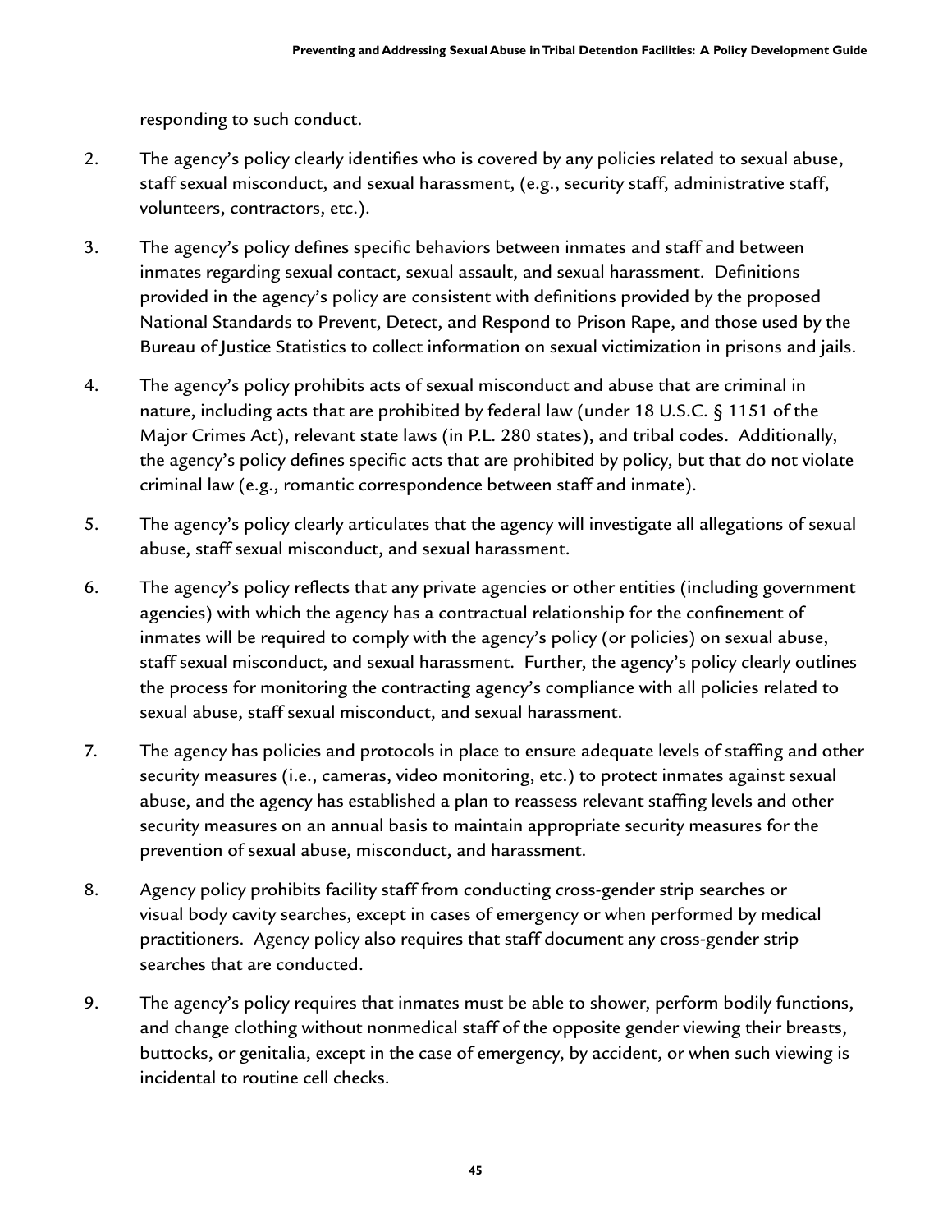responding to such conduct.

2. The agency's policy clearly identifies who is covered by any policies related to sexual abuse, staff sexual misconduct, and sexual harassment, (e.g., security staff, administrative staff, volunteers, contractors, etc.).

3. The agency's policy defines specific behaviors between inmates and staff and between inmates regarding sexual contact, sexual assault, and sexual harassment. Definitions provided in the agency's policy are consistent with definitions provided by the proposed National Standards to Prevent, Detect, and Respond to Prison Rape, and those used by the Bureau of Justice Statistics to collect information on sexual victimization in prisons and jails.

4. The agency's policy prohibits acts of sexual misconduct and abuse that are criminal in nature, including acts that are prohibited by federal law (under 18 U.S.C. § 1151 of the Major Crimes Act), relevant state laws (in P.L. 280 states), and tribal codes. Additionally, the agency's policy defines specific acts that are prohibited by policy, but that do not violate criminal law (e.g., romantic correspondence between staff and inmate).

5. The agency's policy clearly articulates that the agency will investigate all allegations of sexual abuse, staff sexual misconduct, and sexual harassment.

6. The agency's policy reflects that any private agencies or other entities (including government agencies) with which the agency has a contractual relationship for the confinement of inmates will be required to comply with the agency's policy (or policies) on sexual abuse, staff sexual misconduct, and sexual harassment. Further, the agency's policy clearly outlines the process for monitoring the contracting agency's compliance with all policies related to sexual abuse, staff sexual misconduct, and sexual harassment.

7. The agency has policies and protocols in place to ensure adequate levels of staffing and other security measures (i.e., cameras, video monitoring, etc.) to protect inmates against sexual abuse, and the agency has established a plan to reassess relevant staffing levels and other security measures on an annual basis to maintain appropriate security measures for the prevention of sexual abuse, misconduct, and harassment.

8. Agency policy prohibits facility staff from conducting cross-gender strip searches or visual body cavity searches, except in cases of emergency or when performed by medical practitioners. Agency policy also requires that staff document any cross-gender strip searches that are conducted.

9. The agency's policy requires that inmates must be able to shower, perform bodily functions, and change clothing without nonmedical staff of the opposite gender viewing their breasts, buttocks, or genitalia, except in the case of emergency, by accident, or when such viewing is incidental to routine cell checks.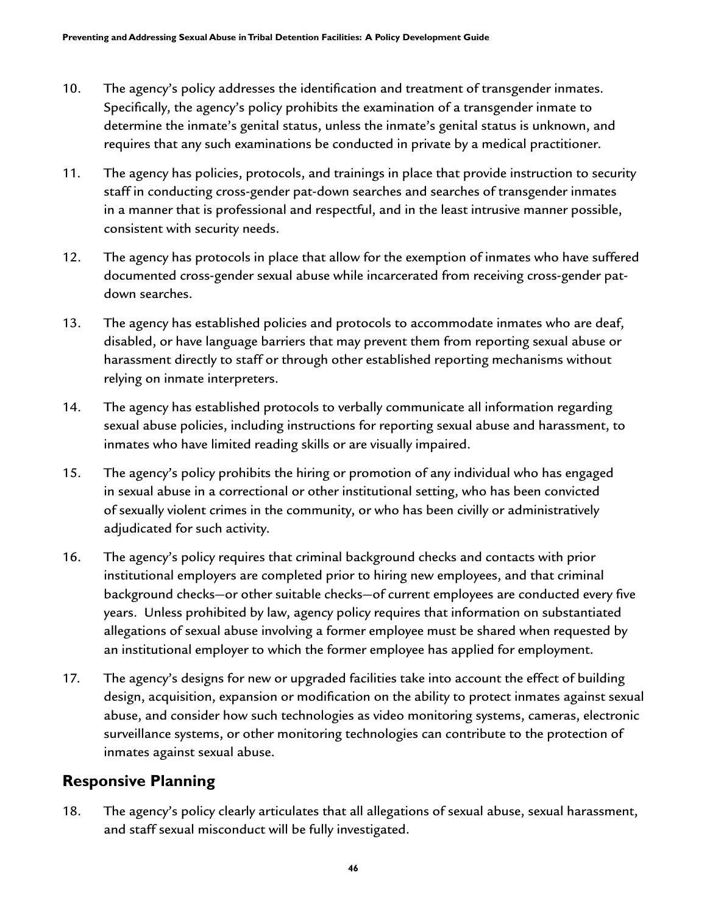10. The agency's policy addresses the identification and treatment of transgender inmates. Specifically, the agency's policy prohibits the examination of a transgender inmate to determine the inmate's genital status, unless the inmate's genital status is unknown, and requires that any such examinations be conducted in private by a medical practitioner.

11. The agency has policies, protocols, and trainings in place that provide instruction to security staff in conducting cross-gender pat-down searches and searches of transgender inmates in a manner that is professional and respectful, and in the least intrusive manner possible, consistent with security needs.

12. The agency has protocols in place that allow for the exemption of inmates who have suffered documented cross-gender sexual abuse while incarcerated from receiving cross-gender pat-down searches.

13. The agency has established policies and protocols to accommodate inmates who are deaf, disabled, or have language barriers that may prevent them from reporting sexual abuse or harassment directly to staff or through other established reporting mechanisms without relying on inmate interpreters.

14. The agency has established protocols to verbally communicate all information regarding sexual abuse policies, including instructions for reporting sexual abuse and harassment, to inmates who have limited reading skills or are visually impaired.

15. The agency's policy prohibits the hiring or promotion of any individual who has engaged in sexual abuse in a correctional or other institutional setting, who has been convicted of sexually violent crimes in the community, or who has been civilly or administratively adjudicated for such activity.

16. The agency's policy requires that criminal background checks and contacts with prior institutional employers are completed prior to hiring new employees, and that criminal background checks—or other suitable checks—of current employees are conducted every five years. Unless prohibited by law, agency policy requires that information on substantiated allegations of sexual abuse involving a former employee must be shared when requested by an institutional employer to which the former employee has applied for employment.

17. The agency's designs for new or upgraded facilities take into account the effect of building design, acquisition, expansion or modification on the ability to protect inmates against sexual abuse, and consider how such technologies as video monitoring systems, cameras, electronic surveillance systems, or other monitoring technologies can contribute to the protection of inmates against sexual abuse.

## Responsive Planning

18. The agency's policy clearly articulates that all allegations of sexual abuse, sexual harassment, and staff sexual misconduct will be fully investigated.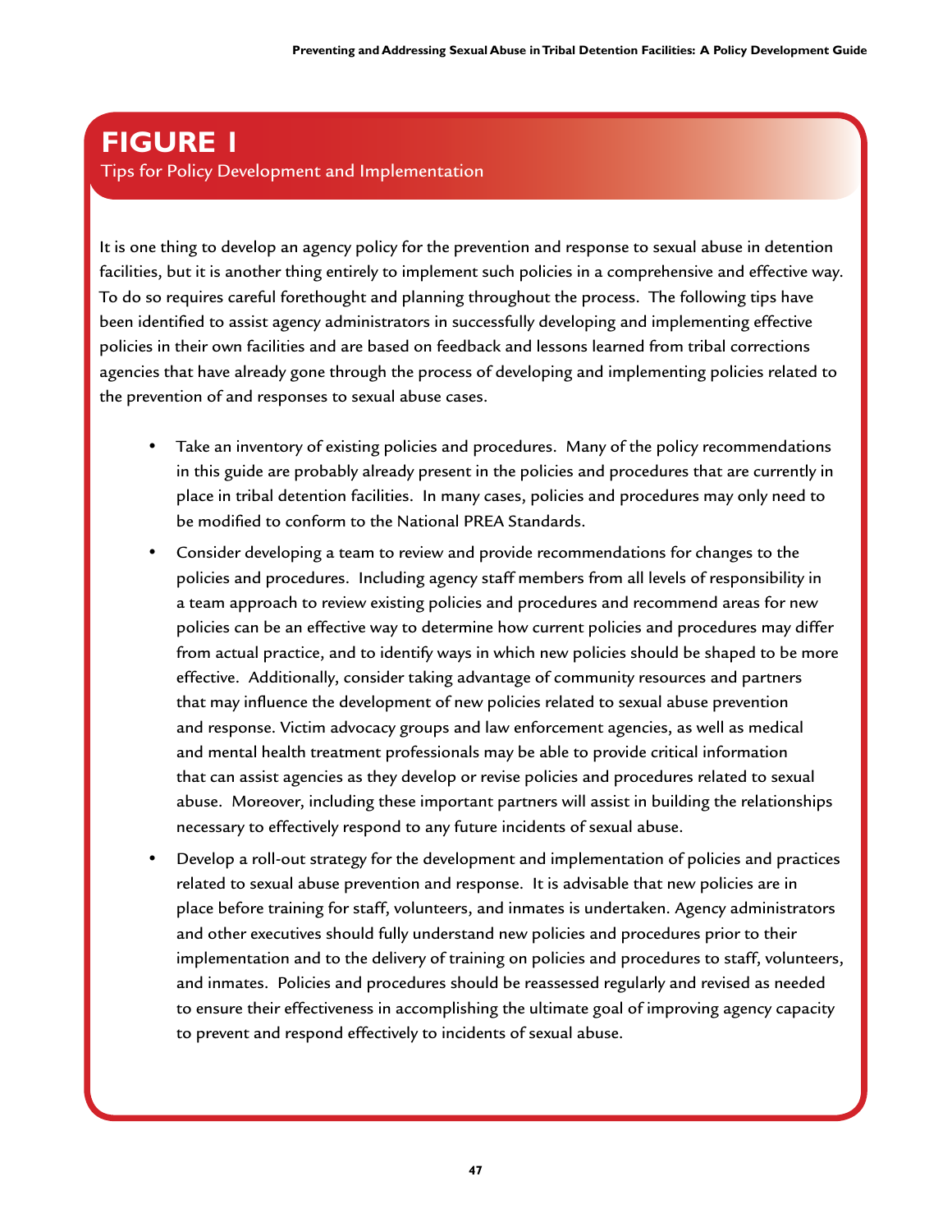## FIGURE 1

Tips for Policy Development and Implementation

It is one thing to develop an agency policy for the prevention and response to sexual abuse in detention facilities, but it is another thing entirely to implement such policies in a comprehensive and effective way. To do so requires careful forethought and planning throughout the process. The following tips have been identified to assist agency administrators in successfully developing and implementing effective policies in their own facilities and are based on feedback and lessons learned from tribal corrections agencies that have already gone through the process of developing and implementing policies related to the prevention of and responses to sexual abuse cases.

- Take an inventory of existing policies and procedures. Many of the policy recommendations in this guide are probably already present in the policies and procedures that are currently in place in tribal detention facilities. In many cases, policies and procedures may only need to be modified to conform to the National PREA Standards.
- Consider developing a team to review and provide recommendations for changes to the policies and procedures. Including agency staff members from all levels of responsibility in a team approach to review existing policies and procedures and recommend areas for new policies can be an effective way to determine how current policies and procedures may differ from actual practice, and to identify ways in which new policies should be shaped to be more effective. Additionally, consider taking advantage of community resources and partners that may influence the development of new policies related to sexual abuse prevention and response. Victim advocacy groups and law enforcement agencies, as well as medical and mental health treatment professionals may be able to provide critical information that can assist agencies as they develop or revise policies and procedures related to sexual abuse. Moreover, including these important partners will assist in building the relationships necessary to effectively respond to any future incidents of sexual abuse.
- Develop a roll-out strategy for the development and implementation of policies and practices related to sexual abuse prevention and response. It is advisable that new policies are in place before training for staff, volunteers, and inmates is undertaken. Agency administrators and other executives should fully understand new policies and procedures prior to their implementation and to the delivery of training on policies and procedures to staff, volunteers, and inmates. Policies and procedures should be reassessed regularly and revised as needed to ensure their effectiveness in accomplishing the ultimate goal of improving agency capacity to prevent and respond effectively to incidents of sexual abuse.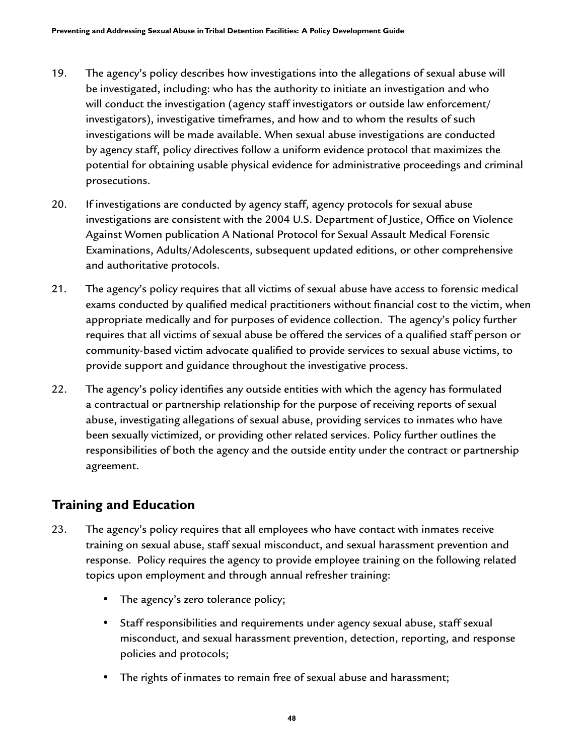19. The agency's policy describes how investigations into the allegations of sexual abuse will be investigated, including: who has the authority to initiate an investigation and who will conduct the investigation (agency staff investigators or outside law enforcement/ investigators), investigative timeframes, and how and to whom the results of such investigations will be made available. When sexual abuse investigations are conducted by agency staff, policy directives follow a uniform evidence protocol that maximizes the potential for obtaining usable physical evidence for administrative proceedings and criminal prosecutions.

20. If investigations are conducted by agency staff, agency protocols for sexual abuse investigations are consistent with the 2004 U.S. Department of Justice, Office on Violence Against Women publication A National Protocol for Sexual Assault Medical Forensic Examinations, Adults/Adolescents, subsequent updated editions, or other comprehensive and authoritative protocols.

21. The agency's policy requires that all victims of sexual abuse have access to forensic medical exams conducted by qualified medical practitioners without financial cost to the victim, when appropriate medically and for purposes of evidence collection. The agency's policy further requires that all victims of sexual abuse be offered the services of a qualified staff person or community-based victim advocate qualified to provide services to sexual abuse victims, to provide support and guidance throughout the investigative process.

22. The agency's policy identifies any outside entities with which the agency has formulated a contractual or partnership relationship for the purpose of receiving reports of sexual abuse, investigating allegations of sexual abuse, providing services to inmates who have been sexually victimized, or providing other related services. Policy further outlines the responsibilities of both the agency and the outside entity under the contract or partnership agreement.

## Training and Education

23. The agency's policy requires that all employees who have contact with inmates receive training on sexual abuse, staff sexual misconduct, and sexual harassment prevention and response. Policy requires the agency to provide employee training on the following related topics upon employment and through annual refresher training:

    - The agency's zero tolerance policy;
    - Staff responsibilities and requirements under agency sexual abuse, staff sexual misconduct, and sexual harassment prevention, detection, reporting, and response policies and protocols;
    - The rights of inmates to remain free of sexual abuse and harassment;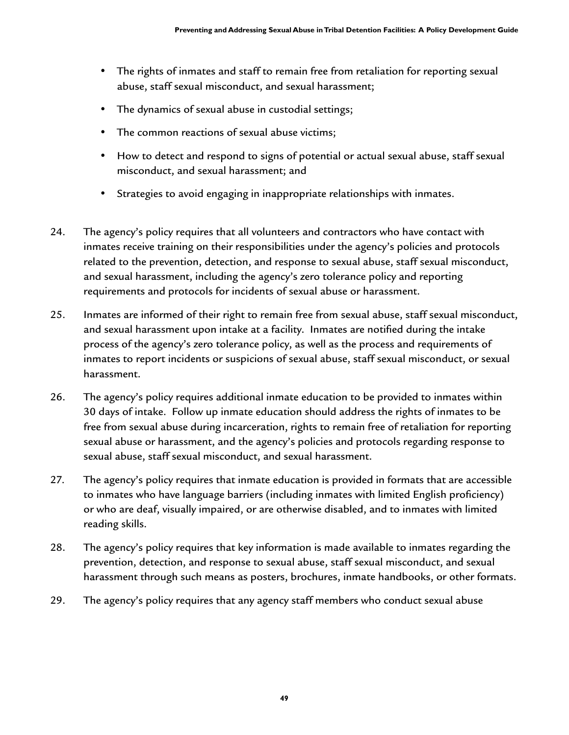- The rights of inmates and staff to remain free from retaliation for reporting sexual abuse, staff sexual misconduct, and sexual harassment;
- The dynamics of sexual abuse in custodial settings;
- The common reactions of sexual abuse victims;
- How to detect and respond to signs of potential or actual sexual abuse, staff sexual misconduct, and sexual harassment; and
- Strategies to avoid engaging in inappropriate relationships with inmates.

24. The agency's policy requires that all volunteers and contractors who have contact with inmates receive training on their responsibilities under the agency's policies and protocols related to the prevention, detection, and response to sexual abuse, staff sexual misconduct, and sexual harassment, including the agency's zero tolerance policy and reporting requirements and protocols for incidents of sexual abuse or harassment.

25. Inmates are informed of their right to remain free from sexual abuse, staff sexual misconduct, and sexual harassment upon intake at a facility. Inmates are notified during the intake process of the agency's zero tolerance policy, as well as the process and requirements of inmates to report incidents or suspicions of sexual abuse, staff sexual misconduct, or sexual harassment.

26. The agency's policy requires additional inmate education to be provided to inmates within 30 days of intake. Follow up inmate education should address the rights of inmates to be free from sexual abuse during incarceration, rights to remain free of retaliation for reporting sexual abuse or harassment, and the agency's policies and protocols regarding response to sexual abuse, staff sexual misconduct, and sexual harassment.

27. The agency's policy requires that inmate education is provided in formats that are accessible to inmates who have language barriers (including inmates with limited English proficiency) or who are deaf, visually impaired, or are otherwise disabled, and to inmates with limited reading skills.

28. The agency's policy requires that key information is made available to inmates regarding the prevention, detection, and response to sexual abuse, staff sexual misconduct, and sexual harassment through such means as posters, brochures, inmate handbooks, or other formats.

29. The agency's policy requires that any agency staff members who conduct sexual abuse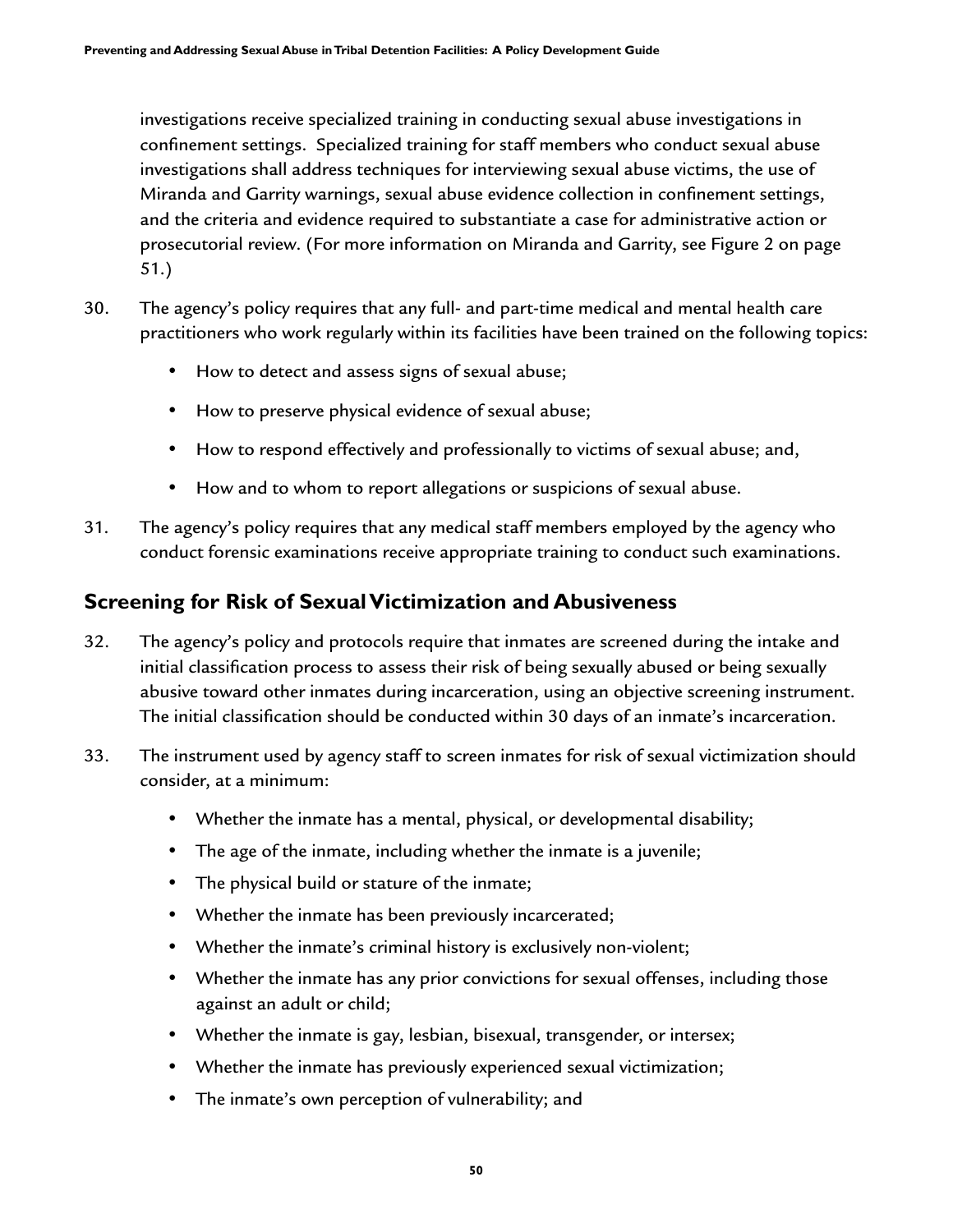investigations receive specialized training in conducting sexual abuse investigations in confinement settings. Specialized training for staff members who conduct sexual abuse investigations shall address techniques for interviewing sexual abuse victims, the use of Miranda and Garrity warnings, sexual abuse evidence collection in confinement settings, and the criteria and evidence required to substantiate a case for administrative action or prosecutorial review. (For more information on Miranda and Garrity, see Figure 2 on page 51.)

30. The agency's policy requires that any full- and part-time medical and mental health care practitioners who work regularly within its facilities have been trained on the following topics:

    - How to detect and assess signs of sexual abuse;
    - How to preserve physical evidence of sexual abuse;
    - How to respond effectively and professionally to victims of sexual abuse; and,
    - How and to whom to report allegations or suspicions of sexual abuse.

31. The agency's policy requires that any medical staff members employed by the agency who conduct forensic examinations receive appropriate training to conduct such examinations.

## Screening for Risk of Sexual Victimization and Abusiveness

32. The agency's policy and protocols require that inmates are screened during the intake and initial classification process to assess their risk of being sexually abused or being sexually abusive toward other inmates during incarceration, using an objective screening instrument. The initial classification should be conducted within 30 days of an inmate's incarceration.

33. The instrument used by agency staff to screen inmates for risk of sexual victimization should consider, at a minimum:

    - Whether the inmate has a mental, physical, or developmental disability;
    - The age of the inmate, including whether the inmate is a juvenile;
    - The physical build or stature of the inmate;
    - Whether the inmate has been previously incarcerated;
    - Whether the inmate's criminal history is exclusively non-violent;
    - Whether the inmate has any prior convictions for sexual offenses, including those against an adult or child;
    - Whether the inmate is gay, lesbian, bisexual, transgender, or intersex;
    - Whether the inmate has previously experienced sexual victimization;
    - The inmate's own perception of vulnerability; and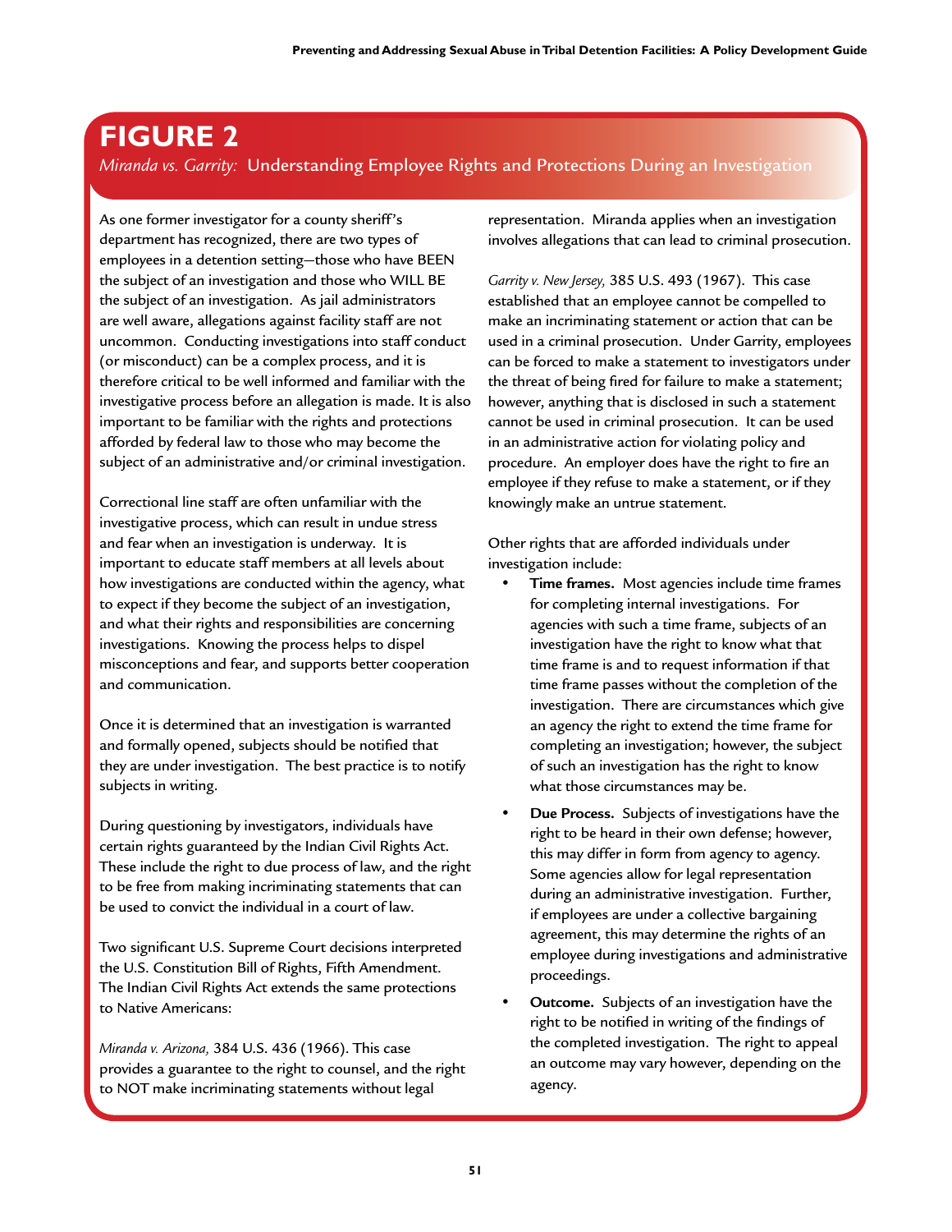# FIGURE 2

*Miranda vs. Garrity:* Understanding Employee Rights and Protections During an Investigation

As one former investigator for a county sheriff's department has recognized, there are two types of employees in a detention setting—those who have BEEN the subject of an investigation and those who WILL BE the subject of an investigation. As jail administrators are well aware, allegations against facility staff are not uncommon. Conducting investigations into staff conduct (or misconduct) can be a complex process, and it is therefore critical to be well informed and familiar with the investigative process before an allegation is made. It is also important to be familiar with the rights and protections afforded by federal law to those who may become the subject of an administrative and/or criminal investigation.

Correctional line staff are often unfamiliar with the investigative process, which can result in undue stress and fear when an investigation is underway. It is important to educate staff members at all levels about how investigations are conducted within the agency, what to expect if they become the subject of an investigation, and what their rights and responsibilities are concerning investigations. Knowing the process helps to dispel misconceptions and fear, and supports better cooperation and communication.

Once it is determined that an investigation is warranted and formally opened, subjects should be notified that they are under investigation. The best practice is to notify subjects in writing.

During questioning by investigators, individuals have certain rights guaranteed by the Indian Civil Rights Act. These include the right to due process of law, and the right to be free from making incriminating statements that can be used to convict the individual in a court of law.

Two significant U.S. Supreme Court decisions interpreted the U.S. Constitution Bill of Rights, Fifth Amendment. The Indian Civil Rights Act extends the same protections to Native Americans:

*Miranda v. Arizona,* 384 U.S. 436 (1966). This case provides a guarantee to the right to counsel, and the right to NOT make incriminating statements without legal representation. Miranda applies when an investigation involves allegations that can lead to criminal prosecution.

*Garrity v. New Jersey,* 385 U.S. 493 (1967). This case established that an employee cannot be compelled to make an incriminating statement or action that can be used in a criminal prosecution. Under Garrity, employees can be forced to make a statement to investigators under the threat of being fired for failure to make a statement; however, anything that is disclosed in such a statement cannot be used in criminal prosecution. It can be used in an administrative action for violating policy and procedure. An employer does have the right to fire an employee if they refuse to make a statement, or if they knowingly make an untrue statement.

Other rights that are afforded individuals under investigation include:

- **Time frames.** Most agencies include time frames for completing internal investigations. For agencies with such a time frame, subjects of an investigation have the right to know what that time frame is and to request information if that time frame passes without the completion of the investigation. There are circumstances which give an agency the right to extend the time frame for completing an investigation; however, the subject of such an investigation has the right to know what those circumstances may be.
- **Due Process.** Subjects of investigations have the right to be heard in their own defense; however, this may differ in form from agency to agency. Some agencies allow for legal representation during an administrative investigation. Further, if employees are under a collective bargaining agreement, this may determine the rights of an employee during investigations and administrative proceedings.
- **Outcome.** Subjects of an investigation have the right to be notified in writing of the findings of the completed investigation. The right to appeal an outcome may vary however, depending on the agency.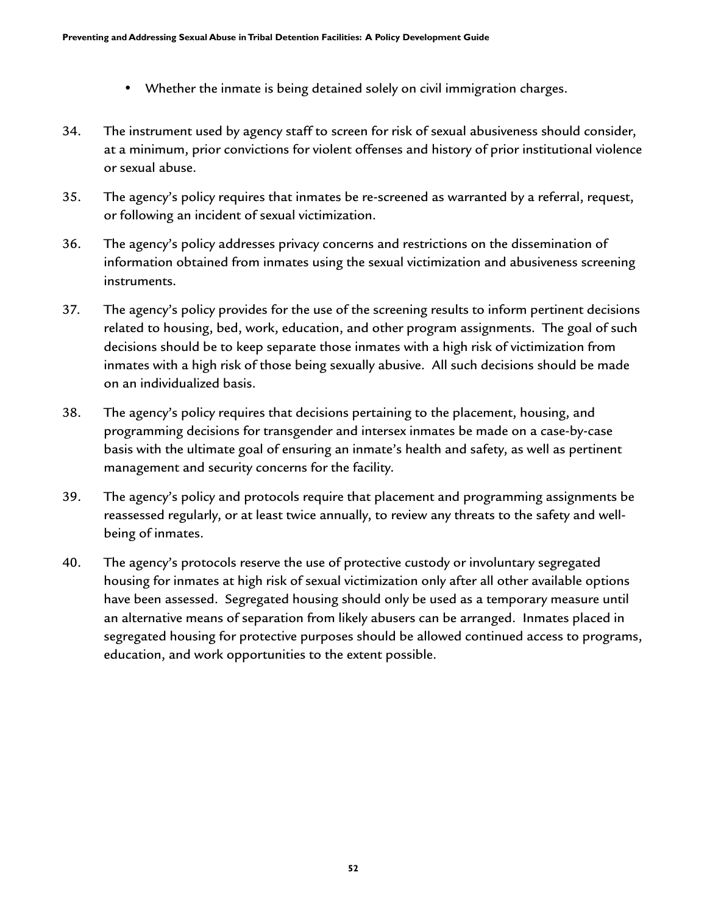- Whether the inmate is being detained solely on civil immigration charges.

34. The instrument used by agency staff to screen for risk of sexual abusiveness should consider, at a minimum, prior convictions for violent offenses and history of prior institutional violence or sexual abuse.

35. The agency's policy requires that inmates be re-screened as warranted by a referral, request, or following an incident of sexual victimization.

36. The agency's policy addresses privacy concerns and restrictions on the dissemination of information obtained from inmates using the sexual victimization and abusiveness screening instruments.

37. The agency's policy provides for the use of the screening results to inform pertinent decisions related to housing, bed, work, education, and other program assignments. The goal of such decisions should be to keep separate those inmates with a high risk of victimization from inmates with a high risk of those being sexually abusive. All such decisions should be made on an individualized basis.

38. The agency's policy requires that decisions pertaining to the placement, housing, and programming decisions for transgender and intersex inmates be made on a case-by-case basis with the ultimate goal of ensuring an inmate's health and safety, as well as pertinent management and security concerns for the facility.

39. The agency's policy and protocols require that placement and programming assignments be reassessed regularly, or at least twice annually, to review any threats to the safety and well-being of inmates.

40. The agency's protocols reserve the use of protective custody or involuntary segregated housing for inmates at high risk of sexual victimization only after all other available options have been assessed. Segregated housing should only be used as a temporary measure until an alternative means of separation from likely abusers can be arranged. Inmates placed in segregated housing for protective purposes should be allowed continued access to programs, education, and work opportunities to the extent possible.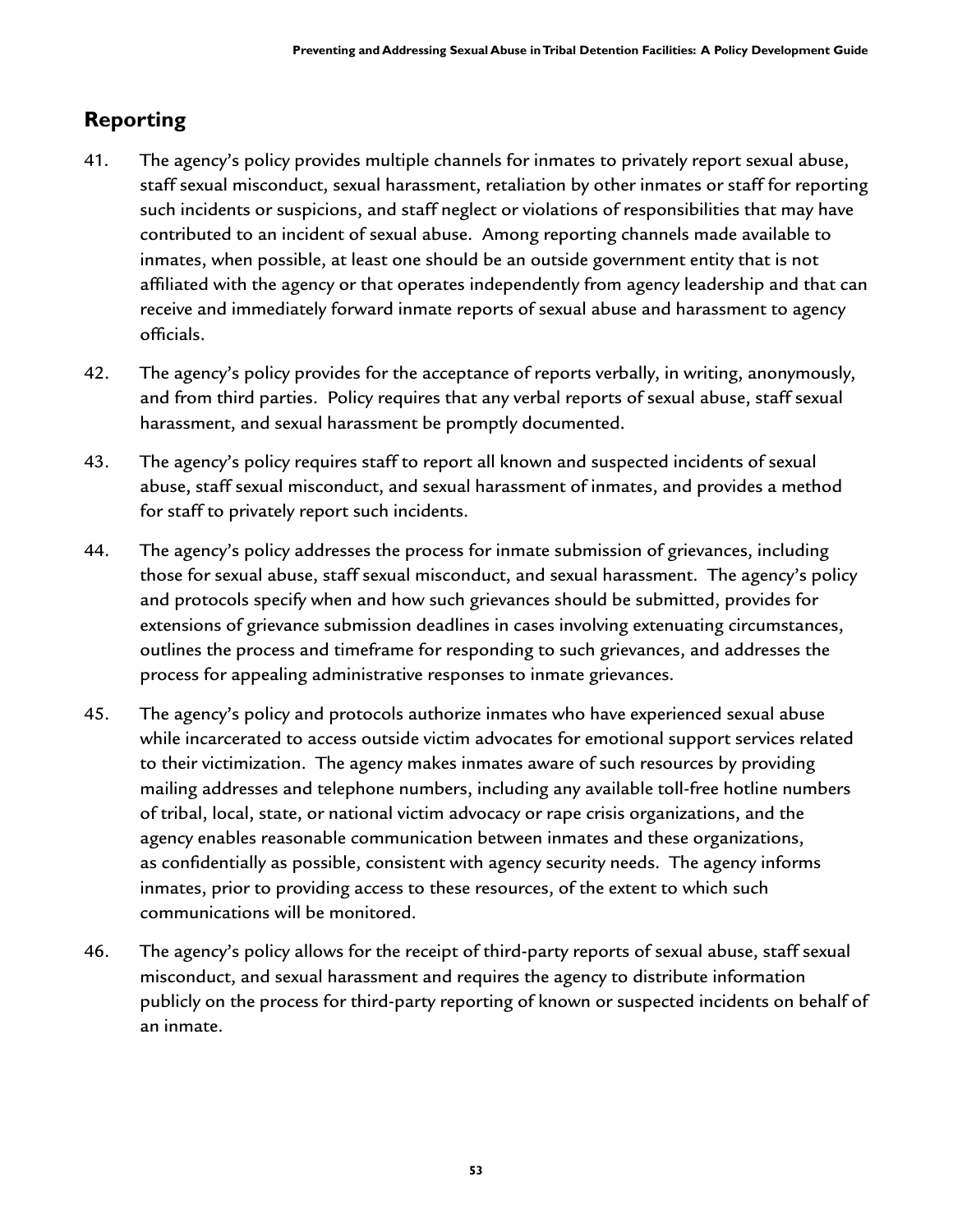## Reporting

41. The agency's policy provides multiple channels for inmates to privately report sexual abuse, staff sexual misconduct, sexual harassment, retaliation by other inmates or staff for reporting such incidents or suspicions, and staff neglect or violations of responsibilities that may have contributed to an incident of sexual abuse. Among reporting channels made available to inmates, when possible, at least one should be an outside government entity that is not affiliated with the agency or that operates independently from agency leadership and that can receive and immediately forward inmate reports of sexual abuse and harassment to agency officials.

42. The agency's policy provides for the acceptance of reports verbally, in writing, anonymously, and from third parties. Policy requires that any verbal reports of sexual abuse, staff sexual harassment, and sexual harassment be promptly documented.

43. The agency's policy requires staff to report all known and suspected incidents of sexual abuse, staff sexual misconduct, and sexual harassment of inmates, and provides a method for staff to privately report such incidents.

44. The agency's policy addresses the process for inmate submission of grievances, including those for sexual abuse, staff sexual misconduct, and sexual harassment. The agency's policy and protocols specify when and how such grievances should be submitted, provides for extensions of grievance submission deadlines in cases involving extenuating circumstances, outlines the process and timeframe for responding to such grievances, and addresses the process for appealing administrative responses to inmate grievances.

45. The agency's policy and protocols authorize inmates who have experienced sexual abuse while incarcerated to access outside victim advocates for emotional support services related to their victimization. The agency makes inmates aware of such resources by providing mailing addresses and telephone numbers, including any available toll-free hotline numbers of tribal, local, state, or national victim advocacy or rape crisis organizations, and the agency enables reasonable communication between inmates and these organizations, as confidentially as possible, consistent with agency security needs. The agency informs inmates, prior to providing access to these resources, of the extent to which such communications will be monitored.

46. The agency's policy allows for the receipt of third-party reports of sexual abuse, staff sexual misconduct, and sexual harassment and requires the agency to distribute information publicly on the process for third-party reporting of known or suspected incidents on behalf of an inmate.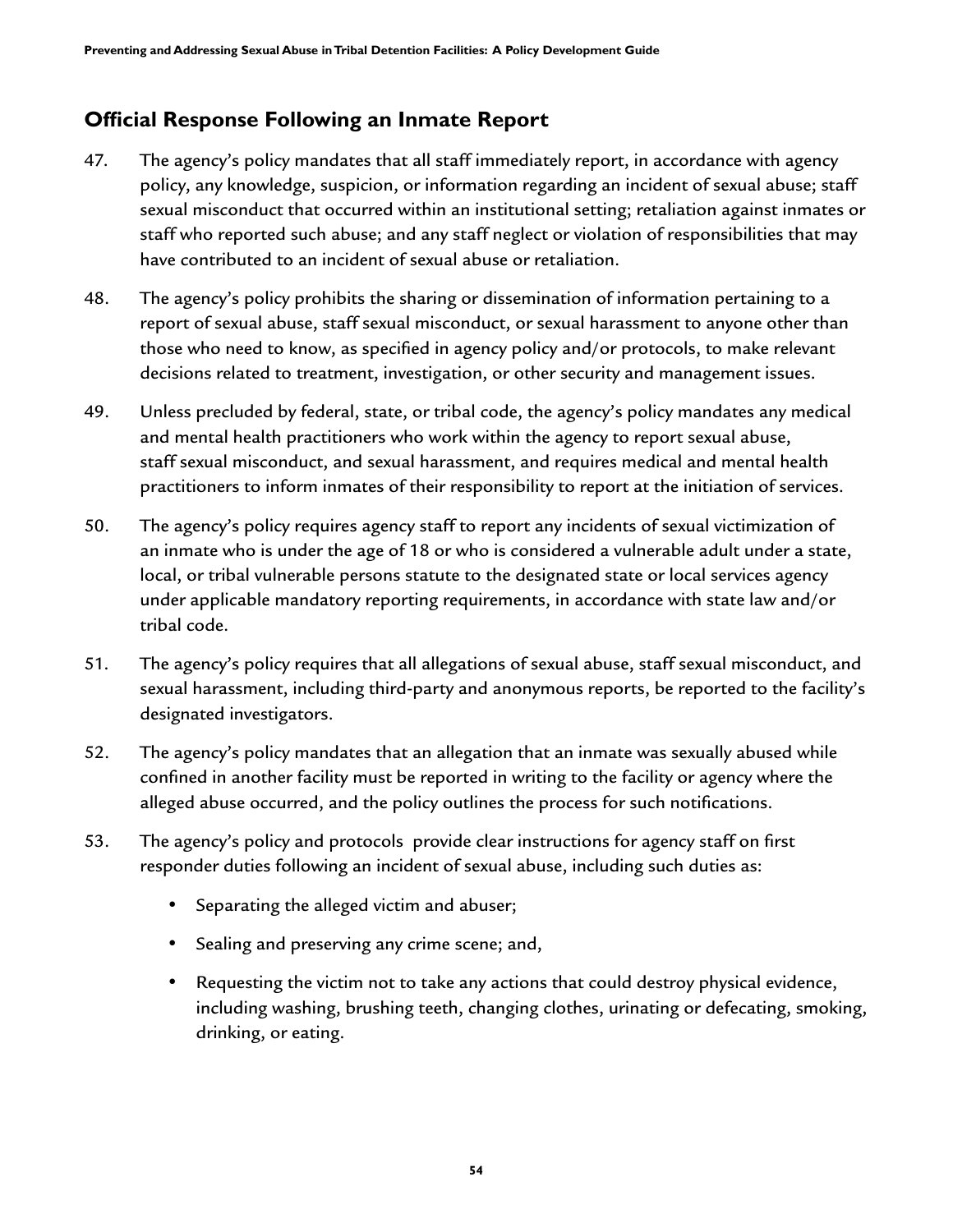## Official Response Following an Inmate Report

47. The agency's policy mandates that all staff immediately report, in accordance with agency policy, any knowledge, suspicion, or information regarding an incident of sexual abuse; staff sexual misconduct that occurred within an institutional setting; retaliation against inmates or staff who reported such abuse; and any staff neglect or violation of responsibilities that may have contributed to an incident of sexual abuse or retaliation.

48. The agency's policy prohibits the sharing or dissemination of information pertaining to a report of sexual abuse, staff sexual misconduct, or sexual harassment to anyone other than those who need to know, as specified in agency policy and/or protocols, to make relevant decisions related to treatment, investigation, or other security and management issues.

49. Unless precluded by federal, state, or tribal code, the agency's policy mandates any medical and mental health practitioners who work within the agency to report sexual abuse, staff sexual misconduct, and sexual harassment, and requires medical and mental health practitioners to inform inmates of their responsibility to report at the initiation of services.

50. The agency's policy requires agency staff to report any incidents of sexual victimization of an inmate who is under the age of 18 or who is considered a vulnerable adult under a state, local, or tribal vulnerable persons statute to the designated state or local services agency under applicable mandatory reporting requirements, in accordance with state law and/or tribal code.

51. The agency's policy requires that all allegations of sexual abuse, staff sexual misconduct, and sexual harassment, including third-party and anonymous reports, be reported to the facility's designated investigators.

52. The agency's policy mandates that an allegation that an inmate was sexually abused while confined in another facility must be reported in writing to the facility or agency where the alleged abuse occurred, and the policy outlines the process for such notifications.

53. The agency's policy and protocols provide clear instructions for agency staff on first responder duties following an incident of sexual abuse, including such duties as:

    - Separating the alleged victim and abuser;
    - Sealing and preserving any crime scene; and,
    - Requesting the victim not to take any actions that could destroy physical evidence, including washing, brushing teeth, changing clothes, urinating or defecating, smoking, drinking, or eating.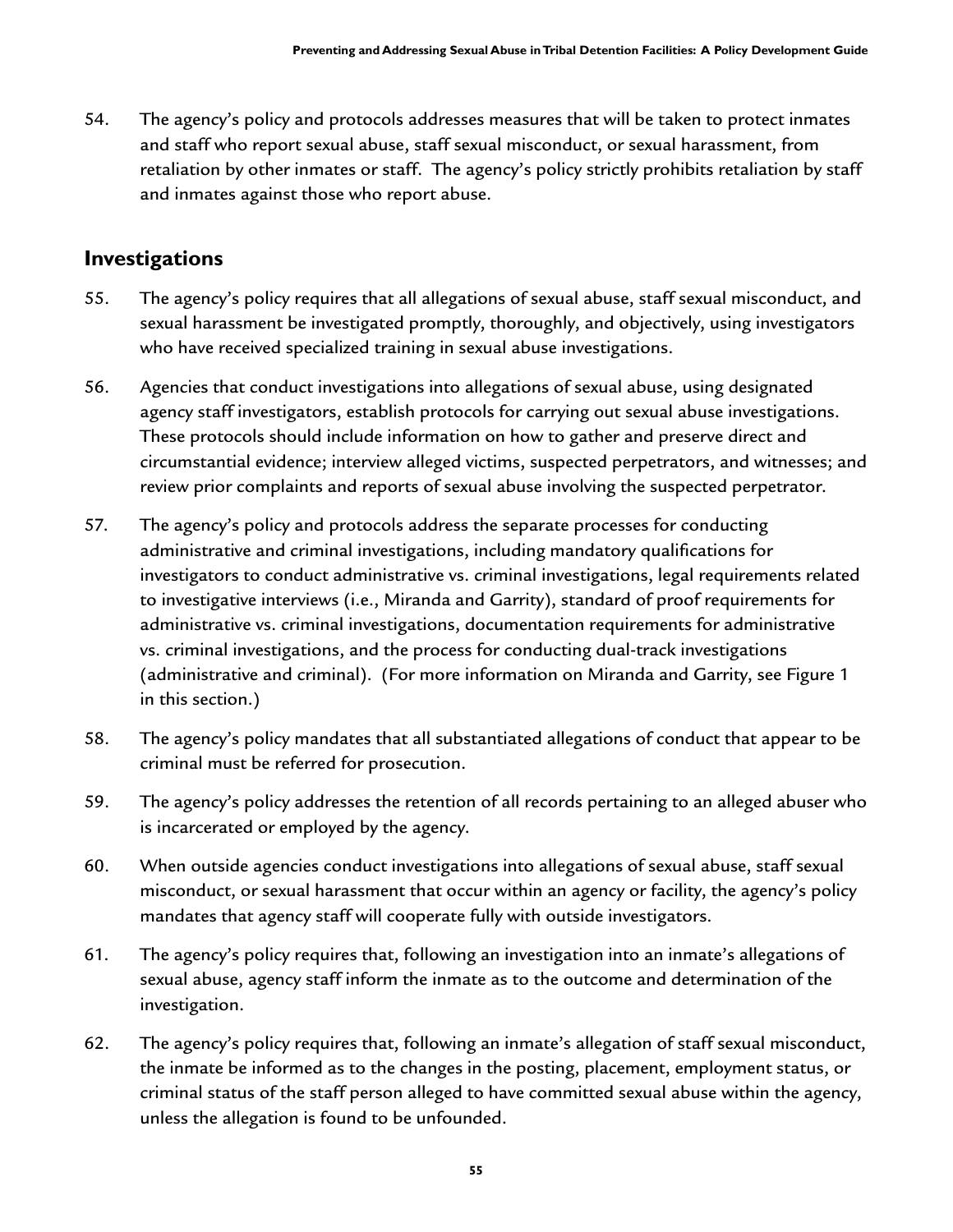54. The agency's policy and protocols addresses measures that will be taken to protect inmates and staff who report sexual abuse, staff sexual misconduct, or sexual harassment, from retaliation by other inmates or staff. The agency's policy strictly prohibits retaliation by staff and inmates against those who report abuse.

## Investigations

55. The agency's policy requires that all allegations of sexual abuse, staff sexual misconduct, and sexual harassment be investigated promptly, thoroughly, and objectively, using investigators who have received specialized training in sexual abuse investigations.

56. Agencies that conduct investigations into allegations of sexual abuse, using designated agency staff investigators, establish protocols for carrying out sexual abuse investigations. These protocols should include information on how to gather and preserve direct and circumstantial evidence; interview alleged victims, suspected perpetrators, and witnesses; and review prior complaints and reports of sexual abuse involving the suspected perpetrator.

57. The agency's policy and protocols address the separate processes for conducting administrative and criminal investigations, including mandatory qualifications for investigators to conduct administrative vs. criminal investigations, legal requirements related to investigative interviews (i.e., Miranda and Garrity), standard of proof requirements for administrative vs. criminal investigations, documentation requirements for administrative vs. criminal investigations, and the process for conducting dual-track investigations (administrative and criminal). (For more information on Miranda and Garrity, see Figure 1 in this section.)

58. The agency's policy mandates that all substantiated allegations of conduct that appear to be criminal must be referred for prosecution.

59. The agency's policy addresses the retention of all records pertaining to an alleged abuser who is incarcerated or employed by the agency.

60. When outside agencies conduct investigations into allegations of sexual abuse, staff sexual misconduct, or sexual harassment that occur within an agency or facility, the agency's policy mandates that agency staff will cooperate fully with outside investigators.

61. The agency's policy requires that, following an investigation into an inmate's allegations of sexual abuse, agency staff inform the inmate as to the outcome and determination of the investigation.

62. The agency's policy requires that, following an inmate's allegation of staff sexual misconduct, the inmate be informed as to the changes in the posting, placement, employment status, or criminal status of the staff person alleged to have committed sexual abuse within the agency, unless the allegation is found to be unfounded.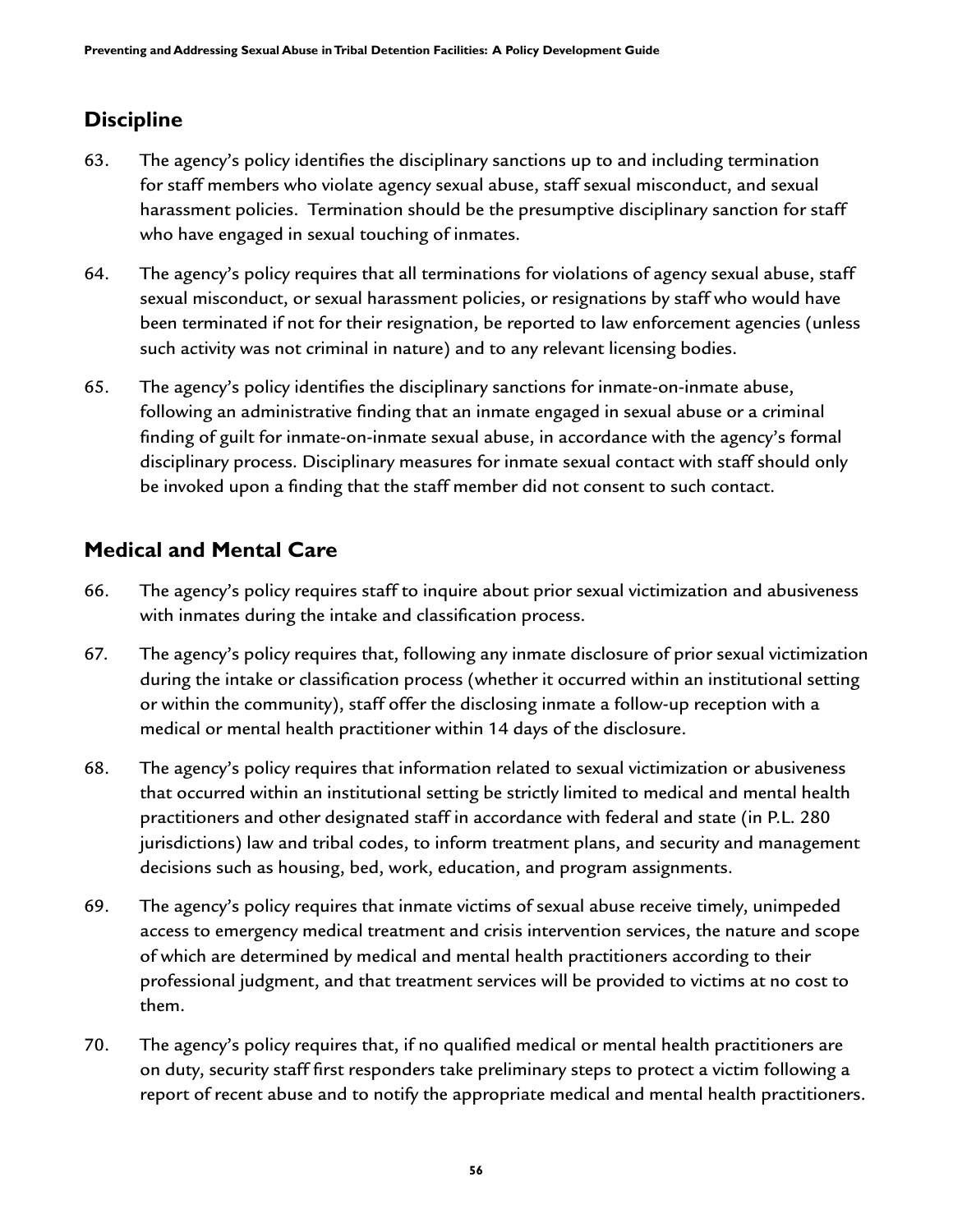## Discipline

63. The agency's policy identifies the disciplinary sanctions up to and including termination for staff members who violate agency sexual abuse, staff sexual misconduct, and sexual harassment policies. Termination should be the presumptive disciplinary sanction for staff who have engaged in sexual touching of inmates.

64. The agency's policy requires that all terminations for violations of agency sexual abuse, staff sexual misconduct, or sexual harassment policies, or resignations by staff who would have been terminated if not for their resignation, be reported to law enforcement agencies (unless such activity was not criminal in nature) and to any relevant licensing bodies.

65. The agency's policy identifies the disciplinary sanctions for inmate-on-inmate abuse, following an administrative finding that an inmate engaged in sexual abuse or a criminal finding of guilt for inmate-on-inmate sexual abuse, in accordance with the agency's formal disciplinary process. Disciplinary measures for inmate sexual contact with staff should only be invoked upon a finding that the staff member did not consent to such contact.

## Medical and Mental Care

66. The agency's policy requires staff to inquire about prior sexual victimization and abusiveness with inmates during the intake and classification process.

67. The agency's policy requires that, following any inmate disclosure of prior sexual victimization during the intake or classification process (whether it occurred within an institutional setting or within the community), staff offer the disclosing inmate a follow-up reception with a medical or mental health practitioner within 14 days of the disclosure.

68. The agency's policy requires that information related to sexual victimization or abusiveness that occurred within an institutional setting be strictly limited to medical and mental health practitioners and other designated staff in accordance with federal and state (in P.L. 280 jurisdictions) law and tribal codes, to inform treatment plans, and security and management decisions such as housing, bed, work, education, and program assignments.

69. The agency's policy requires that inmate victims of sexual abuse receive timely, unimpeded access to emergency medical treatment and crisis intervention services, the nature and scope of which are determined by medical and mental health practitioners according to their professional judgment, and that treatment services will be provided to victims at no cost to them.

70. The agency's policy requires that, if no qualified medical or mental health practitioners are on duty, security staff first responders take preliminary steps to protect a victim following a report of recent abuse and to notify the appropriate medical and mental health practitioners.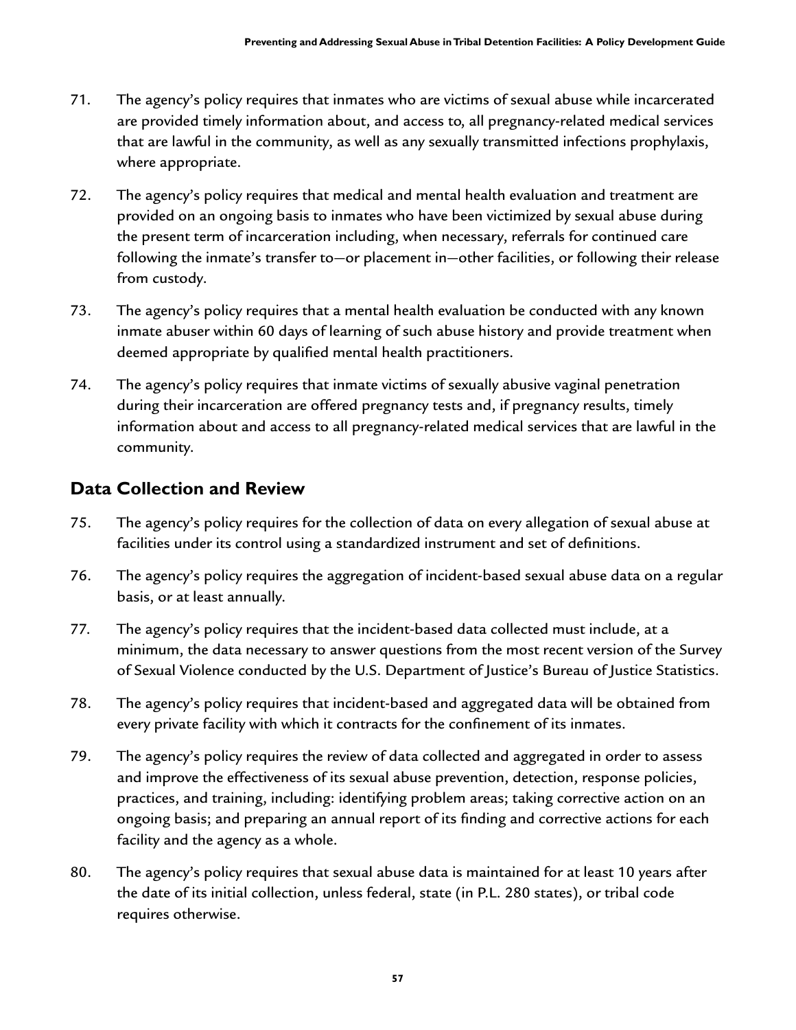71. The agency's policy requires that inmates who are victims of sexual abuse while incarcerated are provided timely information about, and access to, all pregnancy-related medical services that are lawful in the community, as well as any sexually transmitted infections prophylaxis, where appropriate.

72. The agency's policy requires that medical and mental health evaluation and treatment are provided on an ongoing basis to inmates who have been victimized by sexual abuse during the present term of incarceration including, when necessary, referrals for continued care following the inmate's transfer to—or placement in—other facilities, or following their release from custody.

73. The agency's policy requires that a mental health evaluation be conducted with any known inmate abuser within 60 days of learning of such abuse history and provide treatment when deemed appropriate by qualified mental health practitioners.

74. The agency's policy requires that inmate victims of sexually abusive vaginal penetration during their incarceration are offered pregnancy tests and, if pregnancy results, timely information about and access to all pregnancy-related medical services that are lawful in the community.

## Data Collection and Review

75. The agency's policy requires for the collection of data on every allegation of sexual abuse at facilities under its control using a standardized instrument and set of definitions.

76. The agency's policy requires the aggregation of incident-based sexual abuse data on a regular basis, or at least annually.

77. The agency's policy requires that the incident-based data collected must include, at a minimum, the data necessary to answer questions from the most recent version of the Survey of Sexual Violence conducted by the U.S. Department of Justice's Bureau of Justice Statistics.

78. The agency's policy requires that incident-based and aggregated data will be obtained from every private facility with which it contracts for the confinement of its inmates.

79. The agency's policy requires the review of data collected and aggregated in order to assess and improve the effectiveness of its sexual abuse prevention, detection, response policies, practices, and training, including: identifying problem areas; taking corrective action on an ongoing basis; and preparing an annual report of its finding and corrective actions for each facility and the agency as a whole.

80. The agency's policy requires that sexual abuse data is maintained for at least 10 years after the date of its initial collection, unless federal, state (in P.L. 280 states), or tribal code requires otherwise.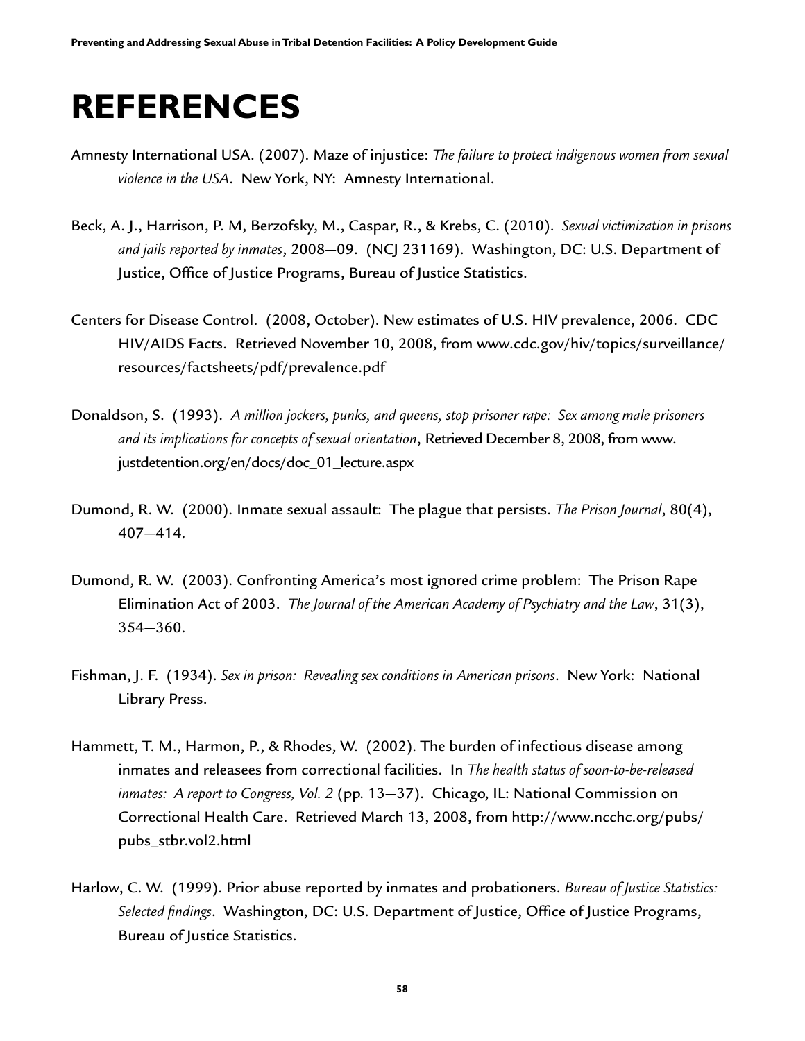# REFERENCES

Amnesty International USA. (2007). Maze of injustice: *The failure to protect indigenous women from sexual violence in the USA*. New York, NY: Amnesty International.

Beck, A. J., Harrison, P. M, Berzofsky, M., Caspar, R., & Krebs, C. (2010). *Sexual victimization in prisons and jails reported by inmates*, 2008–09. (NCJ 231169). Washington, DC: U.S. Department of Justice, Office of Justice Programs, Bureau of Justice Statistics.

Centers for Disease Control. (2008, October). New estimates of U.S. HIV prevalence, 2006. CDC HIV/AIDS Facts. Retrieved November 10, 2008, from www.cdc.gov/hiv/topics/surveillance/resources/factsheets/pdf/prevalence.pdf

Donaldson, S. (1993). *A million jockers, punks, and queens, stop prisoner rape: Sex among male prisoners and its implications for concepts of sexual orientation*, Retrieved December 8, 2008, from www.justdetention.org/en/docs/doc_01_lecture.aspx

Dumond, R. W. (2000). Inmate sexual assault: The plague that persists. *The Prison Journal*, 80(4), 407–414.

Dumond, R. W. (2003). Confronting America's most ignored crime problem: The Prison Rape Elimination Act of 2003. *The Journal of the American Academy of Psychiatry and the Law*, 31(3), 354–360.

Fishman, J. F. (1934). *Sex in prison: Revealing sex conditions in American prisons*. New York: National Library Press.

Hammett, T. M., Harmon, P., & Rhodes, W. (2002). The burden of infectious disease among inmates and releasees from correctional facilities. In *The health status of soon-to-be-released inmates: A report to Congress, Vol. 2* (pp. 13–37). Chicago, IL: National Commission on Correctional Health Care. Retrieved March 13, 2008, from http://www.ncchc.org/pubs/pubs_stbr.vol2.html

Harlow, C. W. (1999). Prior abuse reported by inmates and probationers. *Bureau of Justice Statistics: Selected findings*. Washington, DC: U.S. Department of Justice, Office of Justice Programs, Bureau of Justice Statistics.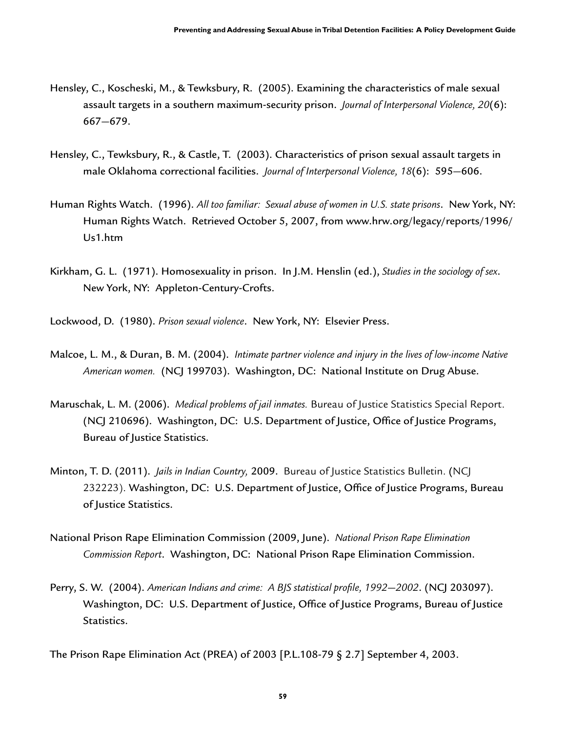Hensley, C., Koscheski, M., & Tewksbury, R. (2005). Examining the characteristics of male sexual assault targets in a southern maximum-security prison. *Journal of Interpersonal Violence, 20*(6): 667—679.

Hensley, C., Tewksbury, R., & Castle, T. (2003). Characteristics of prison sexual assault targets in male Oklahoma correctional facilities. *Journal of Interpersonal Violence, 18*(6): 595—606.

Human Rights Watch. (1996). *All too familiar: Sexual abuse of women in U.S. state prisons*. New York, NY: Human Rights Watch. Retrieved October 5, 2007, from www.hrw.org/legacy/reports/1996/Us1.htm

Kirkham, G. L. (1971). Homosexuality in prison. In J.M. Henslin (ed.), *Studies in the sociology of sex*. New York, NY: Appleton-Century-Crofts.

Lockwood, D. (1980). *Prison sexual violence*. New York, NY: Elsevier Press.

Malcoe, L. M., & Duran, B. M. (2004). *Intimate partner violence and injury in the lives of low-income Native American women.* (NCJ 199703). Washington, DC: National Institute on Drug Abuse.

Maruschak, L. M. (2006). *Medical problems of jail inmates.* Bureau of Justice Statistics Special Report. (NCJ 210696). Washington, DC: U.S. Department of Justice, Office of Justice Programs, Bureau of Justice Statistics.

Minton, T. D. (2011). *Jails in Indian Country,* 2009. Bureau of Justice Statistics Bulletin. (NCJ 232223). Washington, DC: U.S. Department of Justice, Office of Justice Programs, Bureau of Justice Statistics.

National Prison Rape Elimination Commission (2009, June). *National Prison Rape Elimination Commission Report*. Washington, DC: National Prison Rape Elimination Commission.

Perry, S. W. (2004). *American Indians and crime: A BJS statistical profile, 1992—2002*. (NCJ 203097). Washington, DC: U.S. Department of Justice, Office of Justice Programs, Bureau of Justice Statistics.

The Prison Rape Elimination Act (PREA) of 2003 [P.L.108-79 § 2.7] September 4, 2003.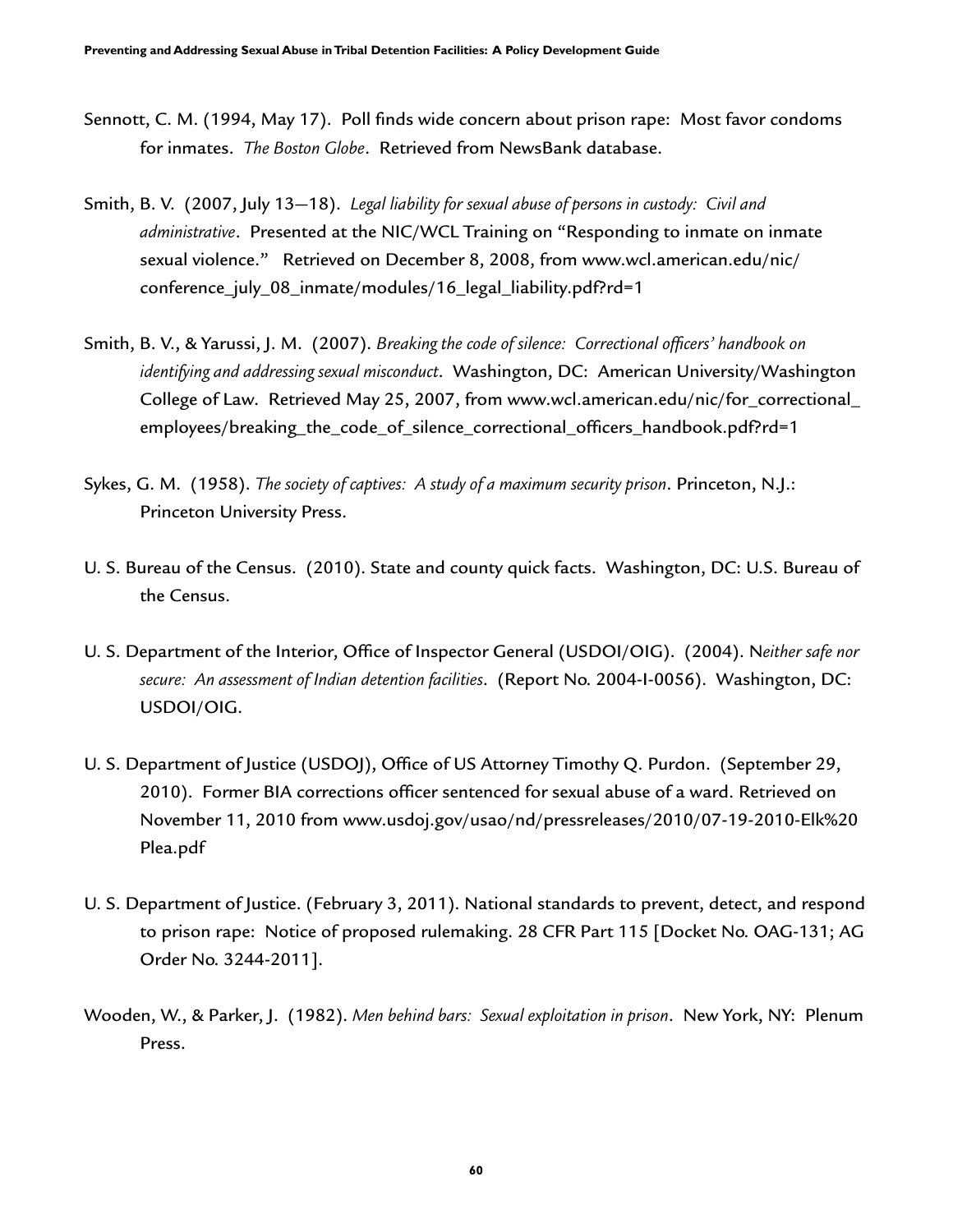Sennott, C. M. (1994, May 17). Poll finds wide concern about prison rape: Most favor condoms for inmates. *The Boston Globe*. Retrieved from NewsBank database.

Smith, B. V. (2007, July 13—18). *Legal liability for sexual abuse of persons in custody: Civil and administrative*. Presented at the NIC/WCL Training on "Responding to inmate on inmate sexual violence." Retrieved on December 8, 2008, from www.wcl.american.edu/nic/conference_july_08_inmate/modules/16_legal_liability.pdf?rd=1

Smith, B. V., & Yarussi, J. M. (2007). *Breaking the code of silence: Correctional officers' handbook on identifying and addressing sexual misconduct*. Washington, DC: American University/Washington College of Law. Retrieved May 25, 2007, from www.wcl.american.edu/nic/for_correctional_employees/breaking_the_code_of_silence_correctional_officers_handbook.pdf?rd=1

Sykes, G. M. (1958). *The society of captives: A study of a maximum security prison*. Princeton, N.J.: Princeton University Press.

U. S. Bureau of the Census. (2010). State and county quick facts. Washington, DC: U.S. Bureau of the Census.

U. S. Department of the Interior, Office of Inspector General (USDOI/OIG). (2004). N*either safe nor secure: An assessment of Indian detention facilities*. (Report No. 2004-I-0056). Washington, DC: USDOI/OIG.

U. S. Department of Justice (USDOJ), Office of US Attorney Timothy Q. Purdon. (September 29, 2010). Former BIA corrections officer sentenced for sexual abuse of a ward. Retrieved on November 11, 2010 from www.usdoj.gov/usao/nd/pressreleases/2010/07-19-2010-Elk%20 Plea.pdf

U. S. Department of Justice. (February 3, 2011). National standards to prevent, detect, and respond to prison rape: Notice of proposed rulemaking. 28 CFR Part 115 [Docket No. OAG-131; AG Order No. 3244-2011].

Wooden, W., & Parker, J. (1982). *Men behind bars: Sexual exploitation in prison*. New York, NY: Plenum Press.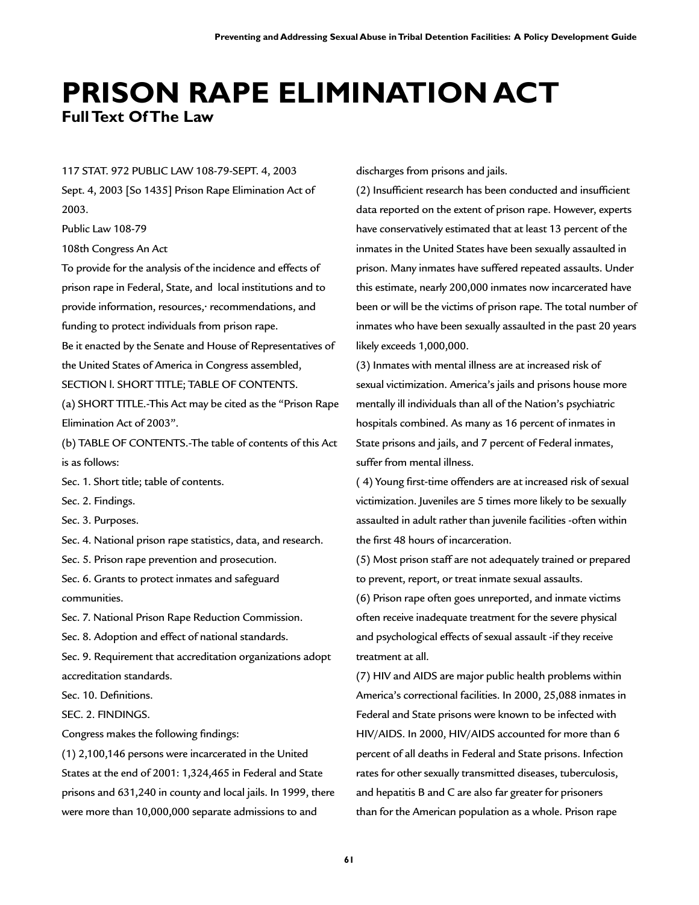# PRISON RAPE ELIMINATION ACT

## Full Text Of The Law

117 STAT. 972 PUBLIC LAW 108-79-SEPT. 4, 2003

Sept. 4, 2003 [So 1435] Prison Rape Elimination Act of 2003.

Public Law 108-79

108th Congress An Act

To provide for the analysis of the incidence and effects of prison rape in Federal, State, and local institutions and to provide information, resources,· recommendations, and funding to protect individuals from prison rape.

Be it enacted by the Senate and House of Representatives of the United States of America in Congress assembled,

SECTION l. SHORT TITLE; TABLE OF CONTENTS.

(a) SHORT TITLE.-This Act may be cited as the "Prison Rape Elimination Act of 2003".

(b) TABLE OF CONTENTS.-The table of contents of this Act is as follows:

Sec. 1. Short title; table of contents.

Sec. 2. Findings.

Sec. 3. Purposes.

Sec. 4. National prison rape statistics, data, and research.

Sec. 5. Prison rape prevention and prosecution.

Sec. 6. Grants to protect inmates and safeguard communities.

Sec. 7. National Prison Rape Reduction Commission.

Sec. 8. Adoption and effect of national standards.

Sec. 9. Requirement that accreditation organizations adopt accreditation standards.

Sec. 10. Definitions.

SEC. 2. FINDINGS.

Congress makes the following findings:

(1) 2,100,146 persons were incarcerated in the United States at the end of 2001: 1,324,465 in Federal and State prisons and 631,240 in county and local jails. In 1999, there were more than 10,000,000 separate admissions to and discharges from prisons and jails.

(2) Insufficient research has been conducted and insufficient data reported on the extent of prison rape. However, experts have conservatively estimated that at least 13 percent of the inmates in the United States have been sexually assaulted in prison. Many inmates have suffered repeated assaults. Under this estimate, nearly 200,000 inmates now incarcerated have been or will be the victims of prison rape. The total number of inmates who have been sexually assaulted in the past 20 years likely exceeds 1,000,000.

(3) Inmates with mental illness are at increased risk of sexual victimization. America's jails and prisons house more mentally ill individuals than all of the Nation's psychiatric hospitals combined. As many as 16 percent of inmates in State prisons and jails, and 7 percent of Federal inmates, suffer from mental illness.

( 4) Young first-time offenders are at increased risk of sexual victimization. Juveniles are 5 times more likely to be sexually assaulted in adult rather than juvenile facilities -often within the first 48 hours of incarceration.

(5) Most prison staff are not adequately trained or prepared to prevent, report, or treat inmate sexual assaults.

(6) Prison rape often goes unreported, and inmate victims often receive inadequate treatment for the severe physical and psychological effects of sexual assault -if they receive treatment at all.

(7) HIV and AIDS are major public health problems within America's correctional facilities. In 2000, 25,088 inmates in Federal and State prisons were known to be infected with HIV/AIDS. In 2000, HIV/AIDS accounted for more than 6 percent of all deaths in Federal and State prisons. Infection rates for other sexually transmitted diseases, tuberculosis, and hepatitis B and C are also far greater for prisoners than for the American population as a whole. Prison rape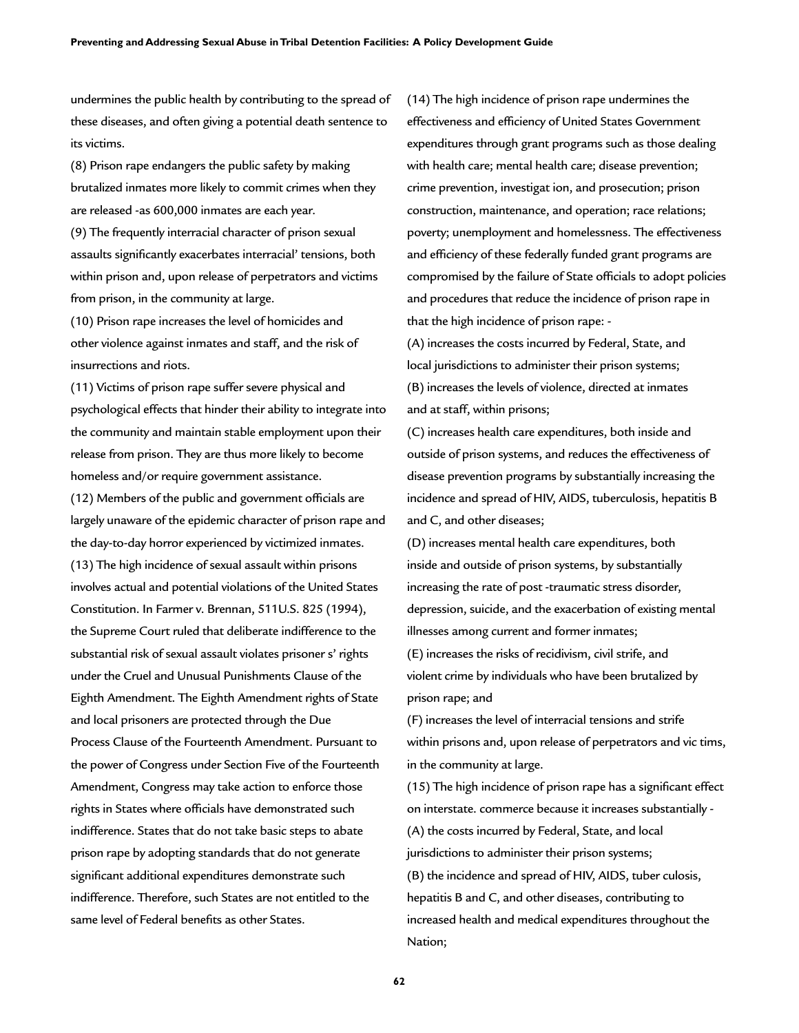undermines the public health by contributing to the spread of these diseases, and often giving a potential death sentence to its victims.

(8) Prison rape endangers the public safety by making brutalized inmates more likely to commit crimes when they are released -as 600,000 inmates are each year.

(9) The frequently interracial character of prison sexual assaults significantly exacerbates interracial' tensions, both within prison and, upon release of perpetrators and victims from prison, in the community at large.

(10) Prison rape increases the level of homicides and other violence against inmates and staff, and the risk of insurrections and riots.

(11) Victims of prison rape suffer severe physical and psychological effects that hinder their ability to integrate into the community and maintain stable employment upon their release from prison. They are thus more likely to become homeless and/or require government assistance.

(12) Members of the public and government officials are largely unaware of the epidemic character of prison rape and the day-to-day horror experienced by victimized inmates.

(13) The high incidence of sexual assault within prisons involves actual and potential violations of the United States Constitution. In Farmer v. Brennan, 511U.S. 825 (1994), the Supreme Court ruled that deliberate indifference to the substantial risk of sexual assault violates prisoner s' rights under the Cruel and Unusual Punishments Clause of the Eighth Amendment. The Eighth Amendment rights of State and local prisoners are protected through the Due Process Clause of the Fourteenth Amendment. Pursuant to the power of Congress under Section Five of the Fourteenth Amendment, Congress may take action to enforce those rights in States where officials have demonstrated such indifference. States that do not take basic steps to abate prison rape by adopting standards that do not generate significant additional expenditures demonstrate such indifference. Therefore, such States are not entitled to the same level of Federal benefits as other States.

(14) The high incidence of prison rape undermines the effectiveness and efficiency of United States Government expenditures through grant programs such as those dealing with health care; mental health care; disease prevention; crime prevention, investigat ion, and prosecution; prison construction, maintenance, and operation; race relations; poverty; unemployment and homelessness. The effectiveness and efficiency of these federally funded grant programs are compromised by the failure of State officials to adopt policies and procedures that reduce the incidence of prison rape in that the high incidence of prison rape: -

(A) increases the costs incurred by Federal, State, and local jurisdictions to administer their prison systems;

(B) increases the levels of violence, directed at inmates and at staff, within prisons;

(C) increases health care expenditures, both inside and outside of prison systems, and reduces the effectiveness of disease prevention programs by substantially increasing the incidence and spread of HIV, AIDS, tuberculosis, hepatitis B and C, and other diseases;

(D) increases mental health care expenditures, both inside and outside of prison systems, by substantially increasing the rate of post -traumatic stress disorder, depression, suicide, and the exacerbation of existing mental illnesses among current and former inmates;

(E) increases the risks of recidivism, civil strife, and violent crime by individuals who have been brutalized by prison rape; and

(F) increases the level of interracial tensions and strife within prisons and, upon release of perpetrators and vic tims, in the community at large.

(15) The high incidence of prison rape has a significant effect on interstate. commerce because it increases substantially -

(A) the costs incurred by Federal, State, and local jurisdictions to administer their prison systems;

(B) the incidence and spread of HIV, AIDS, tuber culosis, hepatitis B and C, and other diseases, contributing to increased health and medical expenditures throughout the Nation;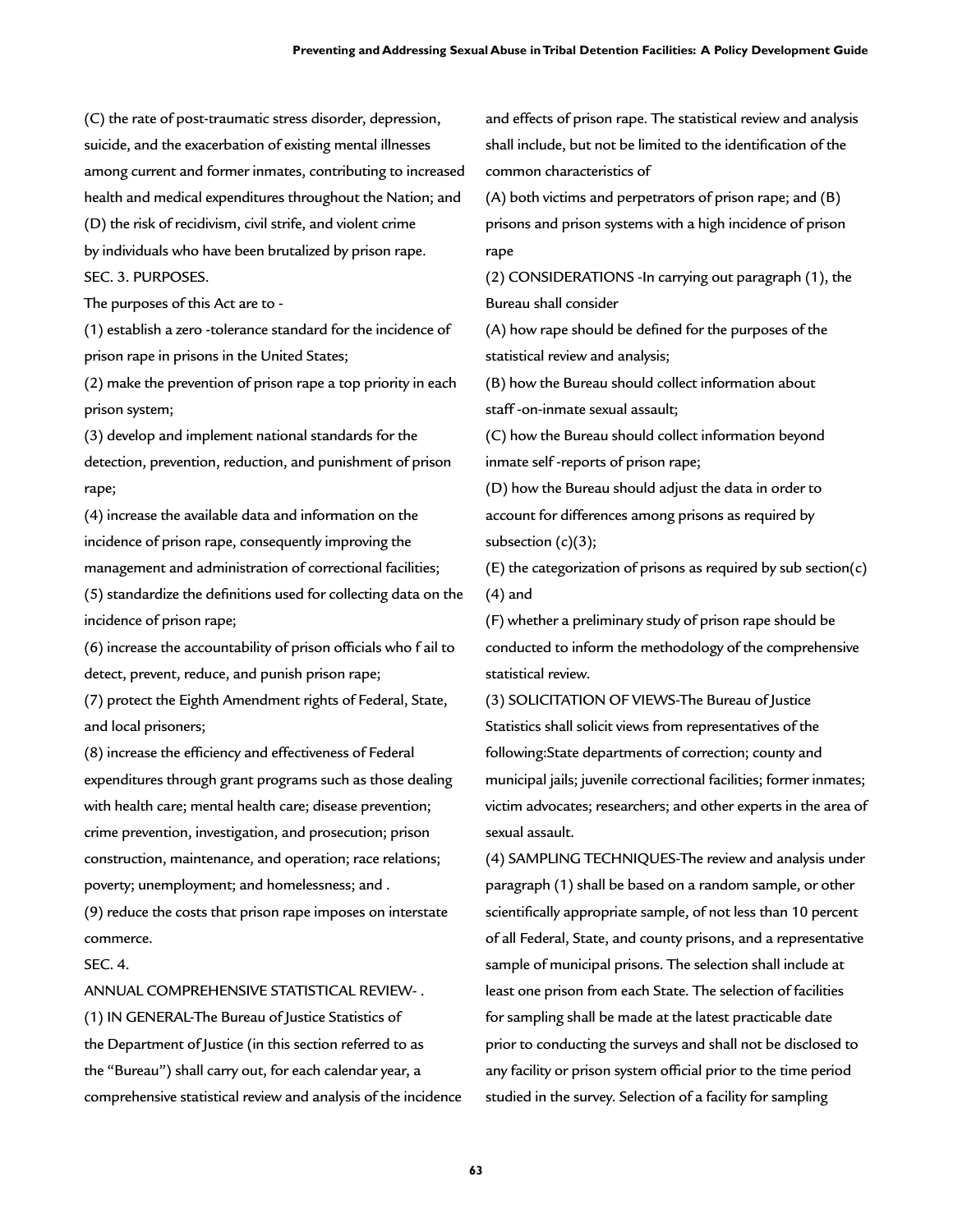(C) the rate of post-traumatic stress disorder, depression, suicide, and the exacerbation of existing mental illnesses among current and former inmates, contributing to increased health and medical expenditures throughout the Nation; and

(D) the risk of recidivism, civil strife, and violent crime by individuals who have been brutalized by prison rape.

SEC. 3. PURPOSES.

The purposes of this Act are to -

(1) establish a zero -tolerance standard for the incidence of prison rape in prisons in the United States;

(2) make the prevention of prison rape a top priority in each prison system;

(3) develop and implement national standards for the detection, prevention, reduction, and punishment of prison rape;

(4) increase the available data and information on the incidence of prison rape, consequently improving the management and administration of correctional facilities;

(5) standardize the definitions used for collecting data on the incidence of prison rape;

(6) increase the accountability of prison officials who f ail to detect, prevent, reduce, and punish prison rape;

(7) protect the Eighth Amendment rights of Federal, State, and local prisoners;

(8) increase the efficiency and effectiveness of Federal expenditures through grant programs such as those dealing with health care; mental health care; disease prevention; crime prevention, investigation, and prosecution; prison construction, maintenance, and operation; race relations; poverty; unemployment; and homelessness; and .

(9) reduce the costs that prison rape imposes on interstate commerce.

SEC. 4.

ANNUAL COMPREHENSIVE STATISTICAL REVIEW- .

(1) IN GENERAL-The Bureau of Justice Statistics of the Department of Justice (in this section referred to as the "Bureau") shall carry out, for each calendar year, a comprehensive statistical review and analysis of the incidence and effects of prison rape. The statistical review and analysis shall include, but not be limited to the identification of the common characteristics of

(A) both victims and perpetrators of prison rape; and (B) prisons and prison systems with a high incidence of prison rape

(2) CONSIDERATIONS -In carrying out paragraph (1), the Bureau shall consider

(A) how rape should be defined for the purposes of the statistical review and analysis;

(B) how the Bureau should collect information about staff -on-inmate sexual assault;

(C) how the Bureau should collect information beyond inmate self -reports of prison rape;

(D) how the Bureau should adjust the data in order to account for differences among prisons as required by subsection (c)(3);

(E) the categorization of prisons as required by sub section(c)(4) and

(F) whether a preliminary study of prison rape should be conducted to inform the methodology of the comprehensive statistical review.

(3) SOLICITATION OF VIEWS-The Bureau of Justice Statistics shall solicit views from representatives of the following:State departments of correction; county and municipal jails; juvenile correctional facilities; former inmates; victim advocates; researchers; and other experts in the area of sexual assault.

(4) SAMPLING TECHNIQUES-The review and analysis under paragraph (1) shall be based on a random sample, or other scientifically appropriate sample, of not less than 10 percent of all Federal, State, and county prisons, and a representative sample of municipal prisons. The selection shall include at least one prison from each State. The selection of facilities for sampling shall be made at the latest practicable date prior to conducting the surveys and shall not be disclosed to any facility or prison system official prior to the time period studied in the survey. Selection of a facility for sampling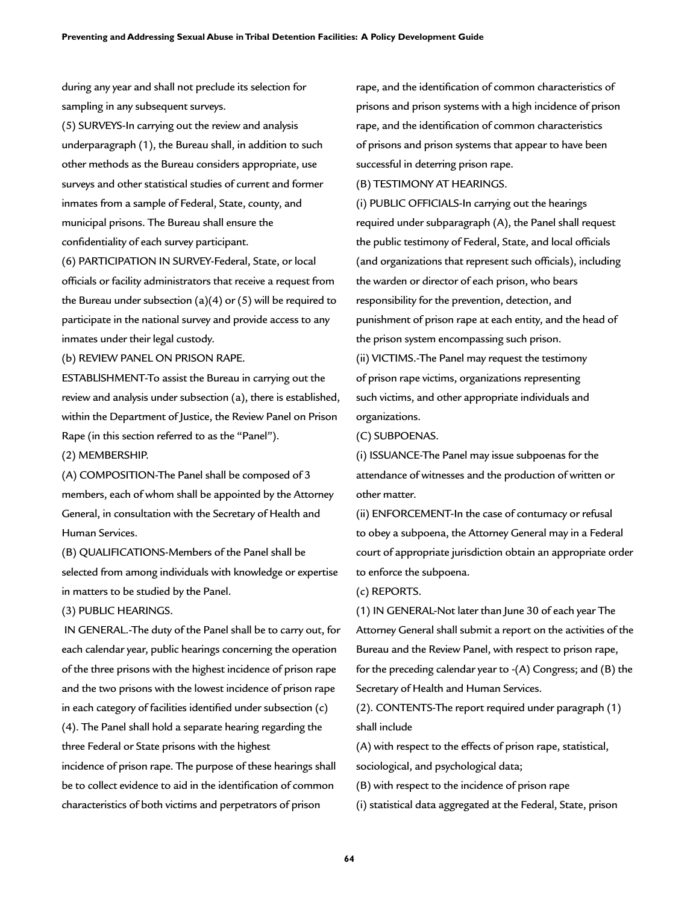during any year and shall not preclude its selection for sampling in any subsequent surveys.

(5) SURVEYS-In carrying out the review and analysis underparagraph (1), the Bureau shall, in addition to such other methods as the Bureau considers appropriate, use surveys and other statistical studies of current and former inmates from a sample of Federal, State, county, and municipal prisons. The Bureau shall ensure the confidentiality of each survey participant.

(6) PARTICIPATION IN SURVEY-Federal, State, or local officials or facility administrators that receive a request from the Bureau under subsection (a)(4) or (5) will be required to participate in the national survey and provide access to any inmates under their legal custody.

(b) REVIEW PANEL ON PRISON RAPE.

ESTABLISHMENT-To assist the Bureau in carrying out the review and analysis under subsection (a), there is established, within the Department of Justice, the Review Panel on Prison Rape (in this section referred to as the "Panel").

(2) MEMBERSHIP.

(A) COMPOSITION-The Panel shall be composed of 3 members, each of whom shall be appointed by the Attorney General, in consultation with the Secretary of Health and Human Services.

(B) QUALIFICATIONS-Members of the Panel shall be selected from among individuals with knowledge or expertise in matters to be studied by the Panel.

(3) PUBLIC HEARINGS.

IN GENERAL.-The duty of the Panel shall be to carry out, for each calendar year, public hearings concerning the operation of the three prisons with the highest incidence of prison rape and the two prisons with the lowest incidence of prison rape in each category of facilities identified under subsection (c)(4). The Panel shall hold a separate hearing regarding the three Federal or State prisons with the highest incidence of prison rape. The purpose of these hearings shall be to collect evidence to aid in the identification of common characteristics of both victims and perpetrators of prison rape, and the identification of common characteristics of prisons and prison systems with a high incidence of prison rape, and the identification of common characteristics of prisons and prison systems that appear to have been successful in deterring prison rape.

(B) TESTIMONY AT HEARINGS.

(i) PUBLIC OFFICIALS-In carrying out the hearings required under subparagraph (A), the Panel shall request the public testimony of Federal, State, and local officials (and organizations that represent such officials), including the warden or director of each prison, who bears responsibility for the prevention, detection, and punishment of prison rape at each entity, and the head of the prison system encompassing such prison.

(ii) VICTIMS.-The Panel may request the testimony of prison rape victims, organizations representing such victims, and other appropriate individuals and organizations.

(C) SUBPOENAS.

(i) ISSUANCE-The Panel may issue subpoenas for the attendance of witnesses and the production of written or other matter.

(ii) ENFORCEMENT-In the case of contumacy or refusal to obey a subpoena, the Attorney General may in a Federal court of appropriate jurisdiction obtain an appropriate order to enforce the subpoena.

(c) REPORTS.

(1) IN GENERAL-Not later than June 30 of each year The Attorney General shall submit a report on the activities of the Bureau and the Review Panel, with respect to prison rape, for the preceding calendar year to -(A) Congress; and (B) the Secretary of Health and Human Services.

(2). CONTENTS-The report required under paragraph (1) shall include

(A) with respect to the effects of prison rape, statistical, sociological, and psychological data;

(B) with respect to the incidence of prison rape

(i) statistical data aggregated at the Federal, State, prison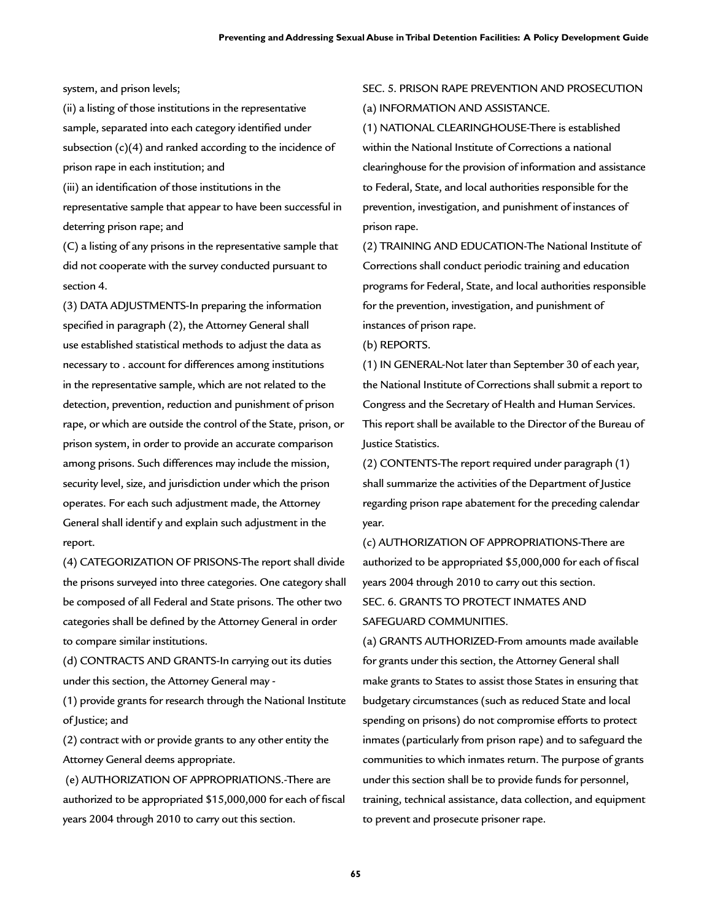system, and prison levels;

(ii) a listing of those institutions in the representative sample, separated into each category identified under subsection (c)(4) and ranked according to the incidence of prison rape in each institution; and

(iii) an identification of those institutions in the representative sample that appear to have been successful in deterring prison rape; and

(C) a listing of any prisons in the representative sample that did not cooperate with the survey conducted pursuant to section 4.

(3) DATA ADJUSTMENTS-In preparing the information specified in paragraph (2), the Attorney General shall use established statistical methods to adjust the data as necessary to . account for differences among institutions in the representative sample, which are not related to the detection, prevention, reduction and punishment of prison rape, or which are outside the control of the State, prison, or prison system, in order to provide an accurate comparison among prisons. Such differences may include the mission, security level, size, and jurisdiction under which the prison operates. For each such adjustment made, the Attorney General shall identif y and explain such adjustment in the report.

(4) CATEGORIZATION OF PRISONS-The report shall divide the prisons surveyed into three categories. One category shall be composed of all Federal and State prisons. The other two categories shall be defined by the Attorney General in order to compare similar institutions.

(d) CONTRACTS AND GRANTS-In carrying out its duties under this section, the Attorney General may -

(1) provide grants for research through the National Institute of Justice; and

(2) contract with or provide grants to any other entity the Attorney General deems appropriate.

(e) AUTHORIZATION OF APPROPRIATIONS.-There are authorized to be appropriated $15,000,000 for each of fiscal years 2004 through 2010 to carry out this section.

SEC. 5. PRISON RAPE PREVENTION AND PROSECUTION

(a) INFORMATION AND ASSISTANCE.

(1) NATIONAL CLEARINGHOUSE-There is established within the National Institute of Corrections a national clearinghouse for the provision of information and assistance to Federal, State, and local authorities responsible for the prevention, investigation, and punishment of instances of prison rape.

(2) TRAINING AND EDUCATION-The National Institute of Corrections shall conduct periodic training and education programs for Federal, State, and local authorities responsible for the prevention, investigation, and punishment of instances of prison rape.

(b) REPORTS.

(1) IN GENERAL-Not later than September 30 of each year, the National Institute of Corrections shall submit a report to Congress and the Secretary of Health and Human Services. This report shall be available to the Director of the Bureau of Justice Statistics.

(2) CONTENTS-The report required under paragraph (1) shall summarize the activities of the Department of Justice regarding prison rape abatement for the preceding calendar year.

(c) AUTHORIZATION OF APPROPRIATIONS-There are authorized to be appropriated $5,000,000 for each of fiscal years 2004 through 2010 to carry out this section.

SEC. 6. GRANTS TO PROTECT INMATES AND SAFEGUARD COMMUNITIES.

(a) GRANTS AUTHORIZED-From amounts made available for grants under this section, the Attorney General shall make grants to States to assist those States in ensuring that budgetary circumstances (such as reduced State and local spending on prisons) do not compromise efforts to protect inmates (particularly from prison rape) and to safeguard the communities to which inmates return. The purpose of grants under this section shall be to provide funds for personnel, training, technical assistance, data collection, and equipment to prevent and prosecute prisoner rape.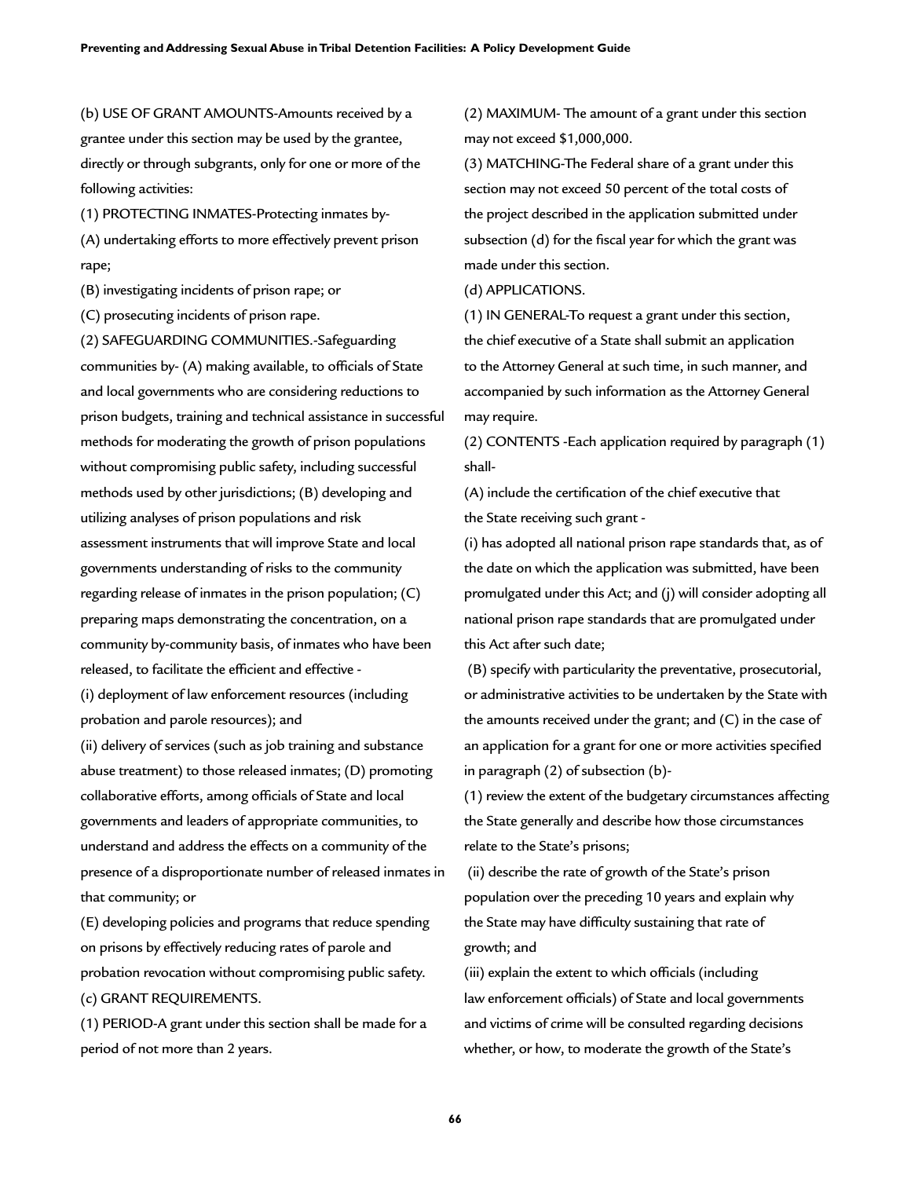(b) USE OF GRANT AMOUNTS-Amounts received by a grantee under this section may be used by the grantee, directly or through subgrants, only for one or more of the following activities:

(1) PROTECTING INMATES-Protecting inmates by-

(A) undertaking efforts to more effectively prevent prison rape;

(B) investigating incidents of prison rape; or

(C) prosecuting incidents of prison rape.

(2) SAFEGUARDING COMMUNITIES.-Safeguarding communities by- (A) making available, to officials of State and local governments who are considering reductions to prison budgets, training and technical assistance in successful methods for moderating the growth of prison populations without compromising public safety, including successful methods used by other jurisdictions; (B) developing and utilizing analyses of prison populations and risk assessment instruments that will improve State and local governments understanding of risks to the community regarding release of inmates in the prison population; (C) preparing maps demonstrating the concentration, on a community by-community basis, of inmates who have been released, to facilitate the efficient and effective -

(i) deployment of law enforcement resources (including probation and parole resources); and

(ii) delivery of services (such as job training and substance abuse treatment) to those released inmates; (D) promoting collaborative efforts, among officials of State and local governments and leaders of appropriate communities, to understand and address the effects on a community of the presence of a disproportionate number of released inmates in that community; or

(E) developing policies and programs that reduce spending on prisons by effectively reducing rates of parole and probation revocation without compromising public safety.

(c) GRANT REQUIREMENTS.

(1) PERIOD-A grant under this section shall be made for a period of not more than 2 years.

(2) MAXIMUM- The amount of a grant under this section may not exceed $1,000,000.

(3) MATCHING-The Federal share of a grant under this section may not exceed 50 percent of the total costs of the project described in the application submitted under subsection (d) for the fiscal year for which the grant was made under this section.

(d) APPLICATIONS.

(1) IN GENERAL-To request a grant under this section, the chief executive of a State shall submit an application to the Attorney General at such time, in such manner, and accompanied by such information as the Attorney General may require.

(2) CONTENTS -Each application required by paragraph (1) shall-

(A) include the certification of the chief executive that the State receiving such grant -

(i) has adopted all national prison rape standards that, as of the date on which the application was submitted, have been promulgated under this Act; and (j) will consider adopting all national prison rape standards that are promulgated under this Act after such date;

(B) specify with particularity the preventative, prosecutorial, or administrative activities to be undertaken by the State with the amounts received under the grant; and (C) in the case of an application for a grant for one or more activities specified in paragraph (2) of subsection (b)-

(1) review the extent of the budgetary circumstances affecting the State generally and describe how those circumstances relate to the State's prisons;

(ii) describe the rate of growth of the State's prison population over the preceding 10 years and explain why the State may have difficulty sustaining that rate of growth; and

(iii) explain the extent to which officials (including law enforcement officials) of State and local governments and victims of crime will be consulted regarding decisions whether, or how, to moderate the growth of the State's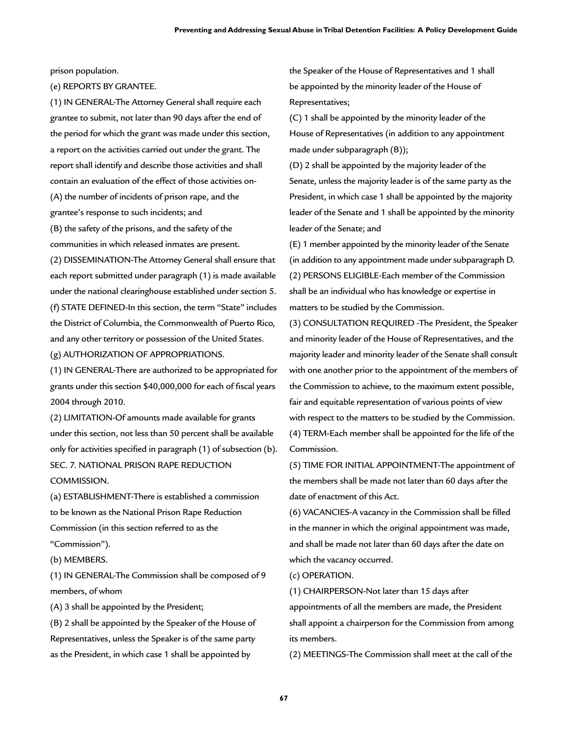prison population.

(e) REPORTS BY GRANTEE.

(1) IN GENERAL-The Attorney General shall require each grantee to submit, not later than 90 days after the end of the period for which the grant was made under this section, a report on the activities carried out under the grant. The report shall identify and describe those activities and shall contain an evaluation of the effect of those activities on-

(A) the number of incidents of prison rape, and the grantee's response to such incidents; and

(B) the safety of the prisons, and the safety of the communities in which released inmates are present.

(2) DISSEMINATION-The Attorney General shall ensure that each report submitted under paragraph (1) is made available under the national clearinghouse established under section 5.

(f) STATE DEFINED-In this section, the term "State" includes the District of Columbia, the Commonwealth of Puerto Rico, and any other territory or possession of the United States.

(g) AUTHORIZATION OF APPROPRIATIONS.

(1) IN GENERAL-There are authorized to be appropriated for grants under this section $40,000,000 for each of fiscal years 2004 through 2010.

(2) LIMITATION-Of amounts made available for grants under this section, not less than 50 percent shall be available only for activities specified in paragraph (1) of subsection (b).

SEC. 7. NATIONAL PRISON RAPE REDUCTION COMMISSION.

(a) ESTABLISHMENT-There is established a commission to be known as the National Prison Rape Reduction Commission (in this section referred to as the "Commission").

(b) MEMBERS.

(1) IN GENERAL-The Commission shall be composed of 9 members, of whom

(A) 3 shall be appointed by the President;

(B) 2 shall be appointed by the Speaker of the House of Representatives, unless the Speaker is of the same party as the President, in which case 1 shall be appointed by the Speaker of the House of Representatives and 1 shall be appointed by the minority leader of the House of Representatives;

(C) 1 shall be appointed by the minority leader of the House of Representatives (in addition to any appointment made under subparagraph (B));

(D) 2 shall be appointed by the majority leader of the Senate, unless the majority leader is of the same party as the President, in which case 1 shall be appointed by the majority leader of the Senate and 1 shall be appointed by the minority leader of the Senate; and

(E) 1 member appointed by the minority leader of the Senate (in addition to any appointment made under subparagraph D.

(2) PERSONS ELIGIBLE-Each member of the Commission shall be an individual who has knowledge or expertise in matters to be studied by the Commission.

(3) CONSULTATION REQUIRED -The President, the Speaker and minority leader of the House of Representatives, and the majority leader and minority leader of the Senate shall consult with one another prior to the appointment of the members of the Commission to achieve, to the maximum extent possible, fair and equitable representation of various points of view with respect to the matters to be studied by the Commission.

(4) TERM-Each member shall be appointed for the life of the Commission.

(5) TIME FOR INITIAL APPOINTMENT-The appointment of the members shall be made not later than 60 days after the date of enactment of this Act.

(6) VACANCIES-A vacancy in the Commission shall be filled in the manner in which the original appointment was made, and shall be made not later than 60 days after the date on which the vacancy occurred.

(c) OPERATION.

(1) CHAIRPERSON-Not later than 15 days after appointments of all the members are made, the President shall appoint a chairperson for the Commission from among its members.

(2) MEETINGS-The Commission shall meet at the call of the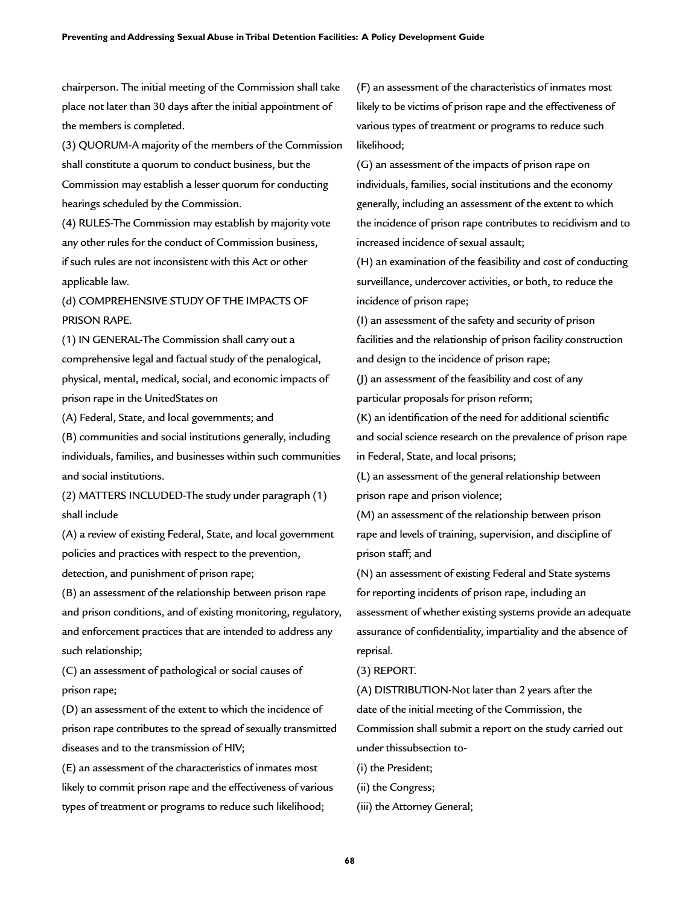chairperson. The initial meeting of the Commission shall take place not later than 30 days after the initial appointment of the members is completed.

(3) QUORUM-A majority of the members of the Commission shall constitute a quorum to conduct business, but the Commission may establish a lesser quorum for conducting hearings scheduled by the Commission.

(4) RULES-The Commission may establish by majority vote any other rules for the conduct of Commission business, if such rules are not inconsistent with this Act or other applicable law.

(d) COMPREHENSIVE STUDY OF THE IMPACTS OF PRISON RAPE.

(1) IN GENERAL-The Commission shall carry out a comprehensive legal and factual study of the penalogical, physical, mental, medical, social, and economic impacts of prison rape in the UnitedStates on

(A) Federal, State, and local governments; and

(B) communities and social institutions generally, including individuals, families, and businesses within such communities and social institutions.

(2) MATTERS INCLUDED-The study under paragraph (1) shall include

(A) a review of existing Federal, State, and local government policies and practices with respect to the prevention, detection, and punishment of prison rape;

(B) an assessment of the relationship between prison rape and prison conditions, and of existing monitoring, regulatory, and enforcement practices that are intended to address any such relationship;

(C) an assessment of pathological or social causes of prison rape;

(D) an assessment of the extent to which the incidence of prison rape contributes to the spread of sexually transmitted diseases and to the transmission of HIV;

(E) an assessment of the characteristics of inmates most likely to commit prison rape and the effectiveness of various types of treatment or programs to reduce such likelihood;

(F) an assessment of the characteristics of inmates most likely to be victims of prison rape and the effectiveness of various types of treatment or programs to reduce such likelihood;

(G) an assessment of the impacts of prison rape on individuals, families, social institutions and the economy generally, including an assessment of the extent to which the incidence of prison rape contributes to recidivism and to increased incidence of sexual assault;

(H) an examination of the feasibility and cost of conducting surveillance, undercover activities, or both, to reduce the incidence of prison rape;

(I) an assessment of the safety and security of prison facilities and the relationship of prison facility construction and design to the incidence of prison rape;

(J) an assessment of the feasibility and cost of any particular proposals for prison reform;

(K) an identification of the need for additional scientific and social science research on the prevalence of prison rape in Federal, State, and local prisons;

(L) an assessment of the general relationship between prison rape and prison violence;

(M) an assessment of the relationship between prison rape and levels of training, supervision, and discipline of prison staff; and

(N) an assessment of existing Federal and State systems for reporting incidents of prison rape, including an assessment of whether existing systems provide an adequate assurance of confidentiality, impartiality and the absence of reprisal.

(3) REPORT.

(A) DISTRIBUTION-Not later than 2 years after the date of the initial meeting of the Commission, the Commission shall submit a report on the study carried out under thissubsection to-

(i) the President;

(ii) the Congress;

(iii) the Attorney General;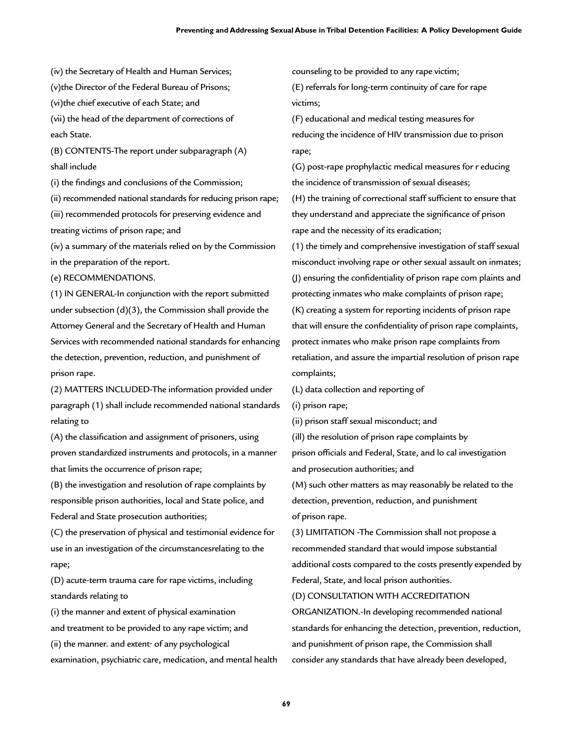(iv) the Secretary of Health and Human Services;

(v)the Director of the Federal Bureau of Prisons;

(vi)the chief executive of each State; and

(vii) the head of the department of corrections of each State.

(B) CONTENTS-The report under subparagraph (A) shall include

(i) the findings and conclusions of the Commission;

(ii) recommended national standards for reducing prison rape;

(iii) recommended protocols for preserving evidence and treating victims of prison rape; and

(iv) a summary of the materials relied on by the Commission in the preparation of the report.

(e) RECOMMENDATIONS.

(1) IN GENERAL-In conjunction with the report submitted under subsection (d)(3), the Commission shall provide the Attorney General and the Secretary of Health and Human Services with recommended national standards for enhancing the detection, prevention, reduction, and punishment of prison rape.

(2) MATTERS INCLUDED-The information provided under paragraph (1) shall include recommended national standards relating to

(A) the classification and assignment of prisoners, using proven standardized instruments and protocols, in a manner that limits the occurrence of prison rape;

(B) the investigation and resolution of rape complaints by responsible prison authorities, local and State police, and Federal and State prosecution authorities;

(C) the preservation of physical and testimonial evidence for use in an investigation of the circumstancesrelating to the rape;

(D) acute-term trauma care for rape victims, including standards relating to

(i) the manner and extent of physical examination and treatment to be provided to any rape victim; and

(ii) the manner. and extent· of any psychological examination, psychiatric care, medication, and mental health counseling to be provided to any rape victim;

(E) referrals for long-term continuity of care for rape victims;

(F) educational and medical testing measures for reducing the incidence of HIV transmission due to prison rape;

(G) post-rape prophylactic medical measures for r educing the incidence of transmission of sexual diseases;

(H) the training of correctional staff sufficient to ensure that they understand and appreciate the significance of prison rape and the necessity of its eradication;

(1) the timely and comprehensive investigation of staff sexual misconduct involving rape or other sexual assault on inmates;

(J) ensuring the confidentiality of prison rape com plaints and protecting inmates who make complaints of prison rape;

(K) creating a system for reporting incidents of prison rape that will ensure the confidentiality of prison rape complaints, protect inmates who make prison rape complaints from retaliation, and assure the impartial resolution of prison rape complaints;

(L) data collection and reporting of

(i) prison rape;

(ii) prison staff sexual misconduct; and

(ill) the resolution of prison rape complaints by prison officials and Federal, State, and lo cal investigation and prosecution authorities; and

(M) such other matters as may reasonably be related to the detection, prevention, reduction, and punishment of prison rape.

(3) LIMITATION -The Commission shall not propose a recommended standard that would impose substantial additional costs compared to the costs presently expended by Federal, State, and local prison authorities.

(D) CONSULTATION WITH ACCREDITATION ORGANIZATION.-In developing recommended national standards for enhancing the detection, prevention, reduction, and punishment of prison rape, the Commission shall consider any standards that have already been developed,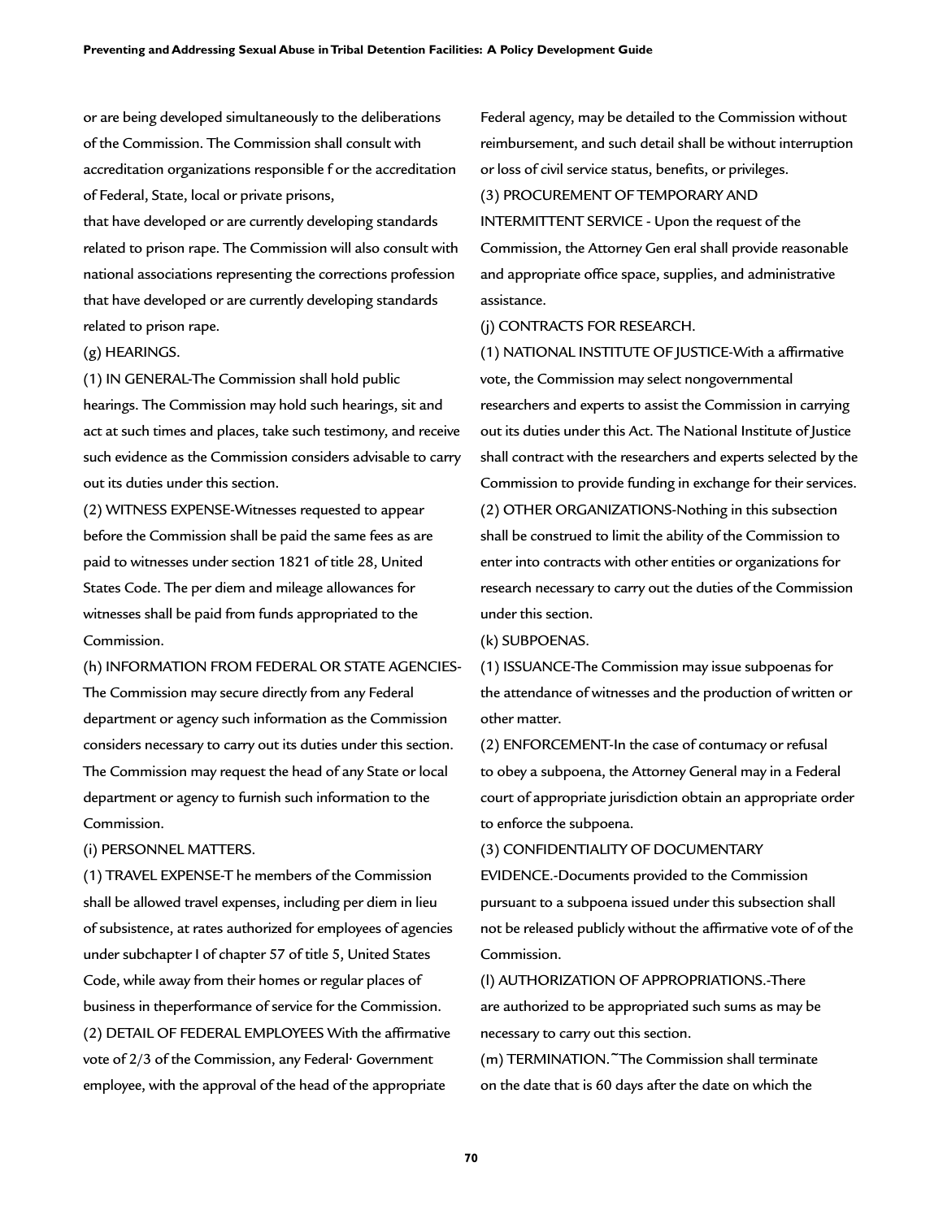or are being developed simultaneously to the deliberations of the Commission. The Commission shall consult with accreditation organizations responsible f or the accreditation of Federal, State, local or private prisons,

that have developed or are currently developing standards related to prison rape. The Commission will also consult with national associations representing the corrections profession that have developed or are currently developing standards related to prison rape.

(g) HEARINGS.

(1) IN GENERAL-The Commission shall hold public hearings. The Commission may hold such hearings, sit and act at such times and places, take such testimony, and receive such evidence as the Commission considers advisable to carry out its duties under this section.

(2) WITNESS EXPENSE-Witnesses requested to appear before the Commission shall be paid the same fees as are paid to witnesses under section 1821 of title 28, United States Code. The per diem and mileage allowances for witnesses shall be paid from funds appropriated to the Commission.

(h) INFORMATION FROM FEDERAL OR STATE AGENCIES-The Commission may secure directly from any Federal department or agency such information as the Commission considers necessary to carry out its duties under this section. The Commission may request the head of any State or local department or agency to furnish such information to the Commission.

(i) PERSONNEL MATTERS.

(1) TRAVEL EXPENSE-T he members of the Commission shall be allowed travel expenses, including per diem in lieu of subsistence, at rates authorized for employees of agencies under subchapter I of chapter 57 of title 5, United States Code, while away from their homes or regular places of business in theperformance of service for the Commission.

(2) DETAIL OF FEDERAL EMPLOYEES With the affirmative vote of 2/3 of the Commission, any Federal· Government employee, with the approval of the head of the appropriate Federal agency, may be detailed to the Commission without reimbursement, and such detail shall be without interruption or loss of civil service status, benefits, or privileges.

(3) PROCUREMENT OF TEMPORARY AND INTERMITTENT SERVICE - Upon the request of the Commission, the Attorney Gen eral shall provide reasonable and appropriate office space, supplies, and administrative assistance.

(j) CONTRACTS FOR RESEARCH.

(1) NATIONAL INSTITUTE OF JUSTICE-With a affirmative vote, the Commission may select nongovernmental researchers and experts to assist the Commission in carrying out its duties under this Act. The National Institute of Justice shall contract with the researchers and experts selected by the Commission to provide funding in exchange for their services.

(2) OTHER ORGANIZATIONS-Nothing in this subsection shall be construed to limit the ability of the Commission to enter into contracts with other entities or organizations for research necessary to carry out the duties of the Commission under this section.

(k) SUBPOENAS.

(1) ISSUANCE-The Commission may issue subpoenas for the attendance of witnesses and the production of written or other matter.

(2) ENFORCEMENT-In the case of contumacy or refusal to obey a subpoena, the Attorney General may in a Federal court of appropriate jurisdiction obtain an appropriate order to enforce the subpoena.

(3) CONFIDENTIALITY OF DOCUMENTARY EVIDENCE.-Documents provided to the Commission pursuant to a subpoena issued under this subsection shall not be released publicly without the affirmative vote of of the Commission.

(l) AUTHORIZATION OF APPROPRIATIONS.-There are authorized to be appropriated such sums as may be necessary to carry out this section.

(m) TERMINATION.~The Commission shall terminate on the date that is 60 days after the date on which the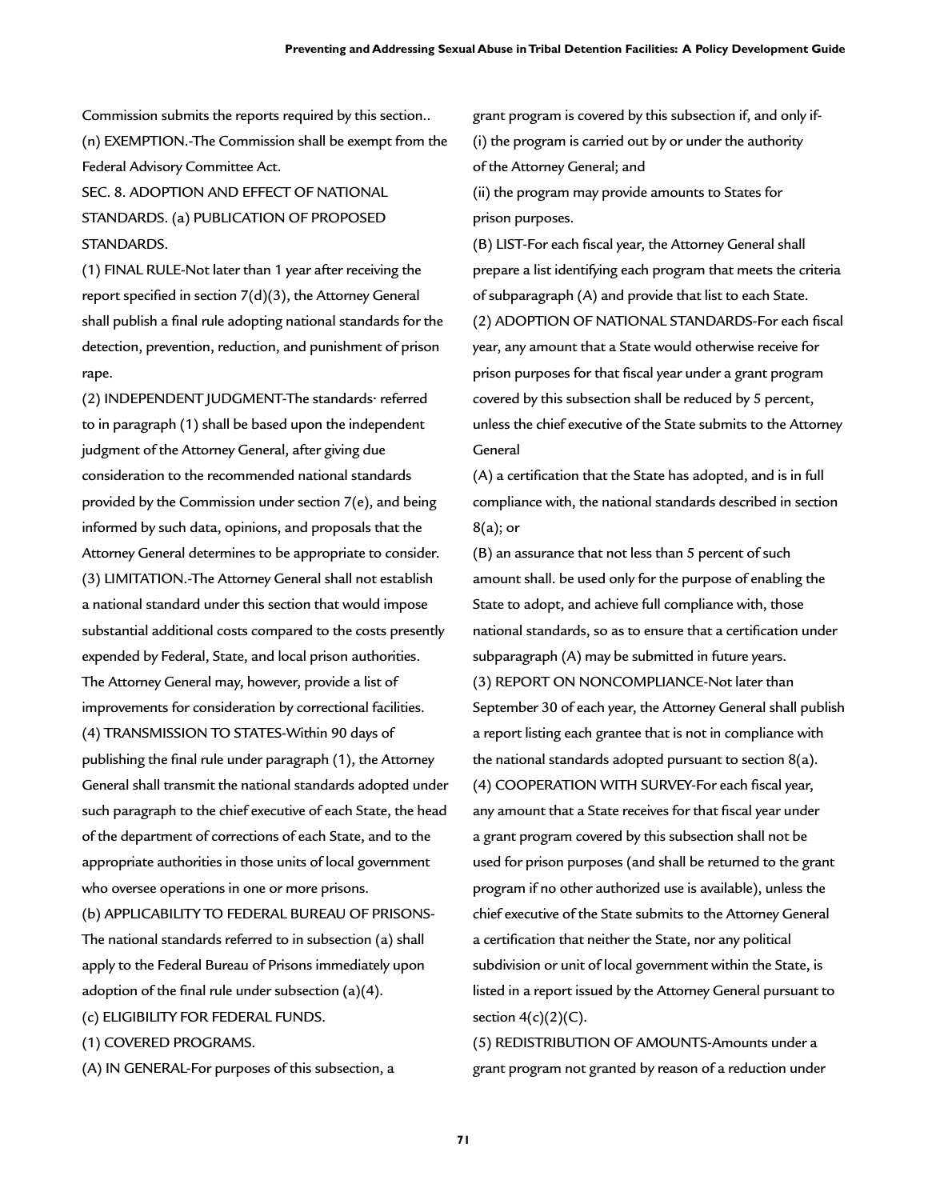Commission submits the reports required by this section..

(n) EXEMPTION.-The Commission shall be exempt from the Federal Advisory Committee Act.

SEC. 8. ADOPTION AND EFFECT OF NATIONAL STANDARDS. (a) PUBLICATION OF PROPOSED STANDARDS.

(1) FINAL RULE-Not later than 1 year after receiving the report specified in section 7(d)(3), the Attorney General shall publish a final rule adopting national standards for the detection, prevention, reduction, and punishment of prison rape.

(2) INDEPENDENT JUDGMENT-The standards· referred to in paragraph (1) shall be based upon the independent judgment of the Attorney General, after giving due consideration to the recommended national standards provided by the Commission under section 7(e), and being informed by such data, opinions, and proposals that the Attorney General determines to be appropriate to consider.

(3) LIMITATION.-The Attorney General shall not establish a national standard under this section that would impose substantial additional costs compared to the costs presently expended by Federal, State, and local prison authorities. The Attorney General may, however, provide a list of improvements for consideration by correctional facilities.

(4) TRANSMISSION TO STATES-Within 90 days of publishing the final rule under paragraph (1), the Attorney General shall transmit the national standards adopted under such paragraph to the chief executive of each State, the head of the department of corrections of each State, and to the appropriate authorities in those units of local government who oversee operations in one or more prisons.

(b) APPLICABILITY TO FEDERAL BUREAU OF PRISONS-The national standards referred to in subsection (a) shall apply to the Federal Bureau of Prisons immediately upon adoption of the final rule under subsection (a)(4).

(c) ELIGIBILITY FOR FEDERAL FUNDS.

(1) COVERED PROGRAMS.

(A) IN GENERAL-For purposes of this subsection, a grant program is covered by this subsection if, and only if-

(i) the program is carried out by or under the authority of the Attorney General; and

(ii) the program may provide amounts to States for prison purposes.

(B) LIST-For each fiscal year, the Attorney General shall prepare a list identifying each program that meets the criteria of subparagraph (A) and provide that list to each State.

(2) ADOPTION OF NATIONAL STANDARDS-For each fiscal year, any amount that a State would otherwise receive for prison purposes for that fiscal year under a grant program covered by this subsection shall be reduced by 5 percent, unless the chief executive of the State submits to the Attorney General

(A) a certification that the State has adopted, and is in full compliance with, the national standards described in section 8(a); or

(B) an assurance that not less than 5 percent of such amount shall. be used only for the purpose of enabling the State to adopt, and achieve full compliance with, those national standards, so as to ensure that a certification under subparagraph (A) may be submitted in future years.

(3) REPORT ON NONCOMPLIANCE-Not later than September 30 of each year, the Attorney General shall publish a report listing each grantee that is not in compliance with the national standards adopted pursuant to section 8(a).

(4) COOPERATION WITH SURVEY-For each fiscal year, any amount that a State receives for that fiscal year under a grant program covered by this subsection shall not be used for prison purposes (and shall be returned to the grant program if no other authorized use is available), unless the chief executive of the State submits to the Attorney General a certification that neither the State, nor any political subdivision or unit of local government within the State, is listed in a report issued by the Attorney General pursuant to section 4(c)(2)(C).

(5) REDISTRIBUTION OF AMOUNTS-Amounts under a grant program not granted by reason of a reduction under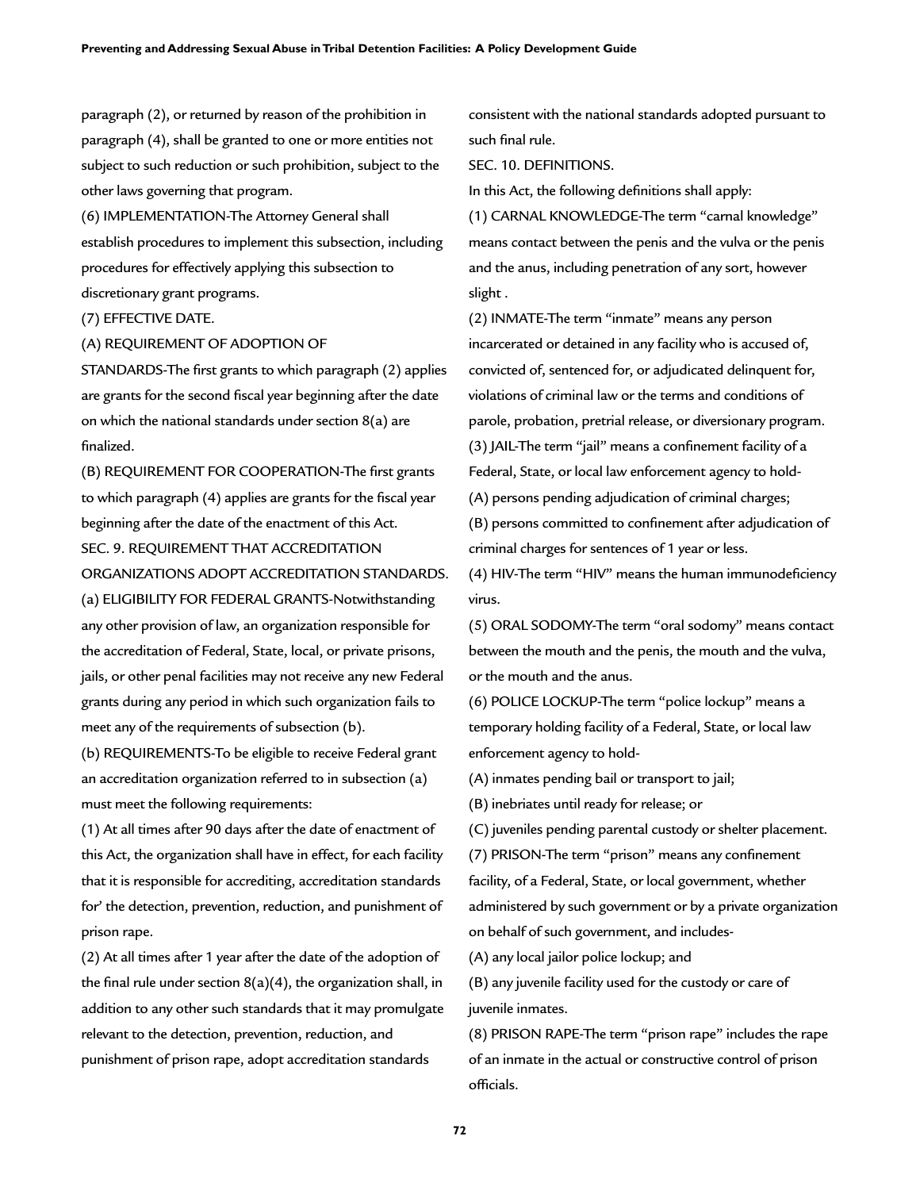paragraph (2), or returned by reason of the prohibition in paragraph (4), shall be granted to one or more entities not subject to such reduction or such prohibition, subject to the other laws governing that program.

(6) IMPLEMENTATION-The Attorney General shall establish procedures to implement this subsection, including procedures for effectively applying this subsection to discretionary grant programs.

(7) EFFECTIVE DATE.

(A) REQUIREMENT OF ADOPTION OF STANDARDS-The first grants to which paragraph (2) applies are grants for the second fiscal year beginning after the date on which the national standards under section 8(a) are finalized.

(B) REQUIREMENT FOR COOPERATION-The first grants to which paragraph (4) applies are grants for the fiscal year beginning after the date of the enactment of this Act.

SEC. 9. REQUIREMENT THAT ACCREDITATION ORGANIZATIONS ADOPT ACCREDITATION STANDARDS.

(a) ELIGIBILITY FOR FEDERAL GRANTS-Notwithstanding any other provision of law, an organization responsible for the accreditation of Federal, State, local, or private prisons, jails, or other penal facilities may not receive any new Federal grants during any period in which such organization fails to meet any of the requirements of subsection (b).

(b) REQUIREMENTS-To be eligible to receive Federal grant an accreditation organization referred to in subsection (a) must meet the following requirements:

(1) At all times after 90 days after the date of enactment of this Act, the organization shall have in effect, for each facility that it is responsible for accrediting, accreditation standards for' the detection, prevention, reduction, and punishment of prison rape.

(2) At all times after 1 year after the date of the adoption of the final rule under section 8(a)(4), the organization shall, in addition to any other such standards that it may promulgate relevant to the detection, prevention, reduction, and punishment of prison rape, adopt accreditation standards consistent with the national standards adopted pursuant to such final rule.

SEC. 10. DEFINITIONS.

In this Act, the following definitions shall apply:

(1) CARNAL KNOWLEDGE-The term "carnal knowledge" means contact between the penis and the vulva or the penis and the anus, including penetration of any sort, however slight .

(2) INMATE-The term "inmate" means any person incarcerated or detained in any facility who is accused of, convicted of, sentenced for, or adjudicated delinquent for, violations of criminal law or the terms and conditions of parole, probation, pretrial release, or diversionary program.

(3) JAIL-The term "jail" means a confinement facility of a Federal, State, or local law enforcement agency to hold-

(A) persons pending adjudication of criminal charges;

(B) persons committed to confinement after adjudication of criminal charges for sentences of 1 year or less.

(4) HIV-The term "HIV" means the human immunodeficiency virus.

(5) ORAL SODOMY-The term "oral sodomy" means contact between the mouth and the penis, the mouth and the vulva, or the mouth and the anus.

(6) POLICE LOCKUP-The term "police lockup" means a temporary holding facility of a Federal, State, or local law enforcement agency to hold-

(A) inmates pending bail or transport to jail;

(B) inebriates until ready for release; or

(C) juveniles pending parental custody or shelter placement.

(7) PRISON-The term "prison" means any confinement facility, of a Federal, State, or local government, whether administered by such government or by a private organization on behalf of such government, and includes-

(A) any local jailor police lockup; and

(B) any juvenile facility used for the custody or care of juvenile inmates.

(8) PRISON RAPE-The term "prison rape" includes the rape of an inmate in the actual or constructive control of prison officials.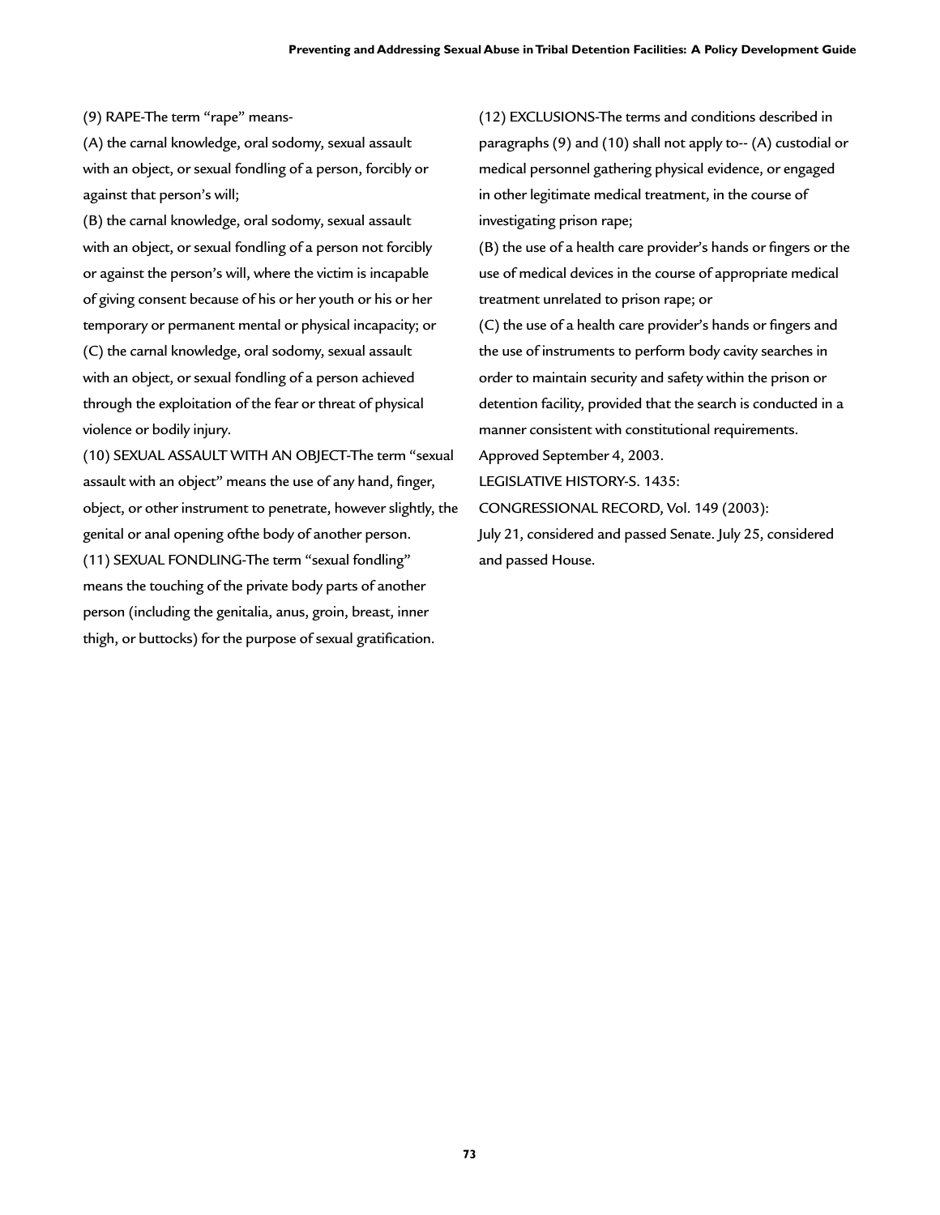(9) RAPE-The term "rape" means-

(A) the carnal knowledge, oral sodomy, sexual assault with an object, or sexual fondling of a person, forcibly or against that person's will;

(B) the carnal knowledge, oral sodomy, sexual assault with an object, or sexual fondling of a person not forcibly or against the person's will, where the victim is incapable of giving consent because of his or her youth or his or her temporary or permanent mental or physical incapacity; or

(C) the carnal knowledge, oral sodomy, sexual assault with an object, or sexual fondling of a person achieved through the exploitation of the fear or threat of physical violence or bodily injury.

(10) SEXUAL ASSAULT WITH AN OBJECT-The term "sexual assault with an object" means the use of any hand, finger, object, or other instrument to penetrate, however slightly, the genital or anal opening ofthe body of another person.

(11) SEXUAL FONDLING-The term "sexual fondling" means the touching of the private body parts of another person (including the genitalia, anus, groin, breast, inner thigh, or buttocks) for the purpose of sexual gratification.

(12) EXCLUSIONS-The terms and conditions described in paragraphs (9) and (10) shall not apply to-- (A) custodial or medical personnel gathering physical evidence, or engaged in other legitimate medical treatment, in the course of investigating prison rape;

(B) the use of a health care provider's hands or fingers or the use of medical devices in the course of appropriate medical treatment unrelated to prison rape; or

(C) the use of a health care provider's hands or fingers and the use of instruments to perform body cavity searches in order to maintain security and safety within the prison or detention facility, provided that the search is conducted in a manner consistent with constitutional requirements.

Approved September 4, 2003.

LEGISLATIVE HISTORY-S. 1435:

CONGRESSIONAL RECORD, Vol. 149 (2003):

July 21, considered and passed Senate. July 25, considered and passed House.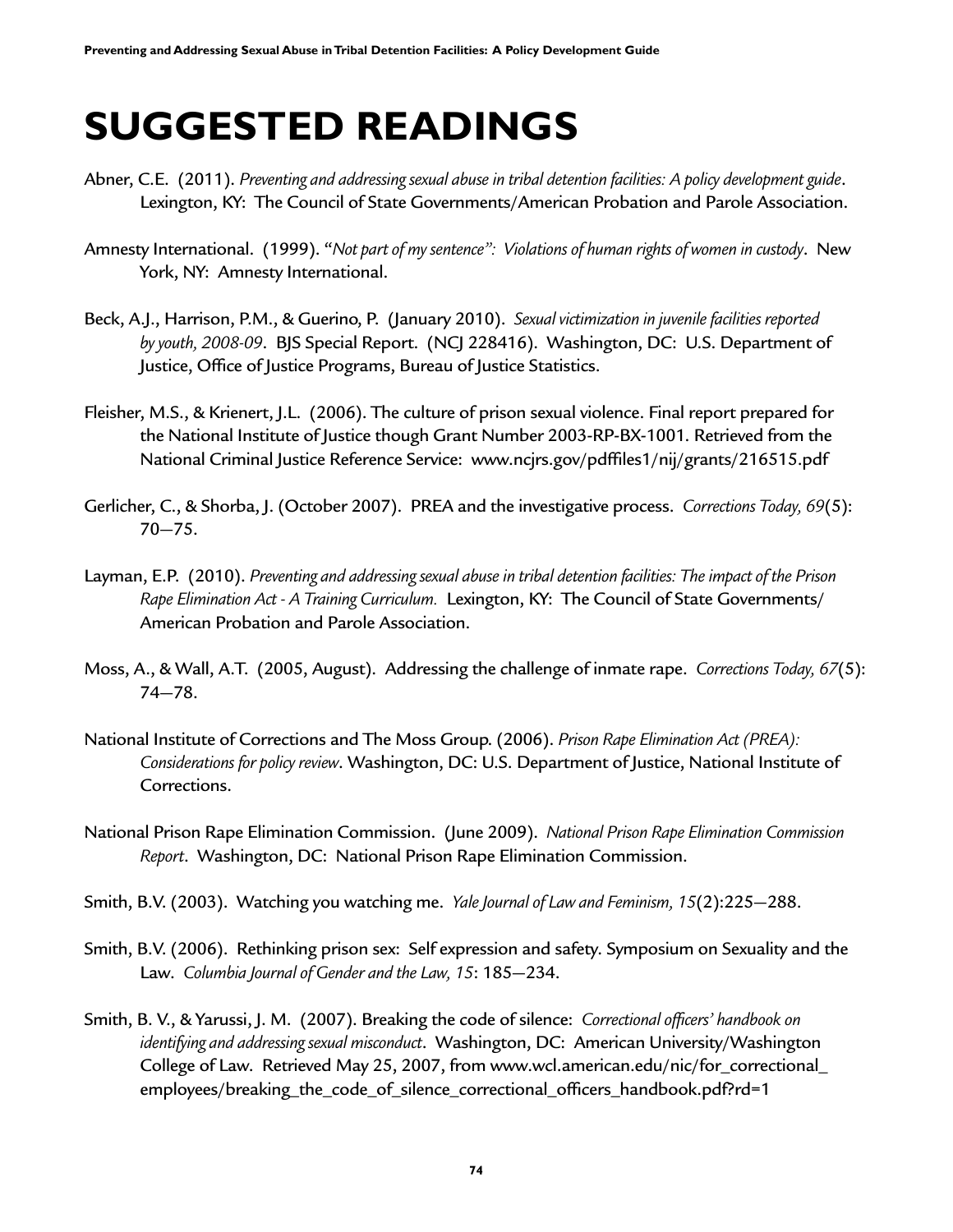# SUGGESTED READINGS

Abner, C.E. (2011). *Preventing and addressing sexual abuse in tribal detention facilities: A policy development guide*. Lexington, KY: The Council of State Governments/American Probation and Parole Association.

Amnesty International. (1999). "*Not part of my sentence": Violations of human rights of women in custody*. New York, NY: Amnesty International.

Beck, A.J., Harrison, P.M., & Guerino, P. (January 2010). *Sexual victimization in juvenile facilities reported by youth, 2008-09*. BJS Special Report. (NCJ 228416). Washington, DC: U.S. Department of Justice, Office of Justice Programs, Bureau of Justice Statistics.

Fleisher, M.S., & Krienert, J.L. (2006). The culture of prison sexual violence. Final report prepared for the National Institute of Justice though Grant Number 2003-RP-BX-1001. Retrieved from the National Criminal Justice Reference Service: www.ncjrs.gov/pdffiles1/nij/grants/216515.pdf

Gerlicher, C., & Shorba, J. (October 2007). PREA and the investigative process. *Corrections Today, 69*(5): 70—75.

Layman, E.P. (2010). *Preventing and addressing sexual abuse in tribal detention facilities: The impact of the Prison Rape Elimination Act - A Training Curriculum.* Lexington, KY: The Council of State Governments/ American Probation and Parole Association.

Moss, A., & Wall, A.T. (2005, August). Addressing the challenge of inmate rape. *Corrections Today, 67*(5): 74—78.

National Institute of Corrections and The Moss Group. (2006). *Prison Rape Elimination Act (PREA): Considerations for policy review*. Washington, DC: U.S. Department of Justice, National Institute of Corrections.

National Prison Rape Elimination Commission. (June 2009). *National Prison Rape Elimination Commission Report*. Washington, DC: National Prison Rape Elimination Commission.

Smith, B.V. (2003). Watching you watching me. *Yale Journal of Law and Feminism, 15*(2):225—288.

Smith, B.V. (2006). Rethinking prison sex: Self expression and safety. Symposium on Sexuality and the Law. *Columbia Journal of Gender and the Law, 15*: 185—234.

Smith, B. V., & Yarussi, J. M. (2007). Breaking the code of silence: *Correctional officers' handbook on identifying and addressing sexual misconduct*. Washington, DC: American University/Washington College of Law. Retrieved May 25, 2007, from www.wcl.american.edu/nic/for_correctional_employees/breaking_the_code_of_silence_correctional_officers_handbook.pdf?rd=1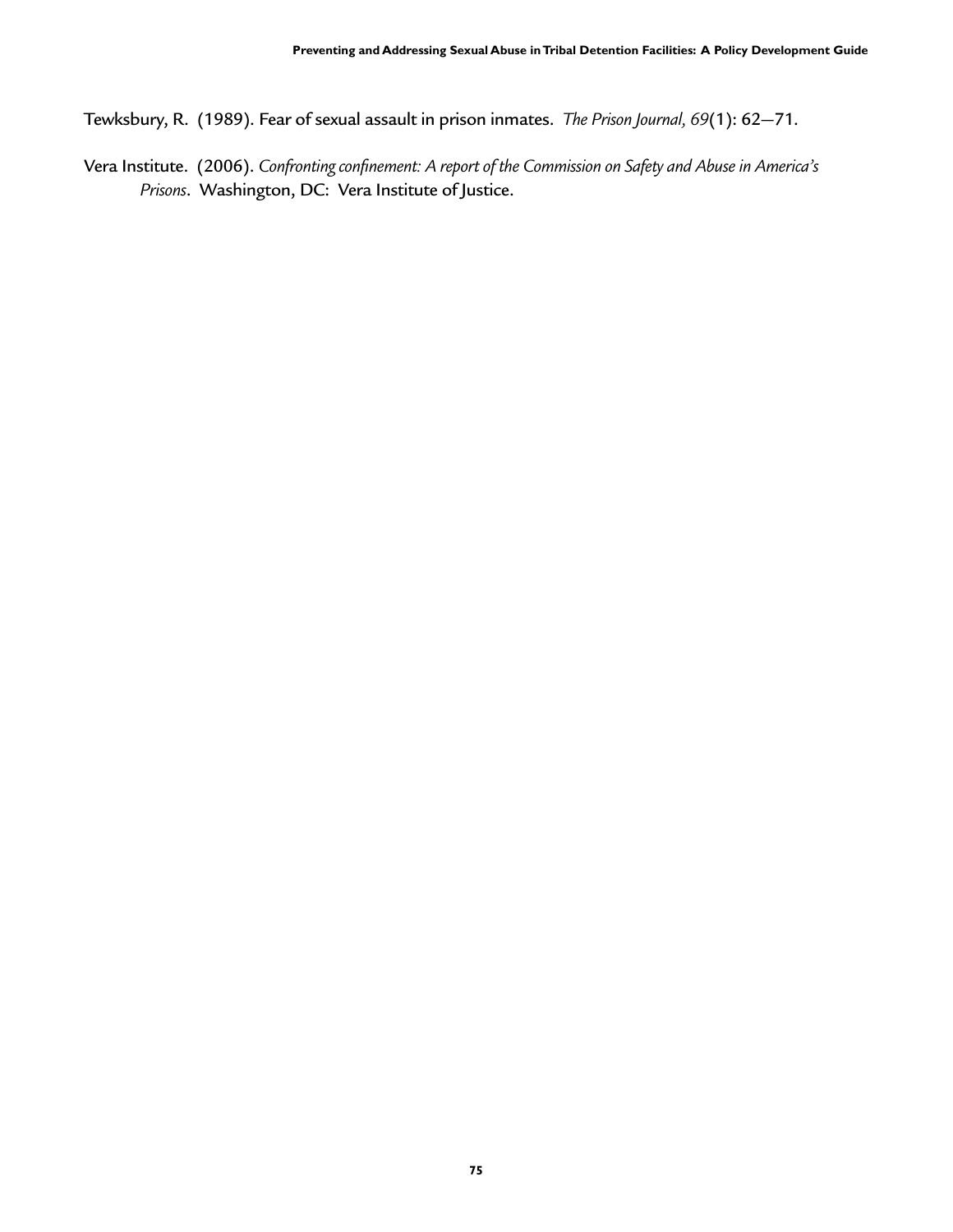Tewksbury, R. (1989). Fear of sexual assault in prison inmates. *The Prison Journal, 69*(1): 62—71.

Vera Institute. (2006). *Confronting confinement: A report of the Commission on Safety and Abuse in America's Prisons*. Washington, DC: Vera Institute of Justice.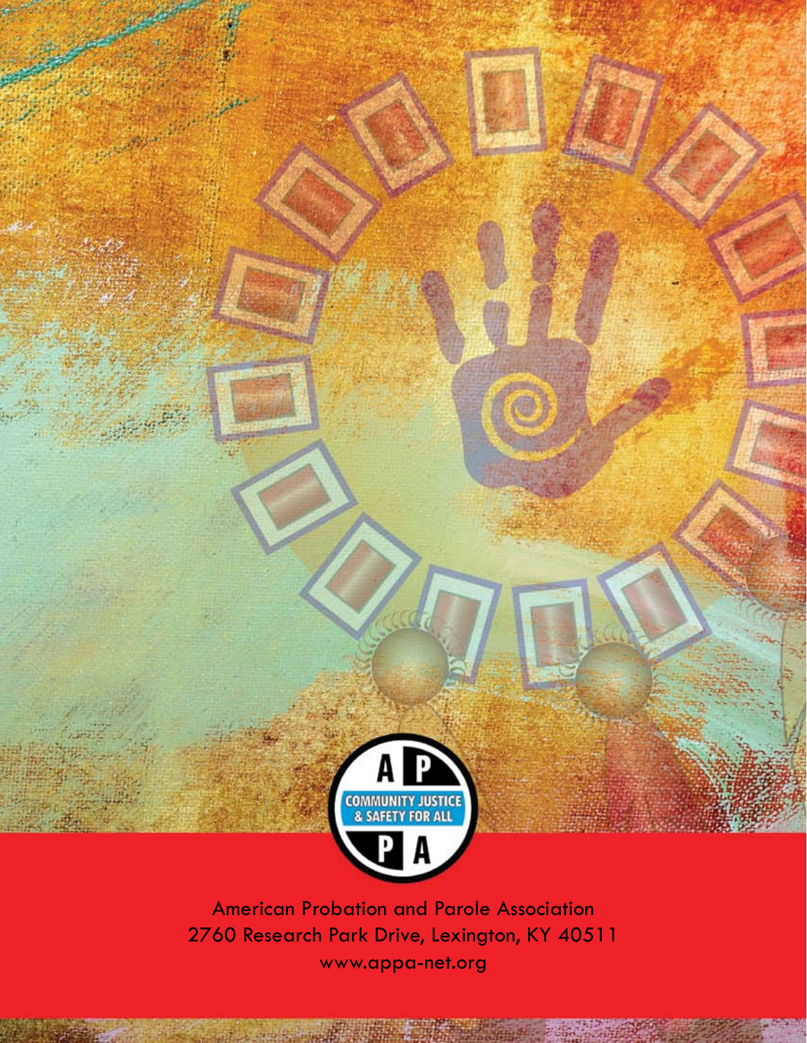A P

COMMUNITY JUSTICE & SAFETY FOR ALL

P A

American Probation and Parole Association
2760 Research Park Drive, Lexington, KY 40511
www.appa-net.org